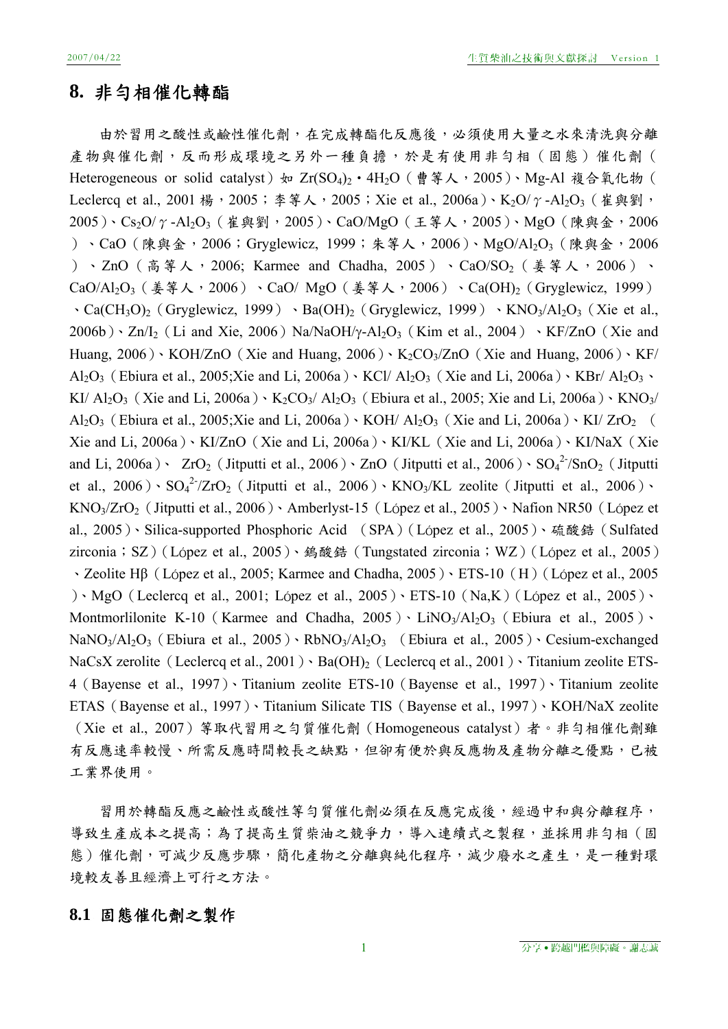# 8. 非勻相催化轉酯

由於習用之酸性或鹼性催化劑，在完成轉酯化反應後，必須使用大量之水來清洗與分離產物與催化劑，反而形成環境之另外一種負擔，於是有使用非勻相（固態）催化劑（Heterogeneous or solid catalyst）如 $Zr(SO_4)_2 \cdot 4H_2O$（曹等人，2005）、Mg-Al 複合氧化物（Leclercq et al., 2001 楊，2005；李等人，2005；Xie et al., 2006a）、$K_2O/\gamma\text{-}Al_2O_3$（崔與劉，2005）、$Cs_2O/\gamma\text{-}Al_2O_3$（崔與劉，2005）、CaO/MgO（王等人，2005）、MgO（陳與金，2006）、CaO（陳與金，2006；Gryglewicz, 1999；朱等人，2006）、$MgO/Al_2O_3$（陳與金，2006）、ZnO（高等人，2006; Karmee and Chadha, 2005）、$CaO/SO_2$（姜等人，2006）、$CaO/Al_2O_3$（姜等人，2006）、CaO/ MgO（姜等人，2006）、$Ca(OH)_2$（Gryglewicz, 1999）、$Ca(CH_3O)_2$（Gryglewicz, 1999）、$Ba(OH)_2$（Gryglewicz, 1999）、$KNO_3/Al_2O_3$（Xie et al., 2006b）、$Zn/I_2$（Li and Xie, 2006）$Na/NaOH/\gamma\text{-}Al_2O_3$（Kim et al., 2004）、KF/ZnO（Xie and Huang, 2006）、KOH/ZnO（Xie and Huang, 2006）、$K_2CO_3/ZnO$（Xie and Huang, 2006）、KF/ $Al_2O_3$（Ebiura et al., 2005;Xie and Li, 2006a）、KCl/ $Al_2O_3$（Xie and Li, 2006a）、KBr/ $Al_2O_3$、KI/ $Al_2O_3$（Xie and Li, 2006a）、$K_2CO_3$/ $Al_2O_3$（Ebiura et al., 2005; Xie and Li, 2006a）、$KNO_3$/ $Al_2O_3$（Ebiura et al., 2005;Xie and Li, 2006a）、KOH/ $Al_2O_3$（Xie and Li, 2006a）、KI/ $ZrO_2$（Xie and Li, 2006a）、KI/ZnO（Xie and Li, 2006a）、KI/KL（Xie and Li, 2006a）、KI/NaX（Xie and Li, 2006a）、 $ZrO_2$（Jitputti et al., 2006）、ZnO（Jitputti et al., 2006）、$SO_4^{2-}/SnO_2$（Jitputti et al., 2006）、$SO_4^{2-}/ZrO_2$（Jitputti et al., 2006）、$KNO_3$/KL zeolite（Jitputti et al., 2006）、$KNO_3/ZrO_2$（Jitputti et al., 2006）、Amberlyst-15（López et al., 2005）、Nafion NR50（López et al., 2005）、Silica-supported Phosphoric Acid （SPA）（López et al., 2005）、硫酸鋯（Sulfated zirconia；SZ）（López et al., 2005）、鎢酸鋯（Tungstated zirconia；WZ）（López et al., 2005）、Zeolite Hβ（López et al., 2005; Karmee and Chadha, 2005）、ETS-10（H）（López et al., 2005）、MgO（Leclercq et al., 2001; López et al., 2005）、ETS-10（Na,K）（López et al., 2005）、Montmorlilonite K-10（Karmee and Chadha, 2005）、$LiNO_3/Al_2O_3$（Ebiura et al., 2005）、$NaNO_3/Al_2O_3$（Ebiura et al., 2005）、$RbNO_3/Al_2O_3$ （Ebiura et al., 2005）、Cesium-exchanged NaCsX zerolite（Leclercq et al., 2001）、$Ba(OH)_2$（Leclercq et al., 2001）、Titanium zeolite ETS-4（Bayense et al., 1997）、Titanium zeolite ETS-10（Bayense et al., 1997）、Titanium zeolite ETAS（Bayense et al., 1997）、Titanium Silicate TIS（Bayense et al., 1997）、KOH/NaX zeolite（Xie et al., 2007）等取代習用之勻質催化劑（Homogeneous catalyst）者。非勻相催化劑雖有反應速率較慢、所需反應時間較長之缺點，但卻有便於與反應物及產物分離之優點，已被工業界使用。

習用於轉酯反應之鹼性或酸性等勻質催化劑必須在反應完成後，經過中和與分離程序，導致生產成本之提高；為了提高生質柴油之競爭力，導入連續式之製程，並採用非勻相（固態）催化劑，可減少反應步驟，簡化產物之分離與純化程序，減少廢水之產生，是一種對環境較友善且經濟上可行之方法。

## 8.1 固態催化劑之製作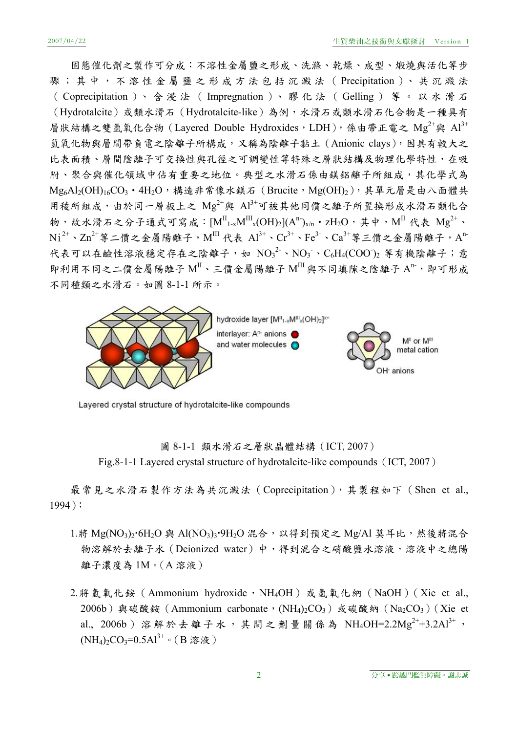固態催化劑之製作可分成：不溶性金屬鹽之形成、洗滌、乾燥、成型、煅燒與活化等步驟；其中，不溶性金屬鹽之形成方法包括沉澱法（Precipitation）、共沉澱法（Coprecipitation）、含浸法（Impregnation）、膠化法（Gelling）等。以水滑石（Hydrotalcite）或類水滑石（Hydrotalcite-like）為例，水滑石或類水滑石化合物是一種具有層狀結構之雙氫氧化合物（Layered Double Hydroxides，LDH），係由帶正電之 $Mg^{2+}$與 $Al^{3+}$氫氧化物與層間帶負電之陰離子所構成，又稱為陰離子黏土（Anionic clays），因具有較大之比表面積、層間陰離子可交換性與孔徑之可調變性等特殊之層狀結構及物理化學特性，在吸附、聚合與催化領域中佔有重要之地位。典型之水滑石係由鎂鋁離子所組成，其化學式為 $Mg_6Al_2(OH)_{16}CO_3 \cdot 4H_2O$，構造非常像水鎂石（Brucite，$Mg(OH)_2$），其單元層是由八面體共用稜所組成，由於同一層板上之 $Mg^{2+}$與 $Al^{3+}$可被其他同價之離子所置換形成水滑石類化合物，故水滑石之分子通式可寫成：$[M^{II}_{1-x}M^{III}_x(OH)_2](A^{n-})_{x/n} \cdot zH_2O$，其中，$M^{II}$ 代表 $Mg^{2+}$、$Ni^{2+}$、$Zn^{2+}$等二價之金屬陽離子，$M^{III}$ 代表 $Al^{3+}$、$Cr^{3+}$、$Fe^{3+}$、$Ca^{3+}$等三價之金屬陽離子，$A^{n-}$代表可以在鹼性溶液穩定存在之陰離子，如 $NO_3^{2-}$、$NO_3^-$、$C_6H_4(COO^-)_2$ 等有機陰離子；意即利用不同之二價金屬陽離子 $M^{II}$、三價金屬陽離子 $M^{III}$ 與不同填隙之陰離子 $A^{n-}$，即可形成不同種類之水滑石。如圖 8-1-1 所示。

圖 8-1-1 類水滑石之層狀晶體結構（ICT, 2007）

Fig.8-1-1 Layered crystal structure of hydrotalcite-like compounds（ICT, 2007）

最常見之水滑石製作方法為共沉澱法（Coprecipitation），其製程如下（Shen et al., 1994）：

1. 將 $Mg(NO_3)_2 \cdot 6H_2O$ 與 $Al(NO_3)_3 \cdot 9H_2O$ 混合，以得到預定之 Mg/Al 莫耳比，然後將混合物溶解於去離子水（Deionized water）中，得到混合之硝酸鹽水溶液，溶液中之總陽離子濃度為 1M。（A 溶液）

2. 將氫氧化銨（Ammonium hydroxide，$NH_4OH$）或氫氧化鈉（NaOH）（Xie et al., 2006b）與碳酸銨（Ammonium carbonate，$(NH_4)_2CO_3$）或碳酸鈉（$Na_2CO_3$）（Xie et al., 2006b）溶解於去離子水，其間之劑量關係為 $NH_4OH=2.2Mg^{2+}+3.2Al^{3+}$，$(NH_4)_2CO_3=0.5Al^{3+}$。（B 溶液）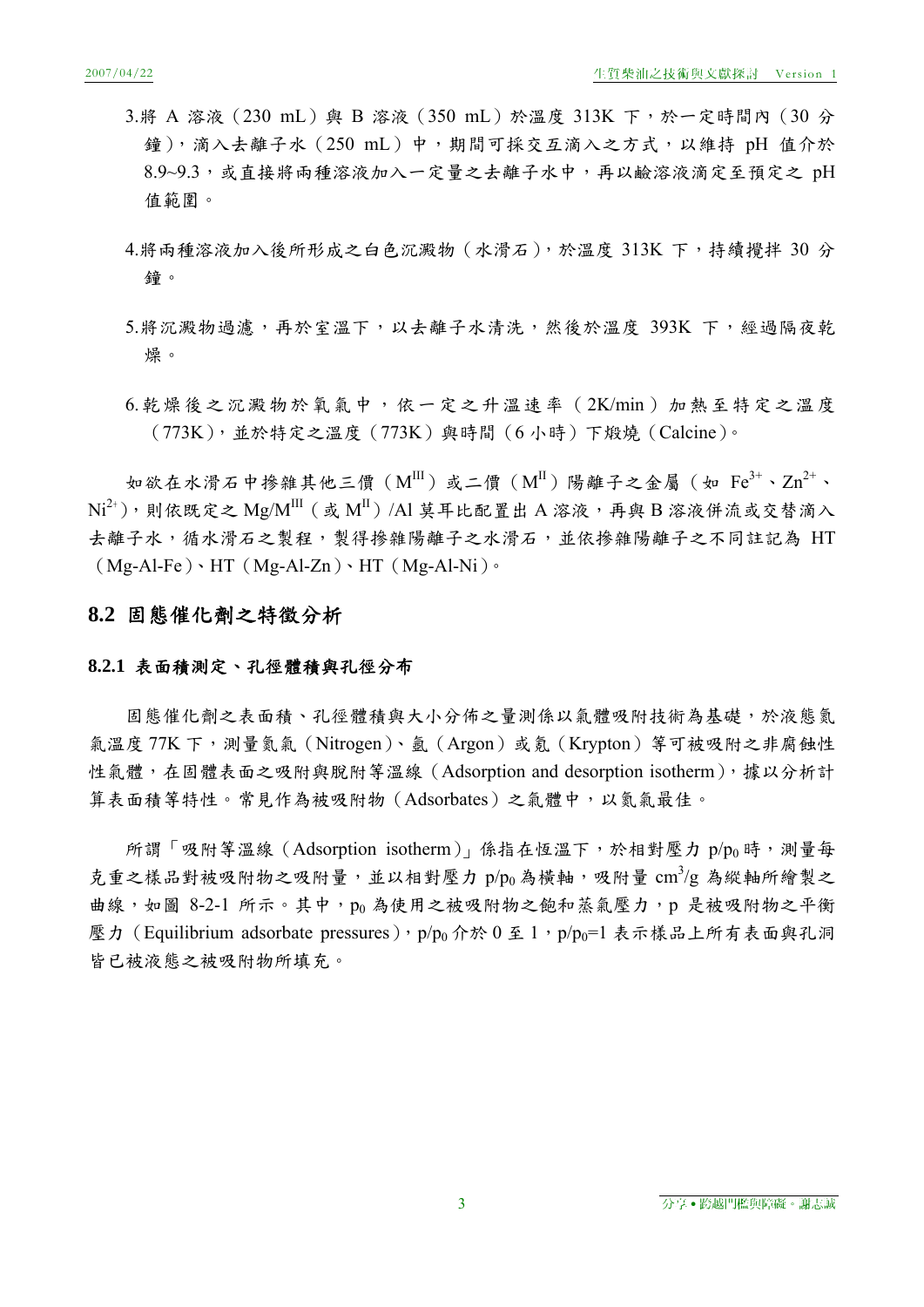3.將 A 溶液（230 mL）與 B 溶液（350 mL）於溫度 313K 下，於一定時間內（30 分鐘），滴入去離子水（250 mL）中，期間可採交互滴入之方式，以維持 pH 值介於 8.9~9.3，或直接將兩種溶液加入一定量之去離子水中，再以鹼溶液滴定至預定之 pH 值範圍。

4.將兩種溶液加入後所形成之白色沉澱物（水滑石），於溫度 313K 下，持續攪拌 30 分鐘。

5.將沉澱物過濾，再於室溫下，以去離子水清洗，然後於溫度 393K 下，經過隔夜乾燥。

6.乾燥後之沉澱物於氧氣中，依一定之升溫速率（2K/min）加熱至特定之溫度（773K），並於特定之溫度（773K）與時間（6 小時）下煅燒（Calcine）。

如欲在水滑石中摻雜其他三價（$M^{III}$）或二價（$M^{II}$）陽離子之金屬（如 $Fe^{3+}$、$Zn^{2+}$、$Ni^{2+}$），則依既定之 $Mg/M^{III}$（或 $M^{II}$）/Al 莫耳比配置出 A 溶液，再與 B 溶液併流或交替滴入去離子水，循水滑石之製程，製得摻雜陽離子之水滑石，並依摻雜陽離子之不同註記為 HT（Mg-Al-Fe）、HT（Mg-Al-Zn）、HT（Mg-Al-Ni）。

## 8.2 固態催化劑之特徵分析

### 8.2.1 表面積測定、孔徑體積與孔徑分布

固態催化劑之表面積、孔徑體積與大小分佈之量測係以氣體吸附技術為基礎，於液態氮氣溫度 77K 下，測量氮氣（Nitrogen）、氬（Argon）或氪（Krypton）等可被吸附之非腐蝕性性氣體，在固體表面之吸附與脫附等溫線（Adsorption and desorption isotherm），據以分析計算表面積等特性。常見作為被吸附物（Adsorbates）之氣體中，以氮氣最佳。

所謂「吸附等溫線（Adsorption isotherm）」係指在恆溫下，於相對壓力 $p/p_0$ 時，測量每克重之樣品對被吸附物之吸附量，並以相對壓力 $p/p_0$ 為橫軸，吸附量 $cm^3/g$ 為縱軸所繪製之曲線，如圖 8-2-1 所示。其中，$p_0$ 為使用之被吸附物之飽和蒸氣壓力，p 是被吸附物之平衡壓力（Equilibrium adsorbate pressures），$p/p_0$ 介於 0 至 1，$p/p_0=1$ 表示樣品上所有表面與孔洞皆已被液態之被吸附物所填充。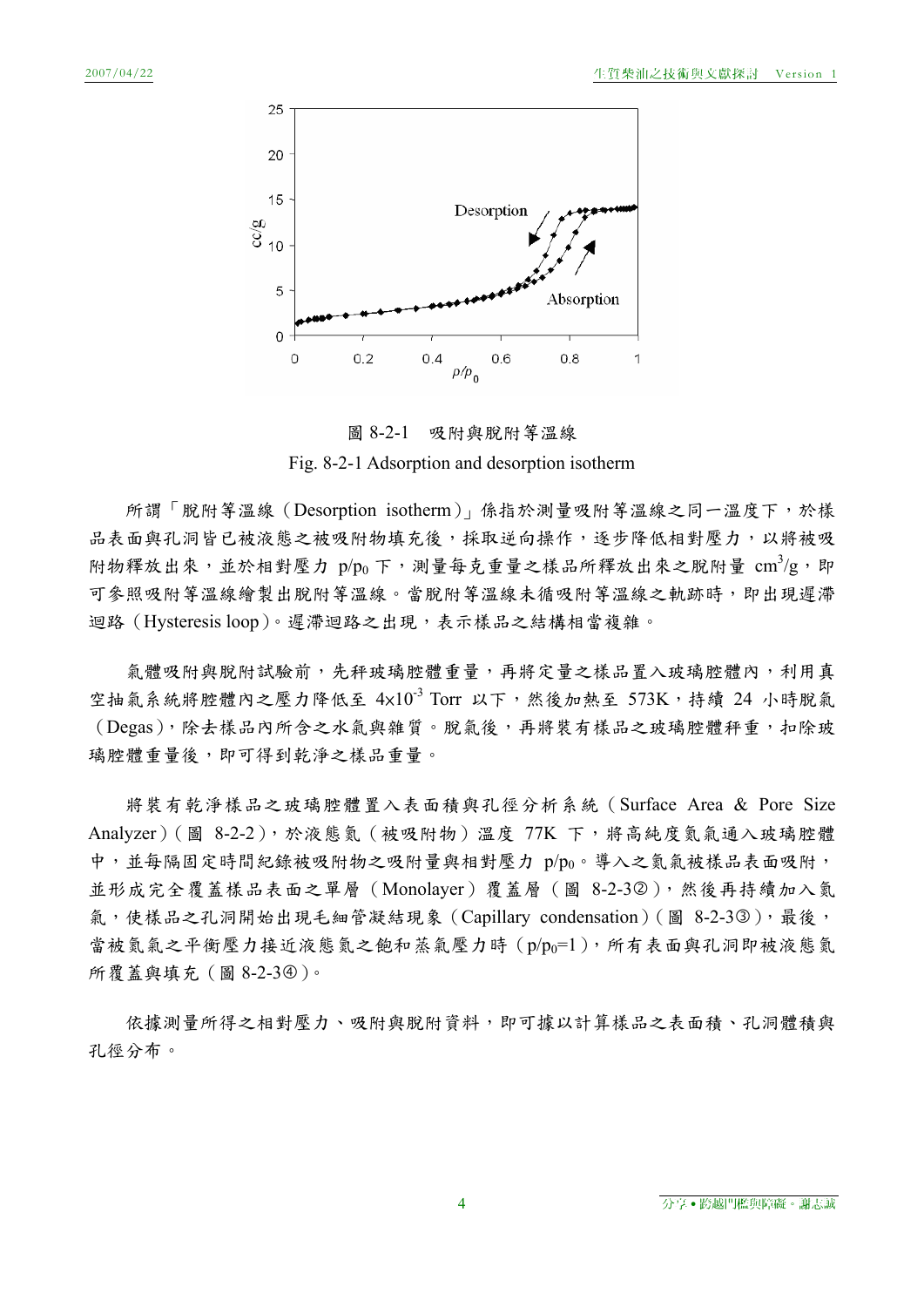圖 8-2-1　吸附與脫附等溫線

Fig. 8-2-1 Adsorption and desorption isotherm

所謂「脫附等溫線（Desorption isotherm）」係指於測量吸附等溫線之同一溫度下，於樣品表面與孔洞皆已被液態之被吸附物填充後，採取逆向操作，逐步降低相對壓力，以將被吸附物釋放出來，並於相對壓力 $p/p_0$ 下，測量每克重量之樣品所釋放出來之脫附量 $cm^3/g$，即可參照吸附等溫線繪製出脫附等溫線。當脫附等溫線未循吸附等溫線之軌跡時，即出現遲滯迴路（Hysteresis loop）。遲滯迴路之出現，表示樣品之結構相當複雜。

氣體吸附與脫附試驗前，先秤玻璃腔體重量，再將定量之樣品置入玻璃腔體內，利用真空抽氣系統將腔體內之壓力降低至 $4\times10^{-3}$ Torr 以下，然後加熱至 573K，持續 24 小時脫氣（Degas），除去樣品內所含之水氣與雜質。脫氣後，再將裝有樣品之玻璃腔體秤重，扣除玻璃腔體重量後，即可得到乾淨之樣品重量。

將裝有乾淨樣品之玻璃腔體置入表面積與孔徑分析系統（Surface Area & Pore Size Analyzer）（圖 8-2-2），於液態氮（被吸附物）溫度 77K 下，將高純度氮氣通入玻璃腔體中，並每隔固定時間紀錄被吸附物之吸附量與相對壓力 $p/p_0$。導入之氮氣被樣品表面吸附，並形成完全覆蓋樣品表面之單層（Monolayer）覆蓋層（圖 8-2-3②），然後再持續加入氮氣，使樣品之孔洞開始出現毛細管凝結現象（Capillary condensation）（圖 8-2-3③），最後，當被氮氣之平衡壓力接近液態氮之飽和蒸氣壓力時（$p/p_0=1$），所有表面與孔洞即被液態氮所覆蓋與填充（圖 8-2-3④）。

依據測量所得之相對壓力、吸附與脫附資料，即可據以計算樣品之表面積、孔洞體積與孔徑分布。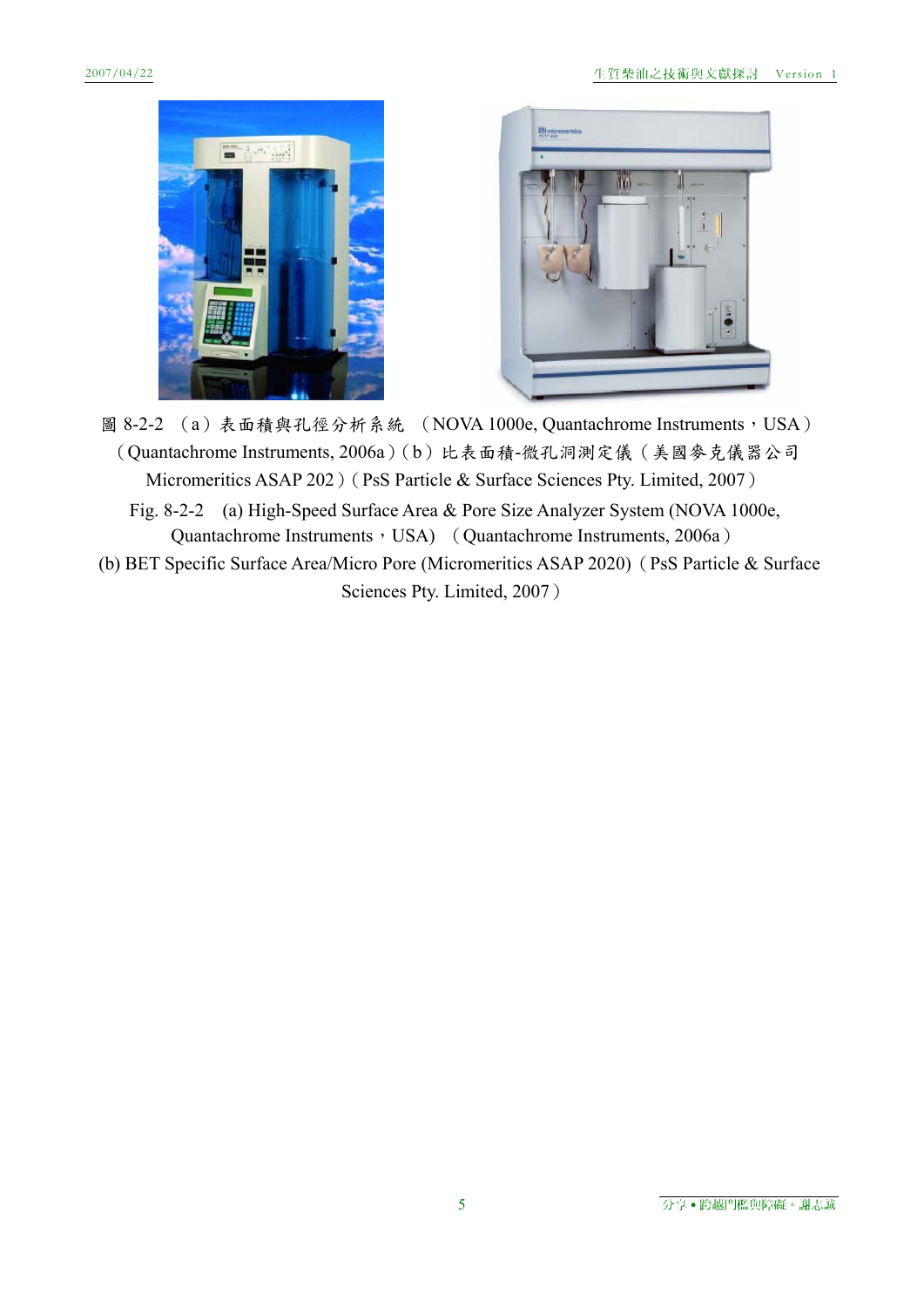圖 8-2-2 （a）表面積與孔徑分析系統 （NOVA 1000e, Quantachrome Instruments，USA）（Quantachrome Instruments, 2006a）（b）比表面積-微孔洞測定儀（美國麥克儀器公司 Micromeritics ASAP 202）（PsS Particle & Surface Sciences Pty. Limited, 2007）

Fig. 8-2-2 (a) High-Speed Surface Area & Pore Size Analyzer System (NOVA 1000e, Quantachrome Instruments，USA) （Quantachrome Instruments, 2006a）
(b) BET Specific Surface Area/Micro Pore (Micromeritics ASAP 2020)（PsS Particle & Surface Sciences Pty. Limited, 2007）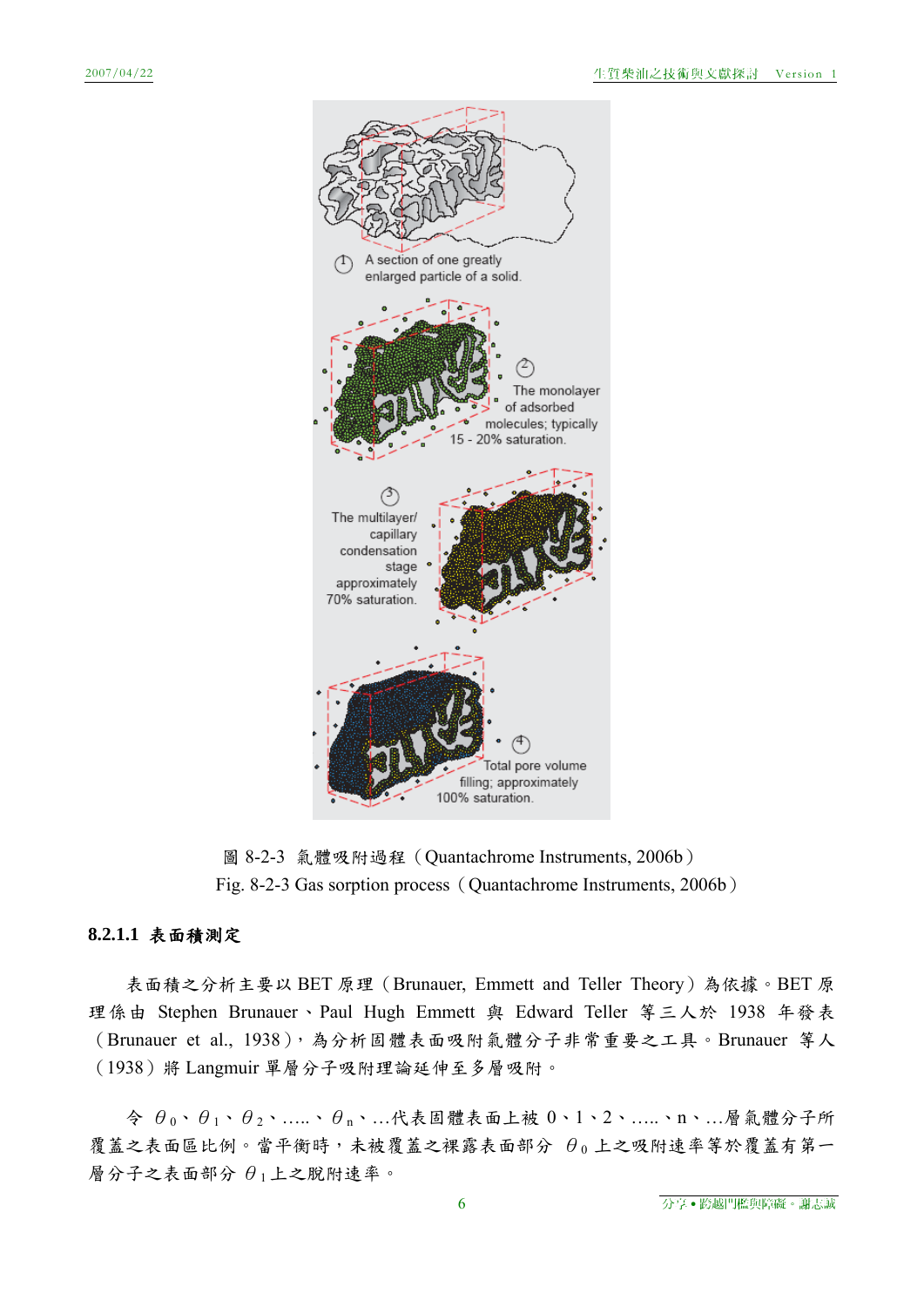A section of one greatly enlarged particle of a solid.

The monolayer of adsorbed molecules; typically 15 - 20% saturation.

The multilayer/ capillary condensation stage approximately 70% saturation.

Total pore volume filling; approximately 100% saturation.

圖 8-2-3 氣體吸附過程（Quantachrome Instruments, 2006b）
Fig. 8-2-3 Gas sorption process（Quantachrome Instruments, 2006b）

### 8.2.1.1 表面積測定

表面積之分析主要以 BET 原理（Brunauer, Emmett and Teller Theory）為依據。BET 原理係由 Stephen Brunauer、Paul Hugh Emmett 與 Edward Teller 等三人於 1938 年發表（Brunauer et al., 1938），為分析固體表面吸附氣體分子非常重要之工具。Brunauer 等人（1938）將 Langmuir 單層分子吸附理論延伸至多層吸附。

令 $\theta_0$、$\theta_1$、$\theta_2$、.....、$\theta_n$、...代表固體表面上被 0、1、2、.....、n、...層氣體分子所覆蓋之表面區比例。當平衡時，未被覆蓋之裸露表面部分 $\theta_0$ 上之吸附速率等於覆蓋有第一層分子之表面部分 $\theta_1$ 上之脫附速率。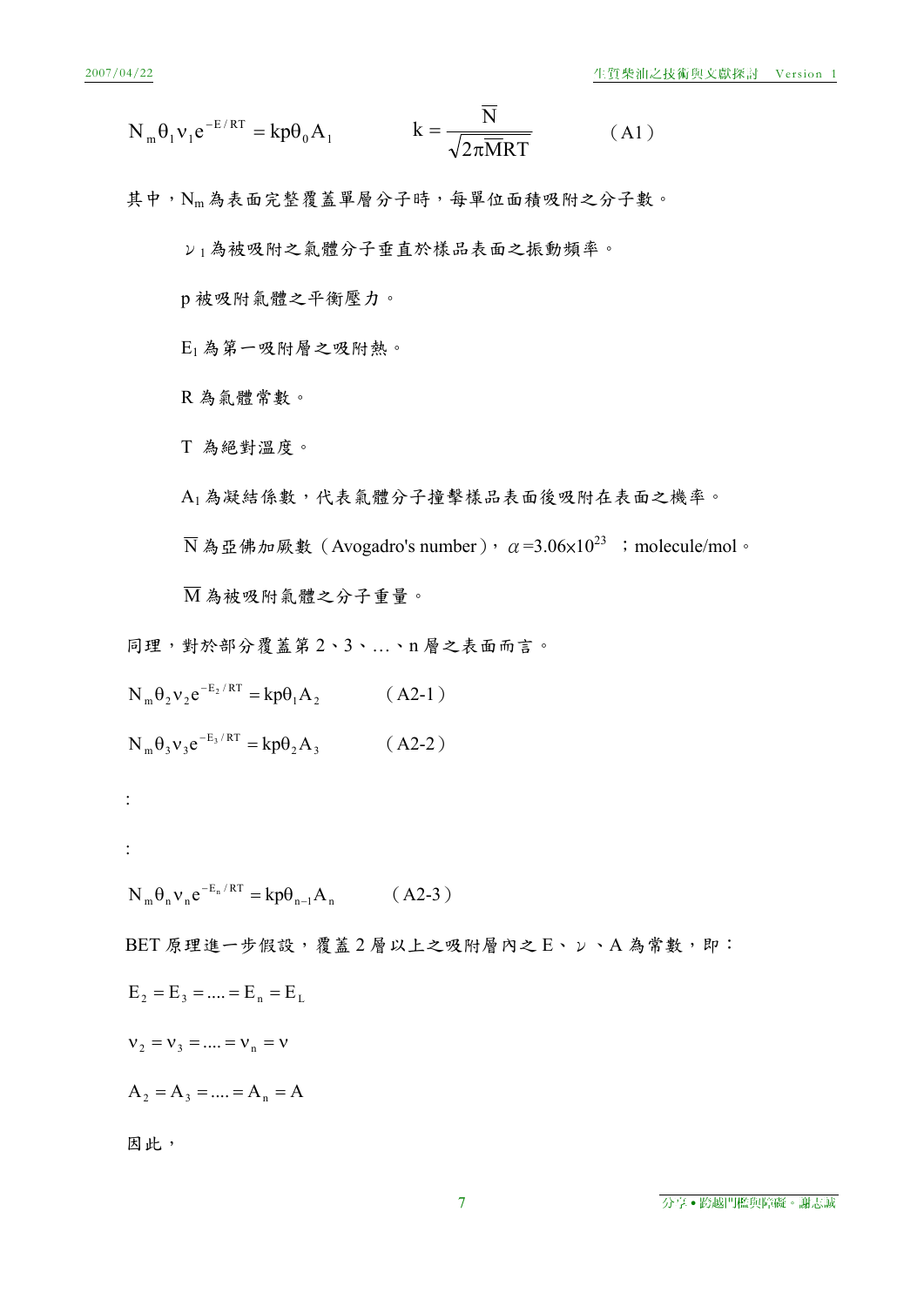$$N_m \theta_1 \nu_1 e^{-E/RT} = kp\theta_0 A_1 \qquad k = \frac{\overline{N}}{\sqrt{2\pi \overline{M} RT}} \qquad (A1)$$

其中，$N_m$ 為表面完整覆蓋單層分子時，每單位面積吸附之分子數。

ν$_1$ 為被吸附之氣體分子垂直於樣品表面之振動頻率。

p 被吸附氣體之平衡壓力。

$E_1$ 為第一吸附層之吸附熱。

R 為氣體常數。

T 為絕對溫度。

$A_1$ 為凝結係數，代表氣體分子撞擊樣品表面後吸附在表面之機率。

$\overline{N}$ 為亞佛加厥數（Avogadro's number），$\alpha$=3.06×10$^{23}$ ；molecule/mol。

$\overline{M}$ 為被吸附氣體之分子重量。

同理，對於部分覆蓋第 2、3、…、n 層之表面而言。

$$N_m \theta_2 \nu_2 e^{-E_2/RT} = kp\theta_1 A_2 \qquad (A2\text{-}1)$$

$$N_m \theta_3 \nu_3 e^{-E_3/RT} = kp\theta_2 A_3 \qquad (A2\text{-}2)$$

:

:

$$N_m \theta_n \nu_n e^{-E_n/RT} = kp\theta_{n-1} A_n \qquad (A2\text{-}3)$$

BET 原理進一步假設，覆蓋 2 層以上之吸附層內之 E、ν、A 為常數，即：

$$E_2 = E_3 = .... = E_n = E_L$$

$$\nu_2 = \nu_3 = .... = \nu_n = \nu$$

$$A_2 = A_3 = .... = A_n = A$$

因此，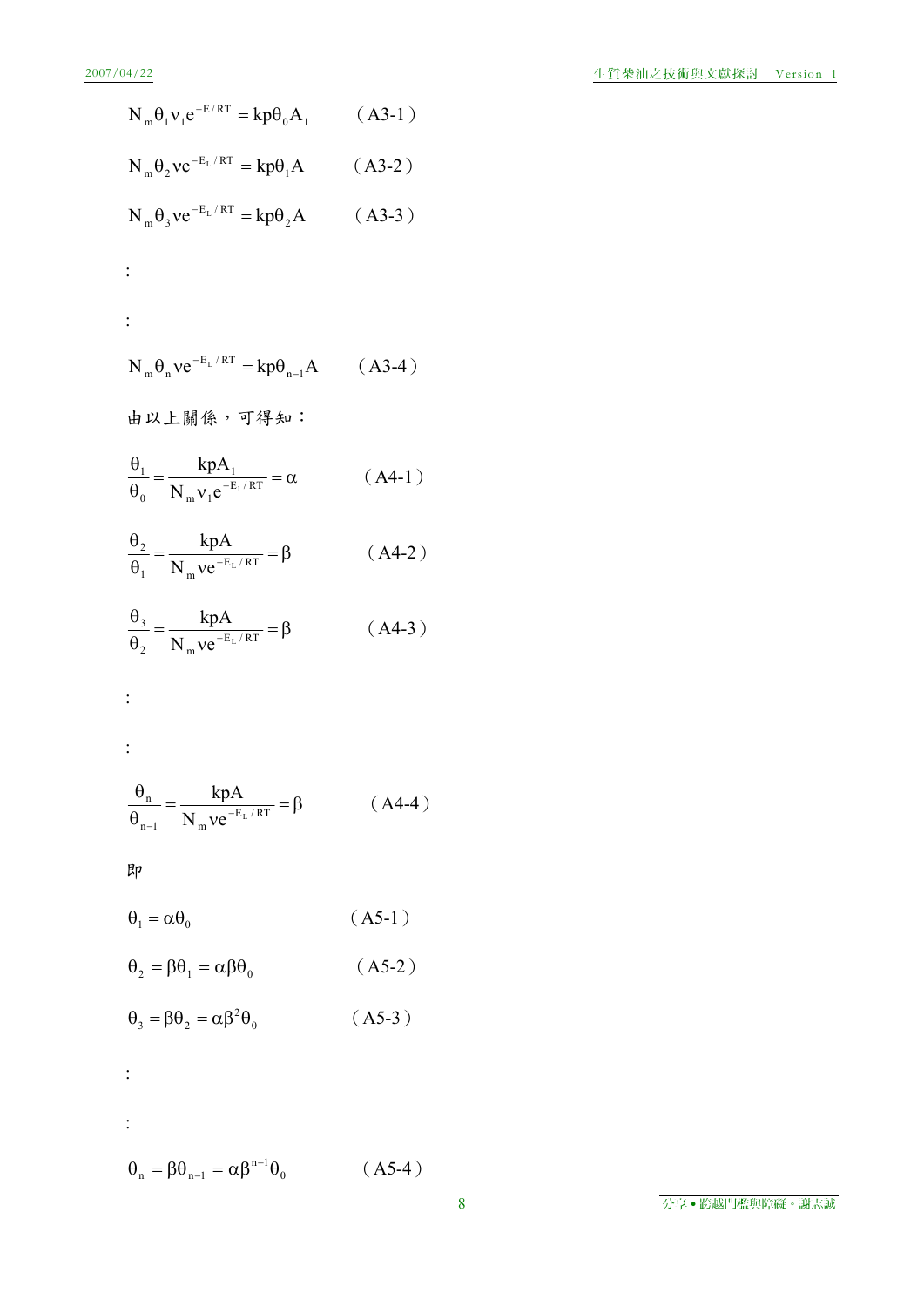$$N_m \theta_1 \nu_1 e^{-E/RT} = kp\theta_0 A_1 \qquad (A3\text{-}1)$$

$$N_m \theta_2 \nu e^{-E_L/RT} = kp\theta_1 A \qquad (A3\text{-}2)$$

$$N_m \theta_3 \nu e^{-E_L/RT} = kp\theta_2 A \qquad (A3\text{-}3)$$

:

:

$$N_m \theta_n \nu e^{-E_L/RT} = kp\theta_{n-1} A \qquad (A3\text{-}4)$$

由以上關係，可得知：

$$\frac{\theta_1}{\theta_0} = \frac{kpA_1}{N_m \nu_1 e^{-E_1/RT}} = \alpha \qquad (A4\text{-}1)$$

$$\frac{\theta_2}{\theta_1} = \frac{kpA}{N_m \nu e^{-E_L/RT}} = \beta \qquad (A4\text{-}2)$$

$$\frac{\theta_3}{\theta_2} = \frac{kpA}{N_m \nu e^{-E_L/RT}} = \beta \qquad (A4\text{-}3)$$

:

:

$$\frac{\theta_n}{\theta_{n-1}} = \frac{kpA}{N_m \nu e^{-E_L/RT}} = \beta \qquad (A4\text{-}4)$$

即

$$\theta_1 = \alpha\theta_0 \qquad (A5\text{-}1)$$

$$\theta_2 = \beta\theta_1 = \alpha\beta\theta_0 \qquad (A5\text{-}2)$$

$$\theta_3 = \beta\theta_2 = \alpha\beta^2\theta_0 \qquad (A5\text{-}3)$$

:

:

$$\theta_n = \beta\theta_{n-1} = \alpha\beta^{n-1}\theta_0 \qquad (A5\text{-}4)$$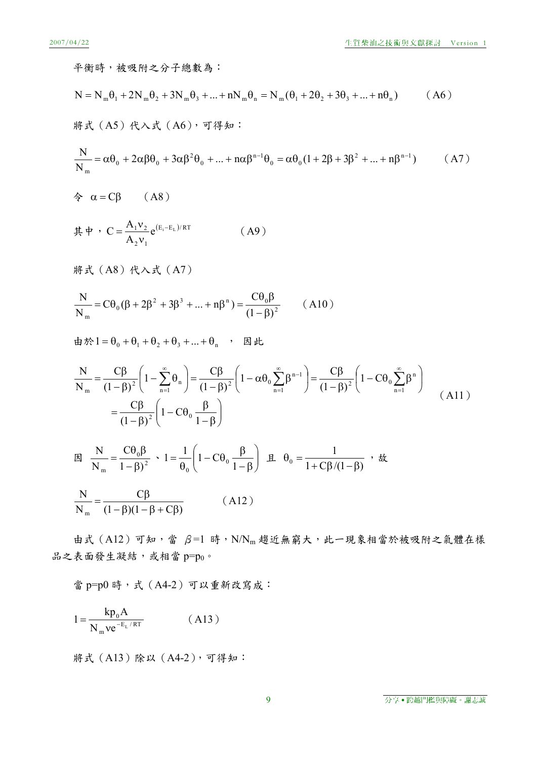平衡時，被吸附之分子總數為：

$$N = N_m\theta_1 + 2N_m\theta_2 + 3N_m\theta_3 + ... + nN_m\theta_n = N_m(\theta_1 + 2\theta_2 + 3\theta_3 + ... + n\theta_n) \quad \text{(A6)}$$

將式（A5）代入式（A6），可得知：

$$\frac{N}{N_m} = \alpha\theta_0 + 2\alpha\beta\theta_0 + 3\alpha\beta^2\theta_0 + ... + n\alpha\beta^{n-1}\theta_0 = \alpha\theta_0(1 + 2\beta + 3\beta^2 + ... + n\beta^{n-1}) \quad \text{(A7)}$$

令 $\alpha = C\beta$ （A8）

其中，$C = \frac{A_1 \nu_2}{A_2 \nu_1} e^{(E_i - E_L)/RT}$ （A9）

將式（A8）代入式（A7）

$$\frac{N}{N_m} = C\theta_0(\beta + 2\beta^2 + 3\beta^3 + ... + n\beta^n) = \frac{C\theta_0\beta}{(1-\beta)^2} \quad \text{(A10)}$$

由於 $1 = \theta_0 + \theta_1 + \theta_2 + \theta_3 + ... + \theta_n$ ， 因此

$$\begin{aligned}\frac{N}{N_m} &= \frac{C\beta}{(1-\beta)^2}\left(1 - \sum_{n=1}^{\infty}\theta_n\right) = \frac{C\beta}{(1-\beta)^2}\left(1 - \alpha\theta_0\sum_{n=1}^{\infty}\beta^{n-1}\right) = \frac{C\beta}{(1-\beta)^2}\left(1 - C\theta_0\sum_{n=1}^{\infty}\beta^n\right) \\ &= \frac{C\beta}{(1-\beta)^2}\left(1 - C\theta_0\frac{\beta}{1-\beta}\right)\end{aligned} \quad \text{(A11)}$$

因 $\frac{N}{N_m} = \frac{C\theta_0\beta}{1-\beta)^2}$ 、$1 = \frac{1}{\theta_0}\left(1 - C\theta_0\frac{\beta}{1-\beta}\right)$ 且 $\theta_0 = \frac{1}{1 + C\beta/(1-\beta)}$ ，故

$$\frac{N}{N_m} = \frac{C\beta}{(1-\beta)(1-\beta+C\beta)} \quad \text{(A12)}$$

由式（A12）可知，當 $\beta=1$ 時，$N/N_m$ 趨近無窮大，此一現象相當於被吸附之氣體在樣品之表面發生凝結，或相當 $p=p_0$。

當 p=p0 時，式（A4-2）可以重新改寫成：

$$1 = \frac{kp_0A}{N_m \nu e^{-E_L/RT}} \quad \text{(A13)}$$

將式（A13）除以（A4-2），可得知：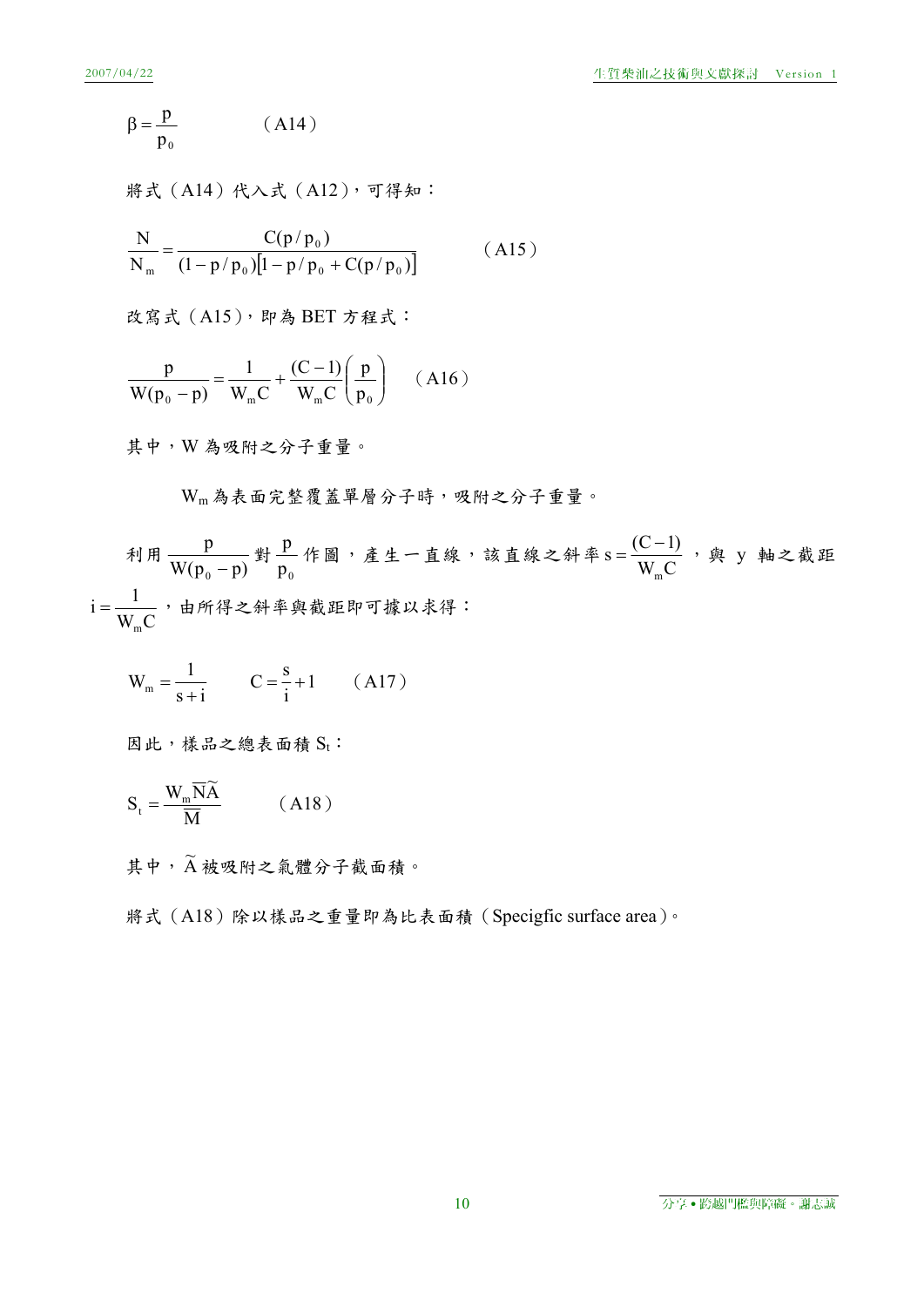$$\beta = \frac{p}{p_0} \qquad \text{(A14)}$$

將式（A14）代入式（A12），可得知：

$$\frac{N}{N_m} = \frac{C(p/p_0)}{(1 - p/p_0)[1 - p/p_0 + C(p/p_0)]} \qquad \text{(A15)}$$

改寫式（A15），即為 BET 方程式：

$$\frac{p}{W(p_0 - p)} = \frac{1}{W_m C} + \frac{(C-1)}{W_m C}\left(\frac{p}{p_0}\right) \qquad \text{(A16)}$$

其中，W 為吸附之分子重量。

$W_m$ 為表面完整覆蓋單層分子時，吸附之分子重量。

利用 $\frac{p}{W(p_0 - p)}$ 對 $\frac{p}{p_0}$ 作圖，產生一直線，該直線之斜率 $s = \frac{(C-1)}{W_m C}$，與 y 軸之截距 $i = \frac{1}{W_m C}$，由所得之斜率與截距即可據以求得：

$$W_m = \frac{1}{s+i} \qquad C = \frac{s}{i} + 1 \qquad \text{(A17)}$$

因此，樣品之總表面積 $S_t$：

$$S_t = \frac{W_m \overline{N} \widetilde{A}}{\overline{M}} \qquad \text{(A18)}$$

其中，$\widetilde{A}$ 被吸附之氣體分子截面積。

將式（A18）除以樣品之重量即為比表面積（Specigfic surface area）。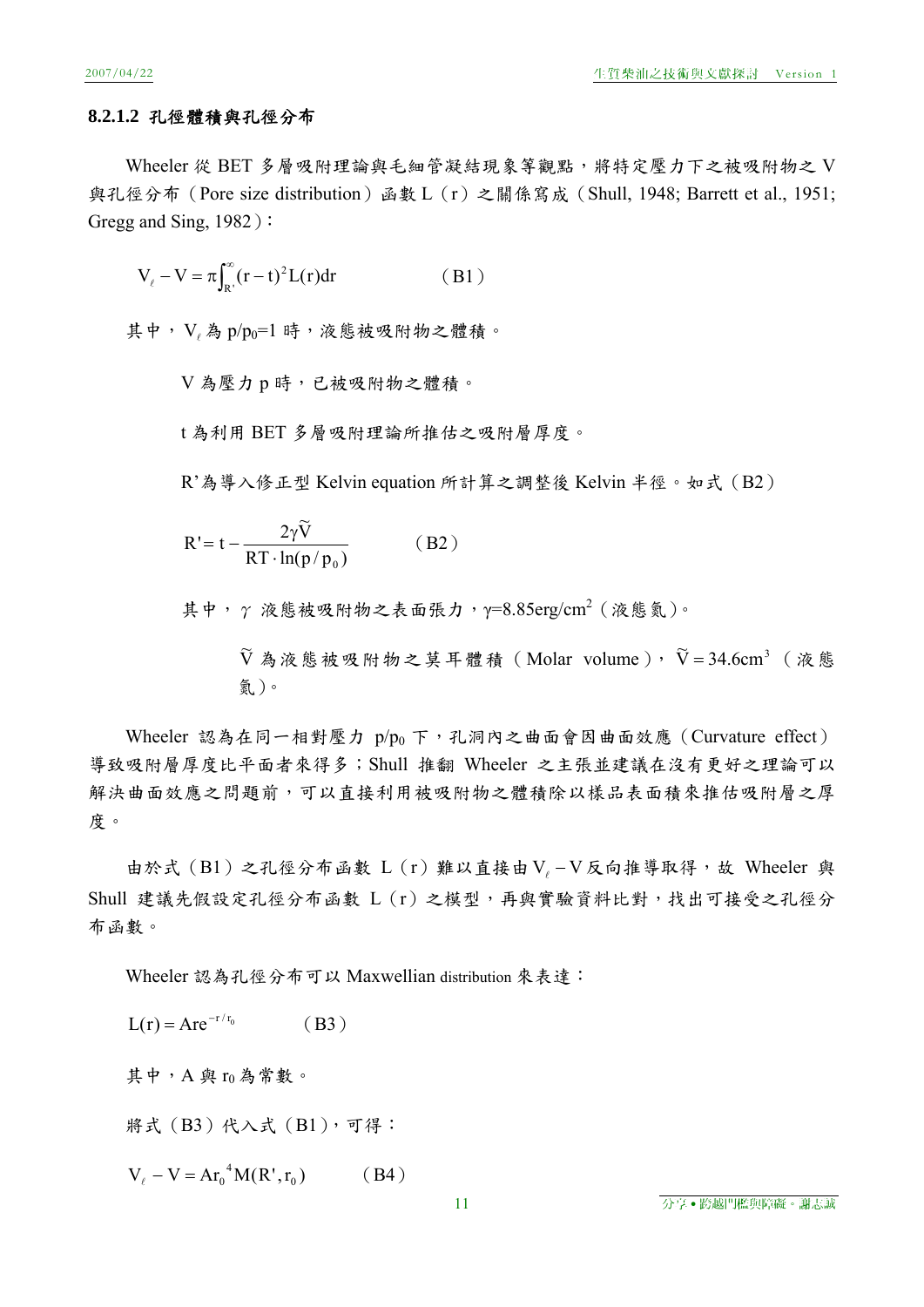#### 8.2.1.2 孔徑體積與孔徑分布

Wheeler 從 BET 多層吸附理論與毛細管凝結現象等觀點，將特定壓力下之被吸附物之 V 與孔徑分布（Pore size distribution）函數 L（r）之關係寫成（Shull, 1948; Barrett et al., 1951; Gregg and Sing, 1982）：

$$V_{\ell} - V = \pi\int_{R'}^{\infty}(r - t)^2 L(r)dr \qquad \text{（B1）}$$

其中，$V_{\ell}$ 為 $p/p_0=1$ 時，液態被吸附物之體積。

V 為壓力 p 時，已被吸附物之體積。

t 為利用 BET 多層吸附理論所推估之吸附層厚度。

R'為導入修正型 Kelvin equation 所計算之調整後 Kelvin 半徑。如式（B2）

$$R' = t - \frac{2\gamma\tilde{V}}{RT \cdot \ln(p/p_0)} \qquad \text{（B2）}$$

其中，$\gamma$ 液態被吸附物之表面張力，$\gamma=8.85 erg/cm^2$（液態氮）。

$\tilde{V}$ 為液態被吸附物之莫耳體積（Molar volume），$\tilde{V} = 34.6cm^3$（液態氮）。

Wheeler 認為在同一相對壓力 $p/p_0$ 下，孔洞內之曲面會因曲面效應（Curvature effect）導致吸附層厚度比平面者來得多；Shull 推翻 Wheeler 之主張並建議在沒有更好之理論可以解決曲面效應之問題前，可以直接利用被吸附物之體積除以樣品表面積來推估吸附層之厚度。

由於式（B1）之孔徑分布函數 L（r）難以直接由 $V_{\ell} - V$ 反向推導取得，故 Wheeler 與 Shull 建議先假設定孔徑分布函數 L（r）之模型，再與實驗資料比對，找出可接受之孔徑分布函數。

Wheeler 認為孔徑分布可以 Maxwellian distribution 來表達：

$$L(r) = Are^{-r/r_0} \qquad \text{（B3）}$$

其中，A 與 $r_0$ 為常數。

將式（B3）代入式（B1），可得：

$$V_{\ell} - V = Ar_0^{\,4}M(R', r_0) \qquad \text{（B4）}$$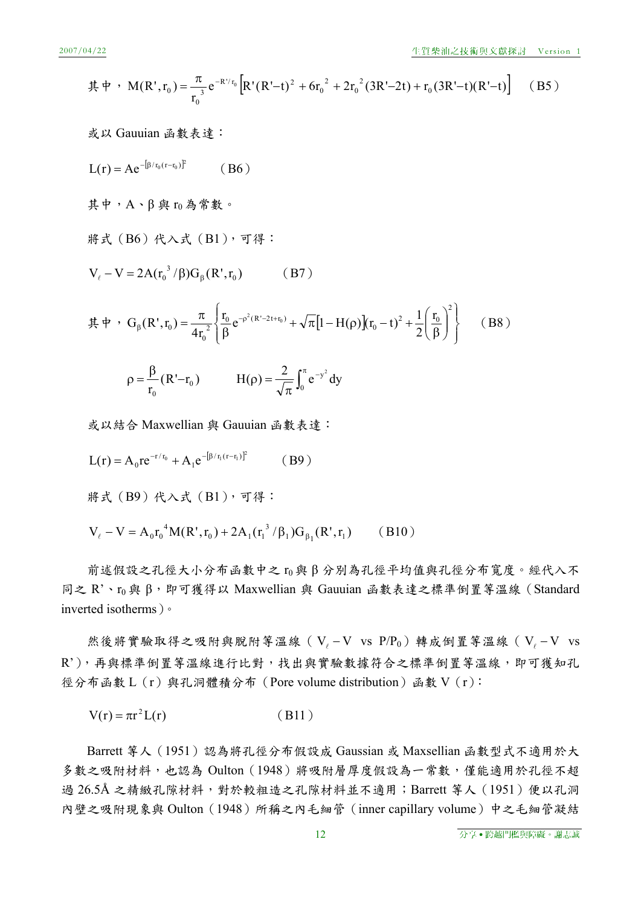$$\text{其中，} M(R',r_0) = \frac{\pi}{r_0^{\ 3}} e^{-R'/r_0} \left[ R'(R'-t)^2 + 6r_0^{\ 2} + 2r_0^{\ 2}(3R'-2t) + r_0(3R'-t)(R'-t) \right] \quad \text{（B5）}$$

或以 Gauuian 函數表達：

$$L(r) = Ae^{-[\beta/r_0(r-r_0)]^2} \quad \text{（B6）}$$

其中，A、β 與 $r_0$ 為常數。

將式（B6）代入式（B1），可得：

$$V_\ell - V = 2A(r_0^{\ 3}/\beta)G_\beta(R',r_0) \quad \text{（B7）}$$

$$\text{其中，} G_\beta(R',r_0) = \frac{\pi}{4r_0^{\ 2}} \left\{ \frac{r_0}{\beta} e^{-\rho^2(R'-2t+r_0)} + \sqrt{\pi}\left[1-H(\rho)\right](r_0-t)^2 + \frac{1}{2}\left(\frac{r_0}{\beta}\right)^2 \right\} \quad \text{（B8）}$$

$$\rho = \frac{\beta}{r_0}(R'-r_0) \qquad H(\rho) = \frac{2}{\sqrt{\pi}} \int_0^\pi e^{-y^2} dy$$

或以結合 Maxwellian 與 Gauuian 函數表達：

$$L(r) = A_0 re^{-r/r_0} + A_1 e^{-[\beta/r_1(r-r_1)]^2} \quad \text{（B9）}$$

將式（B9）代入式（B1），可得：

$$V_\ell - V = A_0 r_0^{\ 4} M(R',r_0) + 2A_1(r_1^{\ 3}/\beta_1)G_{\beta_1}(R',r_1) \quad \text{（B10）}$$

前述假設之孔徑大小分布函數中之 $r_0$ 與 β 分別為孔徑平均值與孔徑分布寬度。經代入不同之 R'、$r_0$ 與 β，即可獲得以 Maxwellian 與 Gauuian 函數表達之標準倒置等溫線（Standard inverted isotherms）。

然後將實驗取得之吸附與脫附等溫線（$V_\ell - V$ vs $P/P_0$）轉成倒置等溫線（$V_\ell - V$ vs R'），再與標準倒置等溫線進行比對，找出與實驗數據符合之標準倒置等溫線，即可獲知孔徑分布函數 L（r）與孔洞體積分布（Pore volume distribution）函數 V（r）：

$$V(r) = \pi r^2 L(r) \quad \text{（B11）}$$

Barrett 等人（1951）認為將孔徑分布假設成 Gaussian 或 Maxsellian 函數型式不適用於大多數之吸附材料，也認為 Oulton（1948）將吸附層厚度假設為一常數，僅能適用於孔徑不超過 26.5Å 之精緻孔隙材料，對於較粗造之孔隙材料並不適用；Barrett 等人（1951）便以孔洞內壁之吸附現象與 Oulton（1948）所稱之內毛細管（inner capillary volume）中之毛細管凝結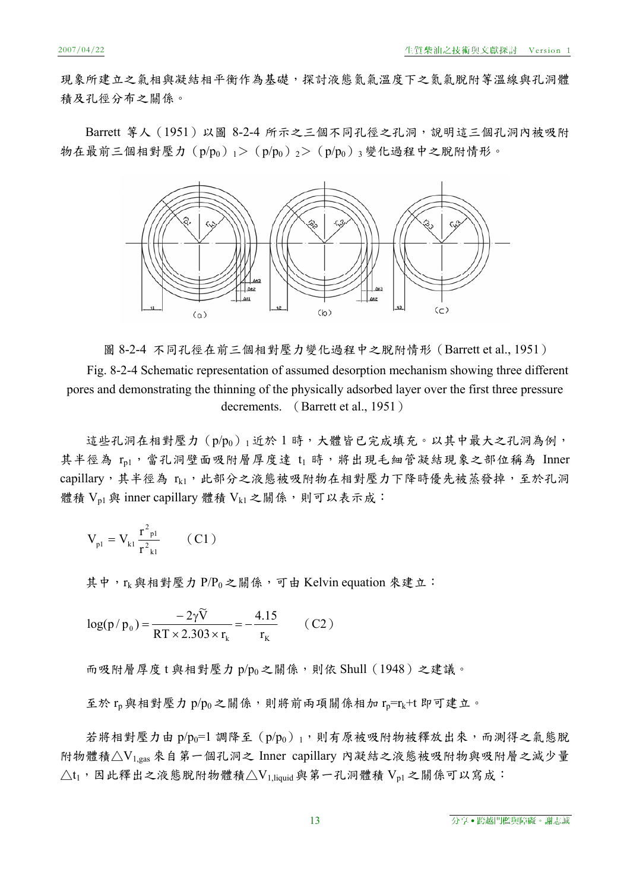現象所建立之氣相與凝結相平衡作為基礎，探討液態氮氣溫度下之氮氣脫附等溫線與孔洞體積及孔徑分布之關係。

Barrett 等人（1951）以圖 8-2-4 所示之三個不同孔徑之孔洞，說明這三個孔洞內被吸附物在最前三個相對壓力（$p/p_0$）$_1$ >（$p/p_0$）$_2$ >（$p/p_0$）$_3$ 變化過程中之脫附情形。

圖 8-2-4 不同孔徑在前三個相對壓力變化過程中之脫附情形（Barrett et al., 1951）

Fig. 8-2-4 Schematic representation of assumed desorption mechanism showing three different pores and demonstrating the thinning of the physically adsorbed layer over the first three pressure decrements. （Barrett et al., 1951）

這些孔洞在相對壓力（$p/p_0$）$_1$ 近於 1 時，大體皆已完成填充。以其中最大之孔洞為例，其半徑為 $r_{p1}$，當孔洞壁面吸附層厚度達 $t_1$ 時，將出現毛細管凝結現象之部位稱為 Inner capillary，其半徑為 $r_{k1}$，此部分之液態被吸附物在相對壓力下降時優先被蒸發掉，至於孔洞體積 $V_{p1}$ 與 inner capillary 體積 $V_{k1}$ 之關係，則可以表示成：

$$V_{p1} = V_{k1}\frac{r^2_{p1}}{r^2_{k1}} \qquad \text{(C1)}$$

其中，$r_k$ 與相對壓力 $P/P_0$ 之關係，可由 Kelvin equation 來建立：

$$\log(p/p_0) = \frac{-2\gamma\widetilde{V}}{RT \times 2.303 \times r_k} = -\frac{4.15}{r_K} \qquad \text{(C2)}$$

而吸附層厚度 t 與相對壓力 $p/p_0$ 之關係，則依 Shull（1948）之建議。

至於 $r_p$ 與相對壓力 $p/p_0$ 之關係，則將前兩項關係相加 $r_p=r_k+t$ 即可建立。

若將相對壓力由 $p/p_0=1$ 調降至（$p/p_0$）$_1$，則有原被吸附物被釋放出來，而測得之氣態脫附物體積 $\triangle V_{1,gas}$ 來自第一個孔洞之 Inner capillary 內凝結之液態被吸附物與吸附層之減少量 $\triangle t_1$，因此釋出之液態脫附物體積 $\triangle V_{1,liquid}$ 與第一孔洞體積 $V_{p1}$ 之關係可以寫成：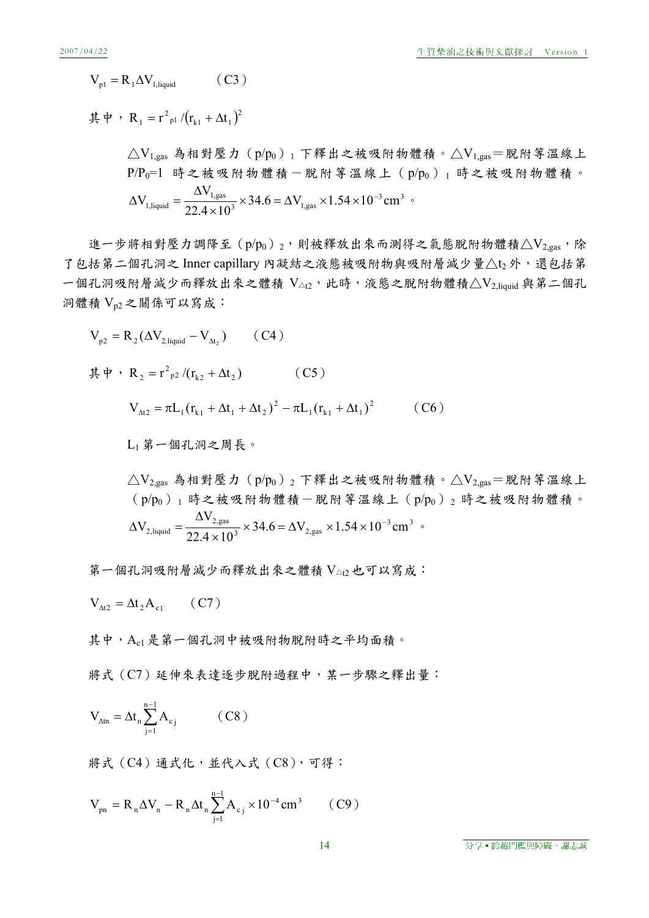$$V_{p1} = R_1 \Delta V_{1,liquid} \qquad \text{(C3)}$$

其中，$R_1 = r^2{}_{p1} / (r_{k1} + \Delta t_1)^2$

$\triangle V_{1,gas}$ 為相對壓力（$p/p_0$）$_1$ 下釋出之被吸附物體積。$\triangle V_{1,gas}$＝脫附等溫線上 $P/P_0$=1 時之被吸附物體積－脫附等溫線上（$p/p_0$）$_1$ 時之被吸附物體積。

$$\Delta V_{1,liquid} = \frac{\Delta V_{1,gas}}{22.4 \times 10^3} \times 34.6 = \Delta V_{1,gas} \times 1.54 \times 10^{-3} cm^3$$ 。

進一步將相對壓力調降至（$p/p_0$）$_2$，則被釋放出來而測得之氣態脫附物體積$\triangle V_{2,gas}$，除了包括第二個孔洞之 Inner capillary 內凝結之液態被吸附物與吸附層減少量$\triangle t_2$外，還包括第一個孔洞吸附層減少而釋放出來之體積 $V_{\triangle t2}$，此時，液態之脫附物體積$\triangle V_{2,liquid}$與第二個孔洞體積 $V_{p2}$之關係可以寫成：

$$V_{p2} = R_2 (\Delta V_{2.liquid} - V_{\Delta t_2}) \qquad \text{(C4)}$$

其中，$R_2 = r^2{}_{p2} / (r_{k2} + \Delta t_2)$ 　　　（C5）

$$V_{\Delta t2} = \pi L_1 (r_{k1} + \Delta t_1 + \Delta t_2)^2 - \pi L_1 (r_{k1} + \Delta t_1)^2 \qquad \text{(C6)}$$

$L_1$ 第一個孔洞之周長。

$\triangle V_{2,gas}$ 為相對壓力（$p/p_0$）$_2$ 下釋出之被吸附物體積。$\triangle V_{2,gas}$＝脫附等溫線上（$p/p_0$）$_1$ 時之被吸附物體積－脫附等溫線上（$p/p_0$）$_2$ 時之被吸附物體積。

$$\Delta V_{2,liquid} = \frac{\Delta V_{2,gas}}{22.4 \times 10^3} \times 34.6 = \Delta V_{2,gas} \times 1.54 \times 10^{-3} cm^3$$ 。

第一個孔洞吸附層減少而釋放出來之體積 $V_{\triangle t2}$也可以寫成：

$$V_{\Delta t2} = \Delta t_2 A_{c1} \qquad \text{(C7)}$$

其中，$A_{c1}$是第一個孔洞中被吸附物脫附時之平均面積。

將式（C7）延伸來表達逐步脫附過程中，某一步驟之釋出量：

$$V_{\Delta tn} = \Delta t_n \sum_{j=1}^{n-1} A_{cj} \qquad \text{(C8)}$$

將式（C4）通式化，並代入式（C8），可得：

$$V_{pn} = R_n \Delta V_n - R_n \Delta t_n \sum_{j=1}^{n-1} A_{cj} \times 10^{-4} cm^3 \qquad \text{(C9)}$$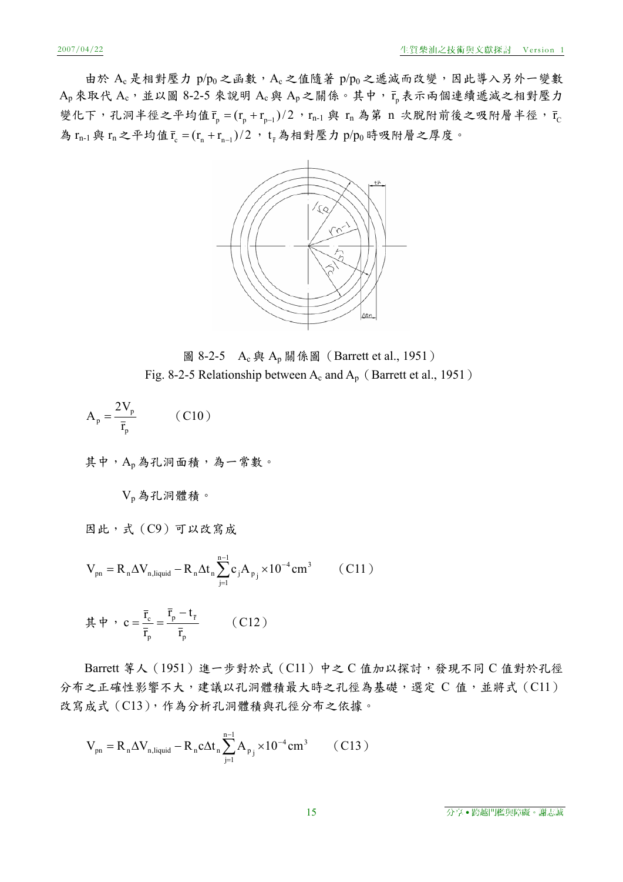由於 $A_c$ 是相對壓力 $p/p_0$ 之函數，$A_c$ 之值隨著 $p/p_0$ 之遞減而改變，因此導入另外一變數 $A_p$ 來取代 $A_c$，並以圖 8-2-5 來說明 $A_c$ 與 $A_p$ 之關係。其中，$\bar{r}_p$ 表示兩個連續遞減之相對壓力變化下，孔洞半徑之平均值 $\bar{r}_p = (r_p + r_{p-1})/2$，$r_{n-1}$ 與 $r_n$ 為第 n 次脫附前後之吸附層半徑，$\bar{r}_c$ 為 $r_{n-1}$ 與 $r_n$ 之平均值 $\bar{r}_c = (r_n + r_{n-1})/2$，$t_{\bar{r}}$ 為相對壓力 $p/p_0$ 時吸附層之厚度。

圖 8-2-5　$A_c$ 與 $A_p$ 關係圖（Barrett et al., 1951）

Fig. 8-2-5 Relationship between $A_c$ and $A_p$（Barrett et al., 1951）

$$A_p = \frac{2V_p}{\bar{r}_p} \qquad \text{(C10)}$$

其中，$A_p$ 為孔洞面積，為一常數。

$V_p$ 為孔洞體積。

因此，式（C9）可以改寫成

$$V_{pn} = R_n \Delta V_{n,liquid} - R_n \Delta t_n \sum_{j=1}^{n-1} c_j A_{p_j} \times 10^{-4} cm^3 \qquad \text{(C11)}$$

其中，$c = \dfrac{\bar{r}_c}{\bar{r}_p} = \dfrac{\bar{r}_p - t_{\bar{r}}}{\bar{r}_p}$　　（C12）

Barrett 等人（1951）進一步對於式（C11）中之 C 值加以探討，發現不同 C 值對於孔徑分布之正確性影響不大，建議以孔洞體積最大時之孔徑為基礎，選定 C 值，並將式（C11）改寫成式（C13），作為分析孔洞體積與孔徑分布之依據。

$$V_{pn} = R_n \Delta V_{n,liquid} - R_n c \Delta t_n \sum_{j=1}^{n-1} A_{p_j} \times 10^{-4} cm^3 \qquad \text{(C13)}$$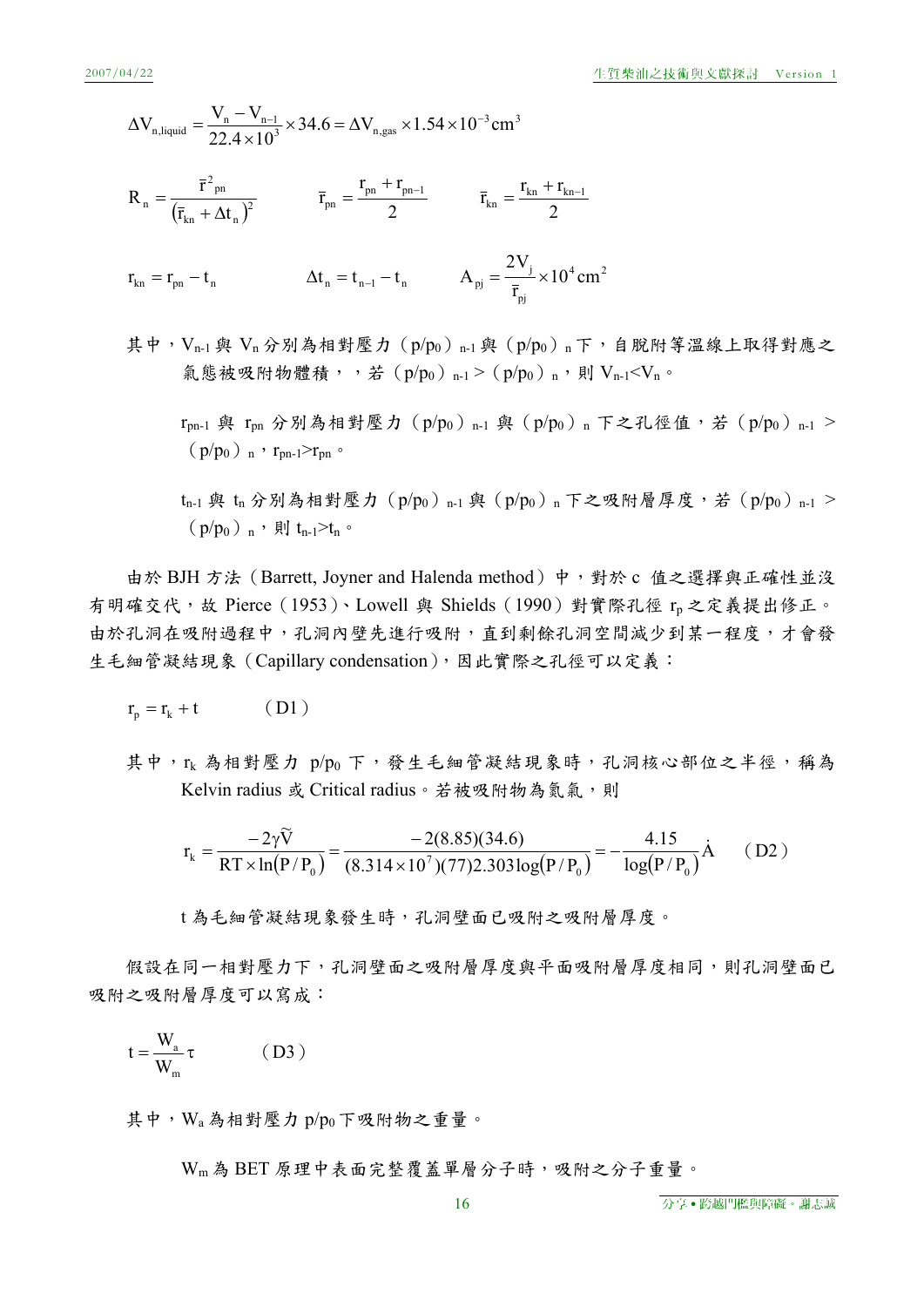$$\Delta V_{n,liquid} = \frac{V_n - V_{n-1}}{22.4 \times 10^3} \times 34.6 = \Delta V_{n,gas} \times 1.54 \times 10^{-3} cm^3$$

$$R_n = \frac{\bar{r}^2_{pn}}{\left(\bar{r}_{kn} + \Delta t_n\right)^2} \qquad \bar{r}_{pn} = \frac{r_{pn} + r_{pn-1}}{2} \qquad \bar{r}_{kn} = \frac{r_{kn} + r_{kn-1}}{2}$$

$$r_{kn} = r_{pn} - t_n \qquad \Delta t_n = t_{n-1} - t_n \qquad A_{pj} = \frac{2V_j}{\bar{r}_{pj}} \times 10^4 cm^2$$

其中，$V_{n-1}$ 與 $V_n$ 分別為相對壓力（$p/p_0$）$_{n-1}$ 與（$p/p_0$）$_n$ 下，自脫附等溫線上取得對應之氣態被吸附物體積，，若（$p/p_0$）$_{n-1}$ >（$p/p_0$）$_n$，則 $V_{n-1}<V_n$。

$r_{pn-1}$ 與 $r_{pn}$ 分別為相對壓力（$p/p_0$）$_{n-1}$ 與（$p/p_0$）$_n$ 下之孔徑值，若（$p/p_0$）$_{n-1}$ >（$p/p_0$）$_n$，$r_{pn-1}>r_{pn}$。

$t_{n-1}$ 與 $t_n$ 分別為相對壓力（$p/p_0$）$_{n-1}$ 與（$p/p_0$）$_n$ 下之吸附層厚度，若（$p/p_0$）$_{n-1}$ >（$p/p_0$）$_n$，則 $t_{n-1}>t_n$。

由於 BJH 方法（Barrett, Joyner and Halenda method）中，對於 c 值之選擇與正確性並沒有明確交代，故 Pierce（1953）、Lowell 與 Shields（1990）對實際孔徑 $r_p$ 之定義提出修正。由於孔洞在吸附過程中，孔洞內壁先進行吸附，直到剩餘孔洞空間減少到某一程度，才會發生毛細管凝結現象（Capillary condensation），因此實際之孔徑可以定義：

$$r_p = r_k + t \qquad \text{(D1)}$$

其中，$r_k$ 為相對壓力 $p/p_0$ 下，發生毛細管凝結現象時，孔洞核心部位之半徑，稱為 Kelvin radius 或 Critical radius。若被吸附物為氮氣，則

$$r_k = \frac{-2\gamma\tilde{V}}{RT \times \ln(P/P_0)} = \frac{-2(8.85)(34.6)}{(8.314 \times 10^7)(77)2.303\log(P/P_0)} = -\frac{4.15}{\log(P/P_0)}\dot{A} \qquad \text{(D2)}$$

t 為毛細管凝結現象發生時，孔洞壁面已吸附之吸附層厚度。

假設在同一相對壓力下，孔洞壁面之吸附層厚度與平面吸附層厚度相同，則孔洞壁面已吸附之吸附層厚度可以寫成：

$$t = \frac{W_a}{W_m}\tau \qquad \text{(D3)}$$

其中，$W_a$ 為相對壓力 $p/p_0$ 下吸附物之重量。

$W_m$ 為 BET 原理中表面完整覆蓋單層分子時，吸附之分子重量。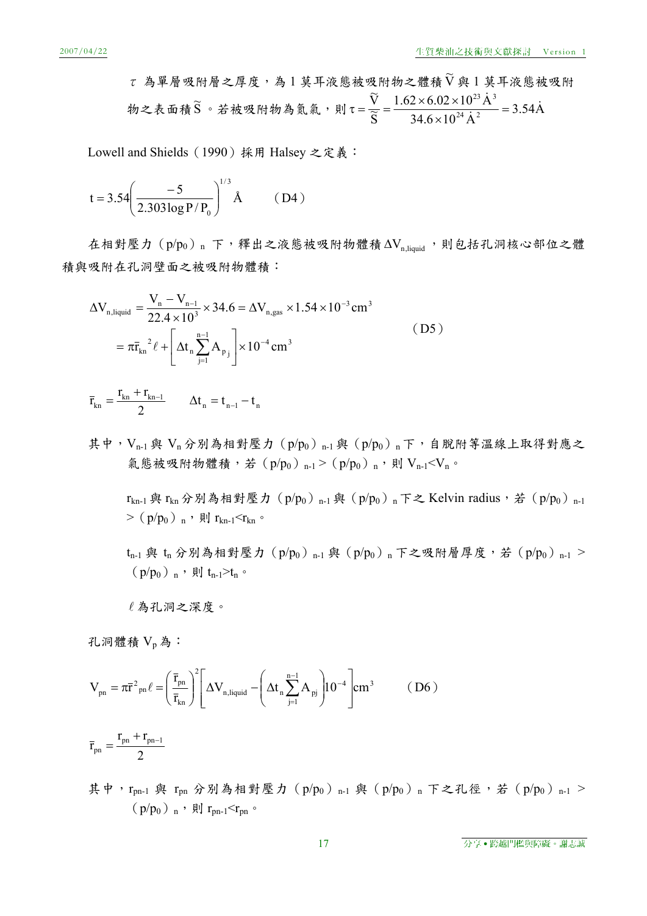$\tau$ 為單層吸附層之厚度，為 1 莫耳液態被吸附物之體積 $\widetilde{V}$ 與 1 莫耳液態被吸附物之表面積 $\widetilde{S}$。若被吸附物為氮氣，則 $\tau = \dfrac{\widetilde{V}}{\widetilde{S}} = \dfrac{1.62 \times 6.02 \times 10^{23}\,\dot{A}^3}{34.6 \times 10^{24}\,\dot{A}^2} = 3.54\dot{A}$

Lowell and Shields（1990）採用 Halsey 之定義：

$$t = 3.54\left(\frac{-5}{2.303\log P/P_0}\right)^{1/3}\ \text{Å} \qquad \text{(D4)}$$

在相對壓力（$p/p_0$）$_n$ 下，釋出之液態被吸附物體積 $\Delta V_{n,liquid}$，則包括孔洞核心部位之體積與吸附在孔洞壁面之被吸附物體積：

$$\begin{aligned}\Delta V_{n,liquid} &= \frac{V_n - V_{n-1}}{22.4 \times 10^3} \times 34.6 = \Delta V_{n,gas} \times 1.54 \times 10^{-3}\,cm^3 \\ &= \pi \bar{r}_{kn}^{\,2}\ell + \left[\Delta t_n \sum_{j=1}^{n-1} A_{p_j}\right] \times 10^{-4}\,cm^3\end{aligned} \qquad \text{(D5)}$$

$$\bar{r}_{kn} = \frac{r_{kn} + r_{kn-1}}{2} \qquad \Delta t_n = t_{n-1} - t_n$$

其中，$V_{n-1}$ 與 $V_n$ 分別為相對壓力（$p/p_0$）$_{n-1}$ 與（$p/p_0$）$_n$ 下，自脫附等溫線上取得對應之氣態被吸附物體積，若（$p/p_0$）$_{n-1}$ >（$p/p_0$）$_n$，則 $V_{n-1} < V_n$。

$r_{kn-1}$ 與 $r_{kn}$ 分別為相對壓力（$p/p_0$）$_{n-1}$ 與（$p/p_0$）$_n$ 下之 Kelvin radius，若（$p/p_0$）$_{n-1}$ >（$p/p_0$）$_n$，則 $r_{kn-1} < r_{kn}$。

$t_{n-1}$ 與 $t_n$ 分別為相對壓力（$p/p_0$）$_{n-1}$ 與（$p/p_0$）$_n$ 下之吸附層厚度，若（$p/p_0$）$_{n-1}$ >（$p/p_0$）$_n$，則 $t_{n-1} > t_n$。

$\ell$ 為孔洞之深度。

孔洞體積 $V_p$ 為：

$$V_{pn} = \pi \bar{r}^2{}_{pn}\ell = \left(\frac{\bar{r}_{pn}}{\bar{r}_{kn}}\right)^2 \left[\Delta V_{n,liquid} - \left(\Delta t_n \sum_{j=1}^{n-1} A_{pj}\right) 10^{-4}\right] cm^3 \qquad \text{(D6)}$$

$$\bar{r}_{pn} = \frac{r_{pn} + r_{pn-1}}{2}$$

其中，$r_{pn-1}$ 與 $r_{pn}$ 分別為相對壓力（$p/p_0$）$_{n-1}$ 與（$p/p_0$）$_n$ 下之孔徑，若（$p/p_0$）$_{n-1}$ >（$p/p_0$）$_n$，則 $r_{pn-1} < r_{pn}$。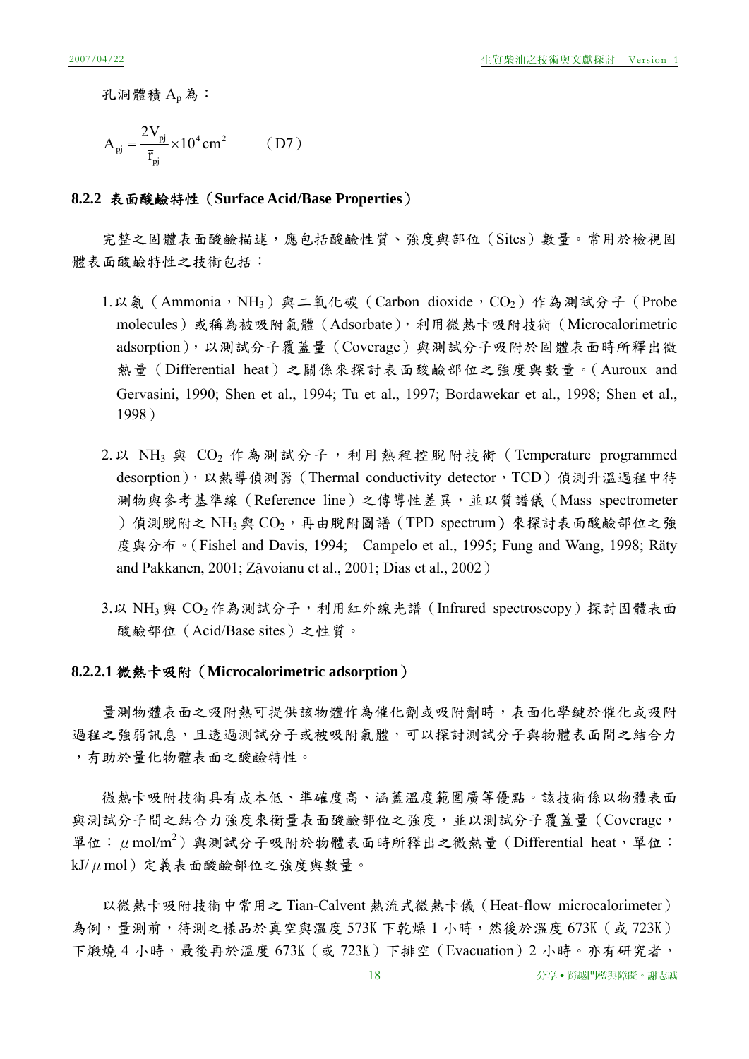孔洞體積 $A_p$ 為：

$$A_{pj} = \frac{2V_{pj}}{\bar{r}_{pj}} \times 10^4 \text{cm}^2 \qquad \text{(D7)}$$

### 8.2.2 表面酸鹼特性（Surface Acid/Base Properties）

完整之固體表面酸鹼描述，應包括酸鹼性質、強度與部位（Sites）數量。常用於檢視固體表面酸鹼特性之技術包括：

1. 以氨（Ammonia，$NH_3$）與二氧化碳（Carbon dioxide，$CO_2$）作為測試分子（Probe molecules）或稱為被吸附氣體（Adsorbate），利用微熱卡吸附技術（Microcalorimetric adsorption），以測試分子覆蓋量（Coverage）與測試分子吸附於固體表面時所釋出微熱量（Differential heat）之關係來探討表面酸鹼部位之強度與數量。（Auroux and Gervasini, 1990; Shen et al., 1994; Tu et al., 1997; Bordawekar et al., 1998; Shen et al., 1998）

2. 以 $NH_3$ 與 $CO_2$ 作為測試分子，利用熱程控脫附技術（Temperature programmed desorption），以熱導偵測器（Thermal conductivity detector，TCD）偵測升溫過程中待測物與參考基準線（Reference line）之傳導性差異，並以質譜儀（Mass spectrometer）偵測脫附之 $NH_3$ 與 $CO_2$，再由脫附圖譜（TPD spectrum）來探討表面酸鹼部位之強度與分布。（Fishel and Davis, 1994; Campelo et al., 1995; Fung and Wang, 1998; Räty and Pakkanen, 2001; Zăvoianu et al., 2001; Dias et al., 2002）

3. 以 $NH_3$ 與 $CO_2$ 作為測試分子，利用紅外線光譜（Infrared spectroscopy）探討固體表面酸鹼部位（Acid/Base sites）之性質。

#### 8.2.2.1 微熱卡吸附（Microcalorimetric adsorption）

量測物體表面之吸附熱可提供該物體作為催化劑或吸附劑時，表面化學鍵於催化或吸附過程之強弱訊息，且透過測試分子或被吸附氣體，可以探討測試分子與物體表面間之結合力，有助於量化物體表面之酸鹼特性。

微熱卡吸附技術具有成本低、準確度高、涵蓋溫度範圍廣等優點。該技術係以物體表面與測試分子間之結合力強度來衡量表面酸鹼部位之強度，並以測試分子覆蓋量（Coverage，單位：$\mu$mol/m$^2$）與測試分子吸附於物體表面時所釋出之微熱量（Differential heat，單位：kJ/$\mu$mol）定義表面酸鹼部位之強度與數量。

以微熱卡吸附技術中常用之 Tian-Calvent 熱流式微熱卡儀（Heat-flow microcalorimeter）為例，量測前，待測之樣品於真空與溫度 573K 下乾燥 1 小時，然後於溫度 673K（或 723K）下煅燒 4 小時，最後再於溫度 673K（或 723K）下排空（Evacuation）2 小時。亦有研究者，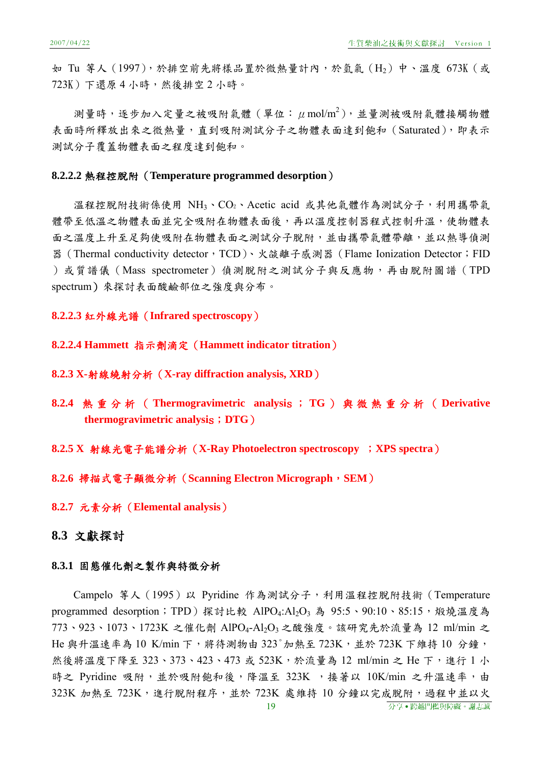如 Tu 等人（1997），於排空前先將樣品置於微熱量計內，於氫氣（$H_2$）中、溫度 673K（或 723K）下還原 4 小時，然後排空 2 小時。

測量時，逐步加入定量之被吸附氣體（單位：$\mu$ mol/$m^2$），並量測被吸附氣體接觸物體表面時所釋放出來之微熱量，直到吸附測試分子之物體表面達到飽和（Saturated），即表示測試分子覆蓋物體表面之程度達到飽和。

#### 8.2.2.2 熱程控脫附（Temperature programmed desorption）

溫程控脫附技術係使用 $NH_3$、$CO_2$、Acetic acid 或其他氣體作為測試分子，利用攜帶氣體帶至低溫之物體表面並完全吸附在物體表面後，再以溫度控制器程式控制升溫，使物體表面之溫度上升至足夠使吸附在物體表面之測試分子脫附，並由攜帶氣體帶離，並以熱導偵測器（Thermal conductivity detector，TCD）、火燄離子感測器（Flame Ionization Detector；FID）或質譜儀（Mass spectrometer）偵測脫附之測試分子與反應物，再由脫附圖譜（TPD spectrum）來探討表面酸鹼部位之強度與分布。

#### 8.2.2.3 紅外線光譜（Infrared spectroscopy）

#### 8.2.2.4 Hammett 指示劑滴定（Hammett indicator titration）

### 8.2.3 X-射線繞射分析（X-ray diffraction analysis, XRD）

### 8.2.4 熱重分析（Thermogravimetric analysis；TG）與微熱重分析（Derivative thermogravimetric analysis；DTG）

### 8.2.5 X 射線光電子能譜分析（X-Ray Photoelectron spectroscopy ；XPS spectra）

### 8.2.6 掃描式電子顯微分析（Scanning Electron Micrograph，SEM）

### 8.2.7 元素分析（Elemental analysis）

## 8.3 文獻探討

### 8.3.1 固態催化劑之製作與特徵分析

Campelo 等人（1995）以 Pyridine 作為測試分子，利用溫程控脫附技術（Temperature programmed desorption；TPD）探討比較 $AlPO_4$:$Al_2O_3$ 為 95:5、90:10、85:15，煅燒溫度為 773、923、1073、1723K 之催化劑 $AlPO_4$-$Al_2O_3$ 之酸強度。該研究先於流量為 12 ml/min 之 He 與升溫速率為 10 K/min 下，將待測物由 323$^\circ$加熱至 723K，並於 723K 下維持 10 分鐘，然後將溫度下降至 323、373、423、473 或 523K，於流量為 12 ml/min 之 He 下，進行 1 小時之 Pyridine 吸附，並於吸附飽和後，降溫至 323K ，接著以 10K/min 之升溫速率，由 323K 加熱至 723K，進行脫附程序，並於 723K 處維持 10 分鐘以完成脫附，過程中並以火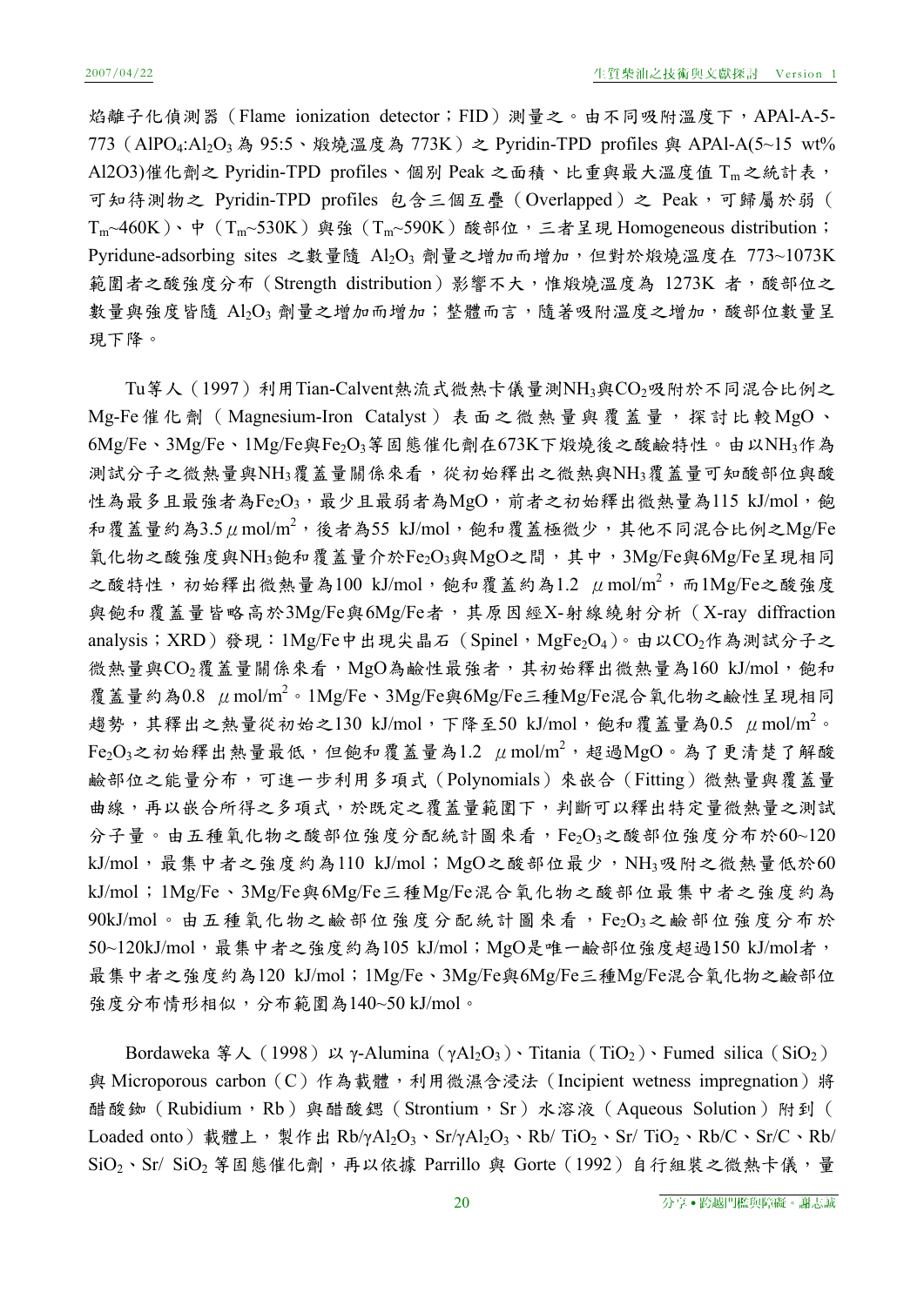焰離子化偵測器（Flame ionization detector；FID）測量之。由不同吸附溫度下，APAl-A-5-773（$AlPO_4$:$Al_2O_3$ 為 95:5、煅燒溫度為 773K）之 Pyridin-TPD profiles 與 APAl-A(5~15 wt% Al2O3)催化劑之 Pyridin-TPD profiles、個別 Peak 之面積、比重與最大溫度值 $T_m$ 之統計表，可知待測物之 Pyridin-TPD profiles 包含三個互疊（Overlapped）之 Peak，可歸屬於弱（$T_m$~460K）、中（$T_m$~530K）與強（$T_m$~590K）酸部位，三者呈現 Homogeneous distribution；Pyridune-adsorbing sites 之數量隨 $Al_2O_3$ 劑量之增加而增加，但對於煅燒溫度在 773~1073K 範圍者之酸強度分布（Strength distribution）影響不大，惟煅燒溫度為 1273K 者，酸部位之數量與強度皆隨 $Al_2O_3$ 劑量之增加而增加；整體而言，隨著吸附溫度之增加，酸部位數量呈現下降。

Tu等人（1997）利用Tian-Calvent熱流式微熱卡儀量測$NH_3$與$CO_2$吸附於不同混合比例之Mg-Fe催化劑（Magnesium-Iron Catalyst）表面之微熱量與覆蓋量，探討比較MgO、6Mg/Fe、3Mg/Fe、1Mg/Fe與$Fe_2O_3$等固態催化劑在673K下煅燒後之酸鹼特性。由以$NH_3$作為測試分子之微熱量與$NH_3$覆蓋量關係來看，從初始釋出之微熱與$NH_3$覆蓋量可知酸部位與酸性為最多且最強者為$Fe_2O_3$，最少且最弱者為MgO，前者之初始釋出微熱量為115 kJ/mol，飽和覆蓋量約為3.5 $\mu$mol/m$^2$，後者為55 kJ/mol，飽和覆蓋極微少，其他不同混合比例之Mg/Fe氧化物之酸強度與$NH_3$飽和覆蓋量介於$Fe_2O_3$與MgO之間，其中，3Mg/Fe與6Mg/Fe呈現相同之酸特性，初始釋出微熱量為100 kJ/mol，飽和覆蓋約為1.2 $\mu$mol/m$^2$，而1Mg/Fe之酸強度與飽和覆蓋量皆略高於3Mg/Fe與6Mg/Fe者，其原因經X-射線繞射分析（X-ray diffraction analysis；XRD）發現：1Mg/Fe中出現尖晶石（Spinel，$MgFe_2O_4$）。由以$CO_2$作為測試分子之微熱量與$CO_2$覆蓋量關係來看，MgO為鹼性最強者，其初始釋出微熱量為160 kJ/mol，飽和覆蓋量約為0.8 $\mu$mol/m$^2$。1Mg/Fe、3Mg/Fe與6Mg/Fe三種Mg/Fe混合氧化物之鹼性呈現相同趨勢，其釋出之熱量從初始之130 kJ/mol，下降至50 kJ/mol，飽和覆蓋量為0.5 $\mu$mol/m$^2$。$Fe_2O_3$之初始釋出熱量最低，但飽和覆蓋量為1.2 $\mu$mol/m$^2$，超過MgO。為了更清楚了解酸鹼部位之能量分布，可進一步利用多項式（Polynomials）來嵌合（Fitting）微熱量與覆蓋量曲線，再以嵌合所得之多項式，於既定之覆蓋量範圍下，判斷可以釋出特定量微熱量之測試分子量。由五種氧化物之酸部位強度分配統計圖來看，$Fe_2O_3$之酸部位強度分布於60~120 kJ/mol，最集中者之強度約為110 kJ/mol；MgO之酸部位最少，$NH_3$吸附之微熱量低於60 kJ/mol；1Mg/Fe、3Mg/Fe與6Mg/Fe三種Mg/Fe混合氧化物之酸部位最集中者之強度約為90kJ/mol。由五種氧化物之鹼部位強度分配統計圖來看，$Fe_2O_3$之鹼部位強度分布於50~120kJ/mol，最集中者之強度約為105 kJ/mol；MgO是唯一鹼部位強度超過150 kJ/mol者，最集中者之強度約為120 kJ/mol；1Mg/Fe、3Mg/Fe與6Mg/Fe三種Mg/Fe混合氧化物之鹼部位強度分布情形相似，分布範圍為140~50 kJ/mol。

Bordaweka 等人（1998）以 γ-Alumina（$\gamma Al_2O_3$）、Titania（$TiO_2$）、Fumed silica（$SiO_2$）與 Microporous carbon（C）作為載體，利用微濕含浸法（Incipient wetness impregnation）將醋酸銣（Rubidium，Rb）與醋酸鍶（Strontium，Sr）水溶液（Aqueous Solution）附到（Loaded onto）載體上，製作出 Rb/$\gamma Al_2O_3$、Sr/$\gamma Al_2O_3$、Rb/ $TiO_2$、Sr/ $TiO_2$、Rb/C、Sr/C、Rb/ $SiO_2$、Sr/ $SiO_2$ 等固態催化劑，再以依據 Parrillo 與 Gorte（1992）自行組裝之微熱卡儀，量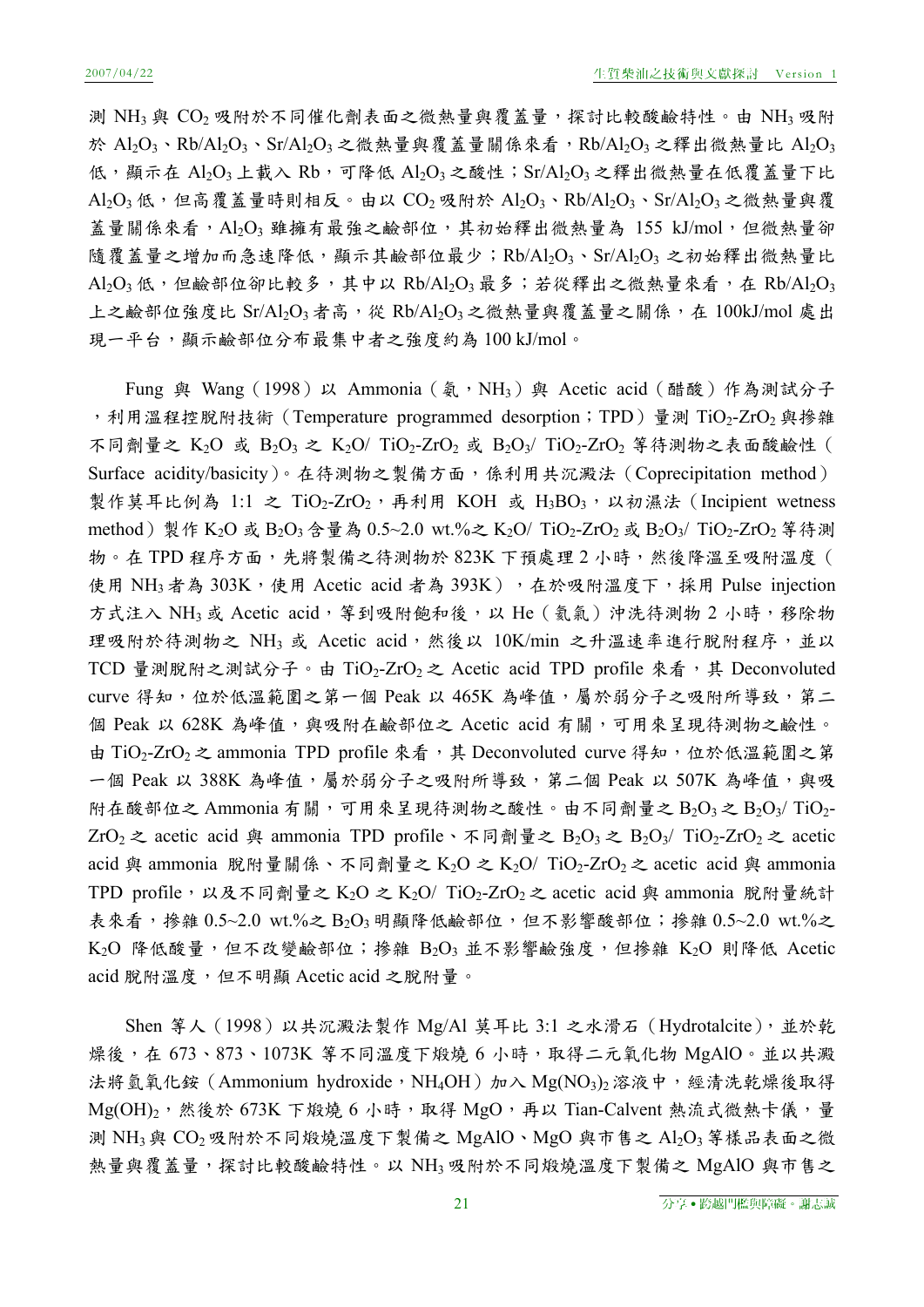測 $NH_3$ 與 $CO_2$ 吸附於不同催化劑表面之微熱量與覆蓋量，探討比較酸鹼特性。由 $NH_3$ 吸附於 $Al_2O_3$、$Rb/Al_2O_3$、$Sr/Al_2O_3$ 之微熱量與覆蓋量關係來看，$Rb/Al_2O_3$ 之釋出微熱量比 $Al_2O_3$ 低，顯示在 $Al_2O_3$ 上載入 Rb，可降低 $Al_2O_3$ 之酸性；$Sr/Al_2O_3$ 之釋出微熱量在低覆蓋量下比 $Al_2O_3$ 低，但高覆蓋量時則相反。由以 $CO_2$ 吸附於 $Al_2O_3$、$Rb/Al_2O_3$、$Sr/Al_2O_3$ 之微熱量與覆蓋量關係來看，$Al_2O_3$ 雖擁有最強之鹼部位，其初始釋出微熱量為 155 kJ/mol，但微熱量卻隨覆蓋量之增加而急速降低，顯示其鹼部位最少；$Rb/Al_2O_3$、$Sr/Al_2O_3$ 之初始釋出微熱量比 $Al_2O_3$ 低，但鹼部位卻比較多，其中以 $Rb/Al_2O_3$ 最多；若從釋出之微熱量來看，在 $Rb/Al_2O_3$ 上之鹼部位強度比 $Sr/Al_2O_3$ 者高，從 $Rb/Al_2O_3$ 之微熱量與覆蓋量之關係，在 100kJ/mol 處出現一平台，顯示鹼部位分布最集中者之強度約為 100 kJ/mol。

Fung 與 Wang（1998）以 Ammonia（氨，$NH_3$）與 Acetic acid（醋酸）作為測試分子，利用溫程控脫附技術（Temperature programmed desorption；TPD）量測 $TiO_2$-$ZrO_2$ 與摻雜不同劑量之 $K_2O$ 或 $B_2O_3$ 之 $K_2O$/ $TiO_2$-$ZrO_2$ 或 $B_2O_3$/ $TiO_2$-$ZrO_2$ 等待測物之表面酸鹼性（Surface acidity/basicity）。在待測物之製備方面，係利用共沉澱法（Coprecipitation method）製作莫耳比例為 1:1 之 $TiO_2$-$ZrO_2$，再利用 KOH 或 $H_3BO_3$，以初濕法（Incipient wetness method）製作 $K_2O$ 或 $B_2O_3$ 含量為 0.5~2.0 wt.%之 $K_2O$/ $TiO_2$-$ZrO_2$ 或 $B_2O_3$/ $TiO_2$-$ZrO_2$ 等待測物。在 TPD 程序方面，先將製備之待測物於 823K 下預處理 2 小時，然後降溫至吸附溫度（使用 $NH_3$ 者為 303K，使用 Acetic acid 者為 393K），在於吸附溫度下，採用 Pulse injection 方式注入 $NH_3$ 或 Acetic acid，等到吸附飽和後，以 He（氦氣）沖洗待測物 2 小時，移除物理吸附於待測物之 $NH_3$ 或 Acetic acid，然後以 10K/min 之升溫速率進行脫附程序，並以 TCD 量測脫附之測試分子。由 $TiO_2$-$ZrO_2$ 之 Acetic acid TPD profile 來看，其 Deconvoluted curve 得知，位於低溫範圍之第一個 Peak 以 465K 為峰值，屬於弱分子之吸附所導致，第二個 Peak 以 628K 為峰值，與吸附在鹼部位之 Acetic acid 有關，可用來呈現待測物之鹼性。由 $TiO_2$-$ZrO_2$ 之 ammonia TPD profile 來看，其 Deconvoluted curve 得知，位於低溫範圍之第一個 Peak 以 388K 為峰值，屬於弱分子之吸附所導致，第二個 Peak 以 507K 為峰值，與吸附在酸部位之 Ammonia 有關，可用來呈現待測物之酸性。由不同劑量之 $B_2O_3$ 之 $B_2O_3$/ $TiO_2$-$ZrO_2$ 之 acetic acid 與 ammonia TPD profile、不同劑量之 $B_2O_3$ 之 $B_2O_3$/ $TiO_2$-$ZrO_2$ 之 acetic acid 與 ammonia 脫附量關係、不同劑量之 $K_2O$ 之 $K_2O$/ $TiO_2$-$ZrO_2$ 之 acetic acid 與 ammonia TPD profile，以及不同劑量之 $K_2O$ 之 $K_2O$/ $TiO_2$-$ZrO_2$ 之 acetic acid 與 ammonia 脫附量統計表來看，摻雜 0.5~2.0 wt.%之 $B_2O_3$ 明顯降低鹼部位，但不影響酸部位；摻雜 0.5~2.0 wt.%之 $K_2O$ 降低酸量，但不改變鹼部位；摻雜 $B_2O_3$ 並不影響鹼強度，但摻雜 $K_2O$ 則降低 Acetic acid 脫附溫度，但不明顯 Acetic acid 之脫附量。

Shen 等人（1998）以共沉澱法製作 Mg/Al 莫耳比 3:1 之水滑石（Hydrotalcite），並於乾燥後，在 673、873、1073K 等不同溫度下煅燒 6 小時，取得二元氧化物 MgAlO。並以共澱法將氫氧化銨（Ammonium hydroxide，$NH_4OH$）加入 $Mg(NO_3)_2$ 溶液中，經清洗乾燥後取得 $Mg(OH)_2$，然後於 673K 下煅燒 6 小時，取得 MgO，再以 Tian-Calvent 熱流式微熱卡儀，量測 $NH_3$ 與 $CO_2$ 吸附於不同煅燒溫度下製備之 MgAlO、MgO 與市售之 $Al_2O_3$ 等樣品表面之微熱量與覆蓋量，探討比較酸鹼特性。以 $NH_3$ 吸附於不同煅燒溫度下製備之 MgAlO 與市售之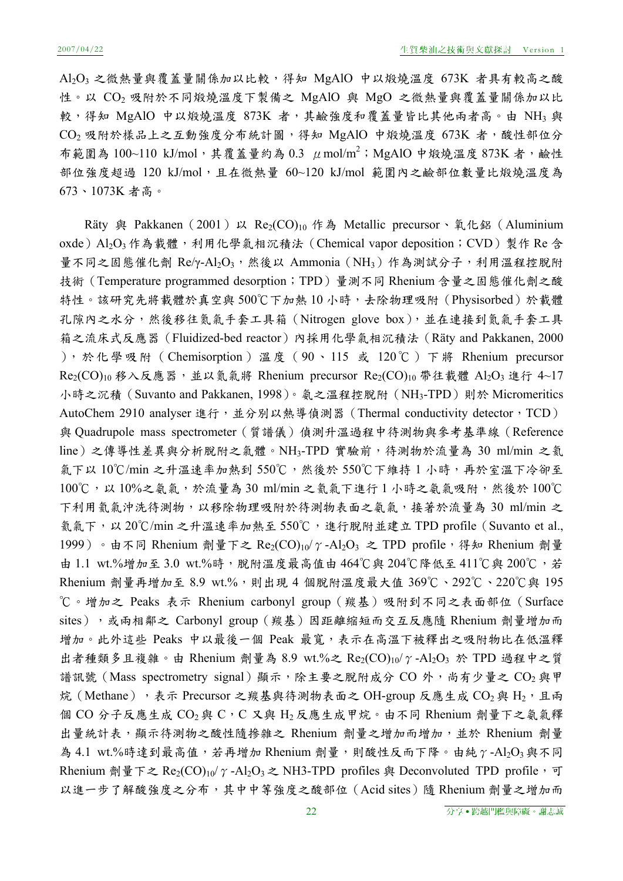$Al_2O_3$ 之微熱量與覆蓋量關係加以比較，得知 MgAlO 中以煅燒溫度 673K 者具有較高之酸性。以 $CO_2$ 吸附於不同煅燒溫度下製備之 MgAlO 與 MgO 之微熱量與覆蓋量關係加以比較，得知 MgAlO 中以煅燒溫度 873K 者，其鹼強度和覆蓋量皆比其他兩者高。由 $NH_3$ 與 $CO_2$ 吸附於樣品上之互動強度分布統計圖，得知 MgAlO 中煅燒溫度 673K 者，酸性部位分布範圍為 100~110 kJ/mol，其覆蓋量約為 0.3 $\mu$mol/$m^2$；MgAlO 中煅燒溫度 873K 者，鹼性部位強度超過 120 kJ/mol，且在微熱量 60~120 kJ/mol 範圍內之鹼部位數量比煅燒溫度為 673、1073K 者高。

Räty 與 Pakkanen（2001）以 $Re_2(CO)_{10}$ 作為 Metallic precursor、氧化鋁（Aluminium oxde）$Al_2O_3$ 作為載體，利用化學氣相沉積法（Chemical vapor deposition；CVD）製作 Re 含量不同之固態催化劑 Re/γ-$Al_2O_3$，然後以 Ammonia（$NH_3$）作為測試分子，利用溫程控脫附技術（Temperature programmed desorption；TPD）量測不同 Rhenium 含量之固態催化劑之酸特性。該研究先將載體於真空與 500℃下加熱 10 小時，去除物理吸附（Physisorbed）於載體孔隙內之水分，然後移往氮氣手套工具箱（Nitrogen glove box），並在連接到氮氣手套工具箱之流床式反應器（Fluidized-bed reactor）內採用化學氣相沉積法（Räty and Pakkanen, 2000），於化學吸附（Chemisorption）溫度（90、115 或 120℃）下將 Rhenium precursor $Re_2(CO)_{10}$ 移入反應器，並以氮氣將 Rhenium precursor $Re_2(CO)_{10}$ 帶往載體 $Al_2O_3$ 進行 4~17 小時之沉積（Suvanto and Pakkanen, 1998）。氨之溫程控脫附（$NH_3$-TPD）則於 Micromeritics AutoChem 2910 analyser 進行，並分別以熱導偵測器（Thermal conductivity detector，TCD）與 Quadrupole mass spectrometer（質譜儀）偵測升溫過程中待測物與參考基準線（Reference line）之傳導性差異與分析脫附之氣體。$NH_3$-TPD 實驗前，待測物於流量為 30 ml/min 之氦氣下以 10℃/min 之升溫速率加熱到 550℃，然後於 550℃下維持 1 小時，再於室溫下冷卻至 100℃，以 10%之氨氣，於流量為 30 ml/min 之氦氣下進行 1 小時之氨氣吸附，然後於 100℃下利用氦氣沖洗待測物，以移除物理吸附於待測物表面之氨氣，接著於流量為 30 ml/min 之氦氣下，以 20℃/min 之升溫速率加熱至 550℃，進行脫附並建立 TPD profile（Suvanto et al., 1999）。由不同 Rhenium 劑量下之 $Re_2(CO)_{10}$/$\gamma$-$Al_2O_3$ 之 TPD profile，得知 Rhenium 劑量由 1.1 wt.%增加至 3.0 wt.%時，脫附溫度最高值由 464℃與 204℃降低至 411℃與 200℃，若 Rhenium 劑量再增加至 8.9 wt.%，則出現 4 個脫附溫度最大值 369℃、292℃、220℃與 195℃。增加之 Peaks 表示 Rhenium carbonyl group（羰基）吸附到不同之表面部位（Surface sites），或兩相鄰之 Carbonyl group（羰基）因距離縮短而交互反應隨 Rhenium 劑量增加而增加。此外這些 Peaks 中以最後一個 Peak 最寬，表示在高溫下被釋出之吸附物比在低溫釋出者種類多且複雜。由 Rhenium 劑量為 8.9 wt.%之 $Re_2(CO)_{10}$/$\gamma$-$Al_2O_3$ 於 TPD 過程中之質譜訊號（Mass spectrometry signal）顯示，除主要之脫附成分 CO 外，尚有少量之 $CO_2$ 與甲烷（Methane），表示 Precursor 之羰基與待測物表面之 OH-group 反應生成 $CO_2$ 與 $H_2$，且兩個 CO 分子反應生成 $CO_2$ 與 C，C 又與 $H_2$ 反應生成甲烷。由不同 Rhenium 劑量下之氨氣釋出量統計表，顯示待測物之酸性隨摻雜之 Rhenium 劑量之增加而增加，並於 Rhenium 劑量為 4.1 wt.%時達到最高值，若再增加 Rhenium 劑量，則酸性反而下降。由純$\gamma$-$Al_2O_3$ 與不同 Rhenium 劑量下之 $Re_2(CO)_{10}$/$\gamma$-$Al_2O_3$ 之 NH3-TPD profiles 與 Deconvoluted TPD profile，可以進一步了解酸強度之分布，其中中等強度之酸部位（Acid sites）隨 Rhenium 劑量之增加而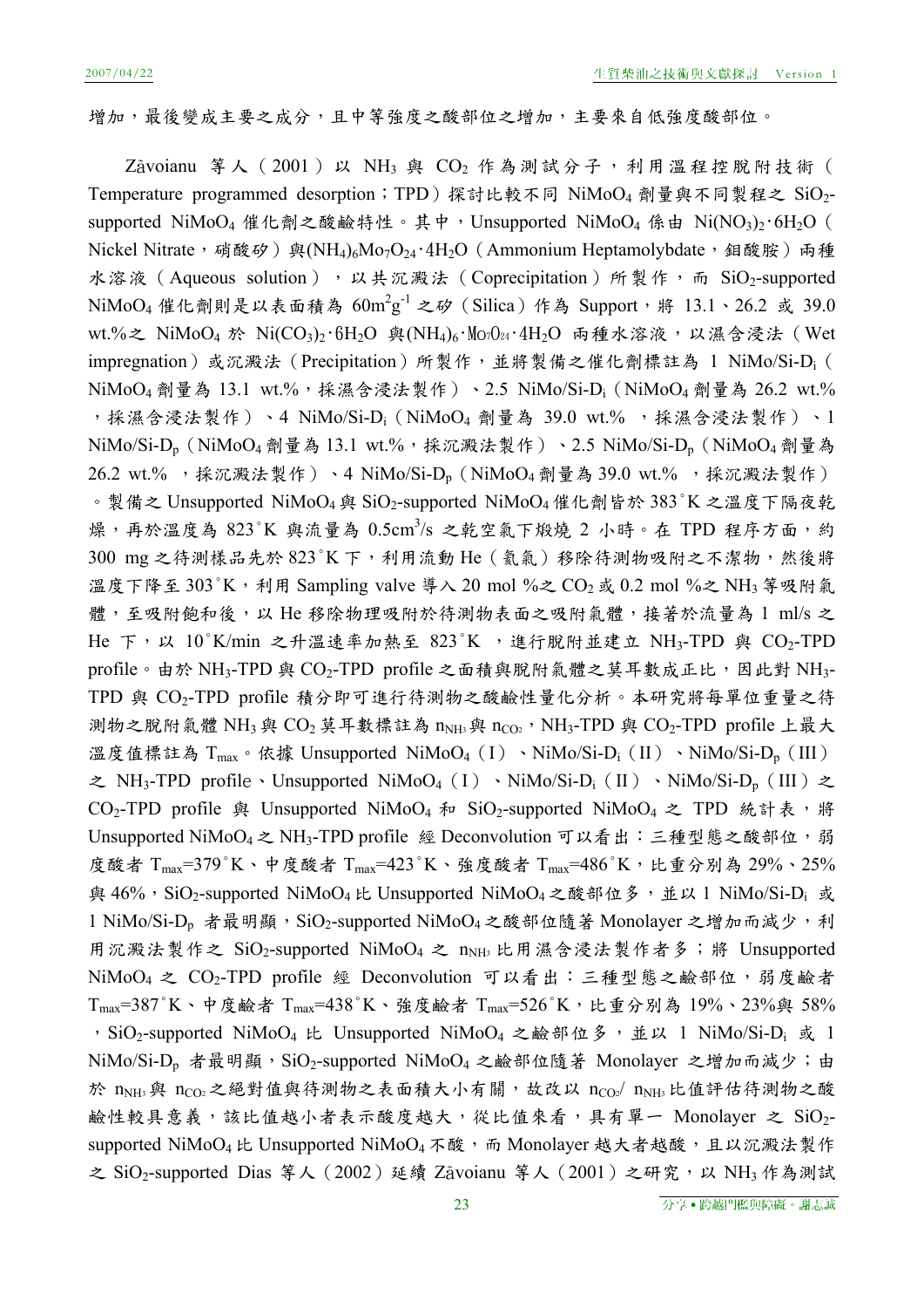增加，最後變成主要之成分，且中等強度之酸部位之增加，主要來自低強度酸部位。

Zăvoianu 等人（2001）以 $NH_3$ 與 $CO_2$ 作為測試分子，利用溫程控脫附技術（Temperature programmed desorption；TPD）探討比較不同 $NiMoO_4$ 劑量與不同製程之 $SiO_2$-supported $NiMoO_4$ 催化劑之酸鹼特性。其中，Unsupported $NiMoO_4$ 係由 $Ni(NO_3)_2 \cdot 6H_2O$（Nickel Nitrate，硝酸矽）與$(NH_4)_6Mo_7O_{24} \cdot 4H_2O$（Ammonium Heptamolybdate，鉬酸胺）兩種水溶液（Aqueous solution），以共沉澱法（Coprecipitation）所製作，而 $SiO_2$-supported $NiMoO_4$ 催化劑則是以表面積為 $60m^2g^{-1}$ 之矽（Silica）作為 Support，將 13.1、26.2 或 39.0 wt.%之 $NiMoO_4$ 於 $Ni(CO_3)_2 \cdot 6H_2O$ 與$(NH_4)_6 \cdot Mo_7O_{24} \cdot 4H_2O$ 兩種水溶液，以濕含浸法（Wet impregnation）或沉澱法（Precipitation）所製作，並將製備之催化劑標註為 1 NiMo/Si-$D_i$（$NiMoO_4$ 劑量為 13.1 wt.%，採濕含浸法製作）、2.5 NiMo/Si-$D_i$（$NiMoO_4$ 劑量為 26.2 wt.%，採濕含浸法製作）、4 NiMo/Si-$D_i$（$NiMoO_4$ 劑量為 39.0 wt.% ，採濕含浸法製作）、1 NiMo/Si-$D_p$（$NiMoO_4$ 劑量為 13.1 wt.%，採沉澱法製作）、2.5 NiMo/Si-$D_p$（$NiMoO_4$ 劑量為 26.2 wt.% ，採沉澱法製作）、4 NiMo/Si-$D_p$（$NiMoO_4$ 劑量為 39.0 wt.% ，採沉澱法製作）。製備之 Unsupported $NiMoO_4$ 與 $SiO_2$-supported $NiMoO_4$ 催化劑皆於 383˚K 之溫度下隔夜乾燥，再於溫度為 823˚K 與流量為 $0.5cm^3/s$ 之乾空氣下煅燒 2 小時。在 TPD 程序方面，約 300 mg 之待測樣品先於 823˚K 下，利用流動 He（氦氣）移除待測物吸附之不潔物，然後將溫度下降至 303˚K，利用 Sampling valve 導入 20 mol %之 $CO_2$ 或 0.2 mol %之 $NH_3$ 等吸附氣體，至吸附飽和後，以 He 移除物理吸附於待測物表面之吸附氣體，接著於流量為 1 ml/s 之 He 下，以 10˚K/min 之升溫速率加熱至 823˚K ，進行脫附並建立 $NH_3$-TPD 與 $CO_2$-TPD profile。由於 $NH_3$-TPD 與 $CO_2$-TPD profile 之面積與脫附氣體之莫耳數成正比，因此對 $NH_3$-TPD 與 $CO_2$-TPD profile 積分即可進行待測物之酸鹼性量化分析。本研究將每單位重量之待測物之脫附氣體 $NH_3$ 與 $CO_2$ 莫耳數標註為 $n_{NH_3}$與 $n_{CO_2}$，$NH_3$-TPD 與 $CO_2$-TPD profile 上最大溫度值標註為 $T_{max}$。依據 Unsupported $NiMoO_4$（I）、NiMo/Si-$D_i$（II）、NiMo/Si-$D_p$（III）之 $NH_3$-TPD profile、Unsupported $NiMoO_4$（I）、NiMo/Si-$D_i$（II）、NiMo/Si-$D_p$（III）之 $CO_2$-TPD profile 與 Unsupported $NiMoO_4$ 和 $SiO_2$-supported $NiMoO_4$ 之 TPD 統計表，將 Unsupported $NiMoO_4$ 之 $NH_3$-TPD profile 經 Deconvolution 可以看出：三種型態之酸部位，弱度酸者 $T_{max}$=379˚K、中度酸者 $T_{max}$=423˚K、強度酸者 $T_{max}$=486˚K，比重分別為 29%、25%與 46%，$SiO_2$-supported $NiMoO_4$ 比 Unsupported $NiMoO_4$ 之酸部位多，並以 1 NiMo/Si-$D_i$ 或 1 NiMo/Si-$D_p$ 者最明顯，$SiO_2$-supported $NiMoO_4$ 之酸部位隨著 Monolayer 之增加而減少，利用沉澱法製作之 $SiO_2$-supported $NiMoO_4$ 之 $n_{NH_3}$ 比用濕含浸法製作者多；將 Unsupported $NiMoO_4$ 之 $CO_2$-TPD profile 經 Deconvolution 可以看出：三種型態之鹼部位，弱度鹼者 $T_{max}$=387˚K、中度鹼者 $T_{max}$=438˚K、強度鹼者 $T_{max}$=526˚K，比重分別為 19%、23%與 58%，$SiO_2$-supported $NiMoO_4$ 比 Unsupported $NiMoO_4$ 之鹼部位多，並以 1 NiMo/Si-$D_i$ 或 1 NiMo/Si-$D_p$ 者最明顯，$SiO_2$-supported $NiMoO_4$ 之鹼部位隨著 Monolayer 之增加而減少；由於 $n_{NH_3}$與 $n_{CO_2}$之絕對值與待測物之表面積大小有關，故改以 $n_{CO_2}$/ $n_{NH_3}$比值評估待測物之酸鹼性較具意義，該比值越小者表示酸度越大，從比值來看，具有單一 Monolayer 之 $SiO_2$-supported $NiMoO_4$ 比 Unsupported $NiMoO_4$ 不酸，而 Monolayer 越大者越酸，且以沉澱法製作之 $SiO_2$-supported Dias 等人（2002）延續 Zăvoianu 等人（2001）之研究，以 $NH_3$ 作為測試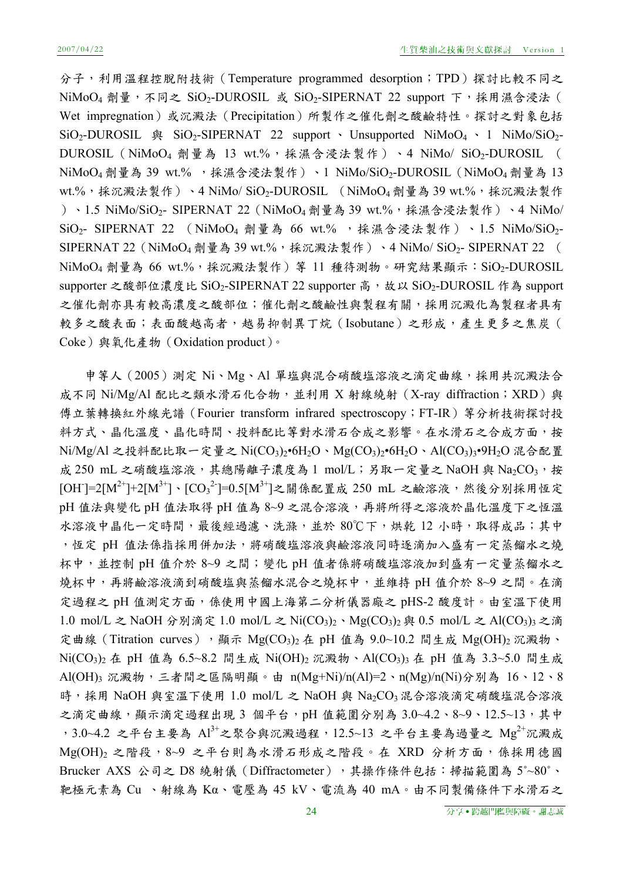分子，利用溫程控脫附技術（Temperature programmed desorption；TPD）探討比較不同之 $NiMoO_4$ 劑量，不同之 $SiO_2$-DUROSIL 或 $SiO_2$-SIPERNAT 22 support 下，採用濕含浸法（Wet impregnation）或沉澱法（Precipitation）所製作之催化劑之酸鹼特性。探討之對象包括 $SiO_2$-DUROSIL 與 $SiO_2$-SIPERNAT 22 support、Unsupported $NiMoO_4$、1 NiMo/$SiO_2$-DUROSIL（$NiMoO_4$ 劑量為 13 wt.%，採濕含浸法製作）、4 NiMo/ $SiO_2$-DUROSIL （$NiMoO_4$ 劑量為 39 wt.% ，採濕含浸法製作）、1 NiMo/$SiO_2$-DUROSIL（$NiMoO_4$ 劑量為 13 wt.%，採沉澱法製作）、4 NiMo/ $SiO_2$-DUROSIL （$NiMoO_4$ 劑量為 39 wt.%，採沉澱法製作）、1.5 NiMo/$SiO_2$- SIPERNAT 22（$NiMoO_4$ 劑量為 39 wt.%，採濕含浸法製作）、4 NiMo/ $SiO_2$- SIPERNAT 22 （$NiMoO_4$ 劑量為 66 wt.% ，採濕含浸法製作）、1.5 NiMo/$SiO_2$-SIPERNAT 22（$NiMoO_4$ 劑量為 39 wt.%，採沉澱法製作）、4 NiMo/ $SiO_2$- SIPERNAT 22 （$NiMoO_4$ 劑量為 66 wt.%，採沉澱法製作）等 11 種待測物。研究結果顯示：$SiO_2$-DUROSIL supporter 之酸部位濃度比 $SiO_2$-SIPERNAT 22 supporter 高，故以 $SiO_2$-DUROSIL 作為 support 之催化劑亦具有較高濃度之酸部位；催化劑之酸鹼性與製程有關，採用沉澱化為製程者具有較多之酸表面；表面酸越高者，越易抑制異丁烷（Isobutane）之形成，產生更多之焦炭（Coke）與氧化產物（Oxidation product）。

申等人（2005）測定 Ni、Mg、Al 單鹽與混合硝酸鹽溶液之滴定曲線，採用共沉澱法合成不同 Ni/Mg/Al 配比之類水滑石化合物，並利用 X 射線繞射（X-ray diffraction；XRD）與傅立葉轉換紅外線光譜（Fourier transform infrared spectroscopy；FT-IR）等分析技術探討投料方式、晶化溫度、晶化時間、投料配比等對水滑石合成之影響。在水滑石之合成方面，按 Ni/Mg/Al 之投料配比取一定量之 $Ni(CO_3)_2$•$6H_2O$、$Mg(CO_3)_2$•$6H_2O$、$Al(CO_3)_3$•$9H_2O$ 混合配置成 250 mL 之硝酸鹽溶液，其總陽離子濃度為 1 mol/L；另取一定量之 NaOH 與 $Na_2CO_3$，按 $[OH^-]=2[M^{2+}]+2[M^{3+}]$、$[CO_3^{2-}]=0.5[M^{3+}]$之關係配置成 250 mL 之鹼溶液，然後分別採用恆定 pH 值法與變化 pH 值法取得 pH 值為 8~9 之混合溶液，再將所得之溶液於晶化溫度下之恆溫水溶液中晶化一定時間，最後經過濾、洗滌，並於 80℃下，烘乾 12 小時，取得成品；其中，恆定 pH 值法係指採用併加法，將硝酸鹽溶液與鹼溶液同時逐滴加入盛有一定蒸餾水之燒杯中，並控制 pH 值介於 8~9 之間；變化 pH 值者係將硝酸鹽溶液加到盛有一定量蒸餾水之燒杯中，再將鹼溶液滴到硝酸鹽與蒸餾水混合之燒杯中，並維持 pH 值介於 8~9 之間。在滴定過程之 pH 值測定方面，係使用中國上海第二分析儀器廠之 pHS-2 酸度計。由室溫下使用 1.0 mol/L 之 NaOH 分別滴定 1.0 mol/L 之 $Ni(CO_3)_2$、$Mg(CO_3)_2$ 與 0.5 mol/L 之 $Al(CO_3)_3$ 之滴定曲線（Titration curves），顯示 $Mg(CO_3)_2$ 在 pH 值為 9.0~10.2 間生成 $Mg(OH)_2$ 沉澱物、$Ni(CO_3)_2$ 在 pH 值為 6.5~8.2 間生成 $Ni(OH)_2$ 沉澱物、$Al(CO_3)_3$ 在 pH 值為 3.3~5.0 間生成 $Al(OH)_3$ 沉澱物，三者間之區隔明顯。由 n(Mg+Ni)/n(Al)=2、n(Mg)/n(Ni)分別為 16、12、8 時，採用 NaOH 與室溫下使用 1.0 mol/L 之 NaOH 與 $Na_2CO_3$ 混合溶液滴定硝酸鹽混合溶液之滴定曲線，顯示滴定過程出現 3 個平台，pH 值範圍分別為 3.0~4.2、8~9、12.5~13，其中，3.0~4.2 之平台主要為 $Al^{3+}$之聚合與沉澱過程，12.5~13 之平台主要為過量之 $Mg^{2+}$沉澱成 $Mg(OH)_2$ 之階段，8~9 之平台則為水滑石形成之階段。在 XRD 分析方面，係採用德國 Brucker AXS 公司之 D8 繞射儀（Diffractometer），其操作條件包括：掃描範圍為 5˚~80˚、靶極元素為 Cu 、射線為 Kα、電壓為 45 kV、電流為 40 mA。由不同製備條件下水滑石之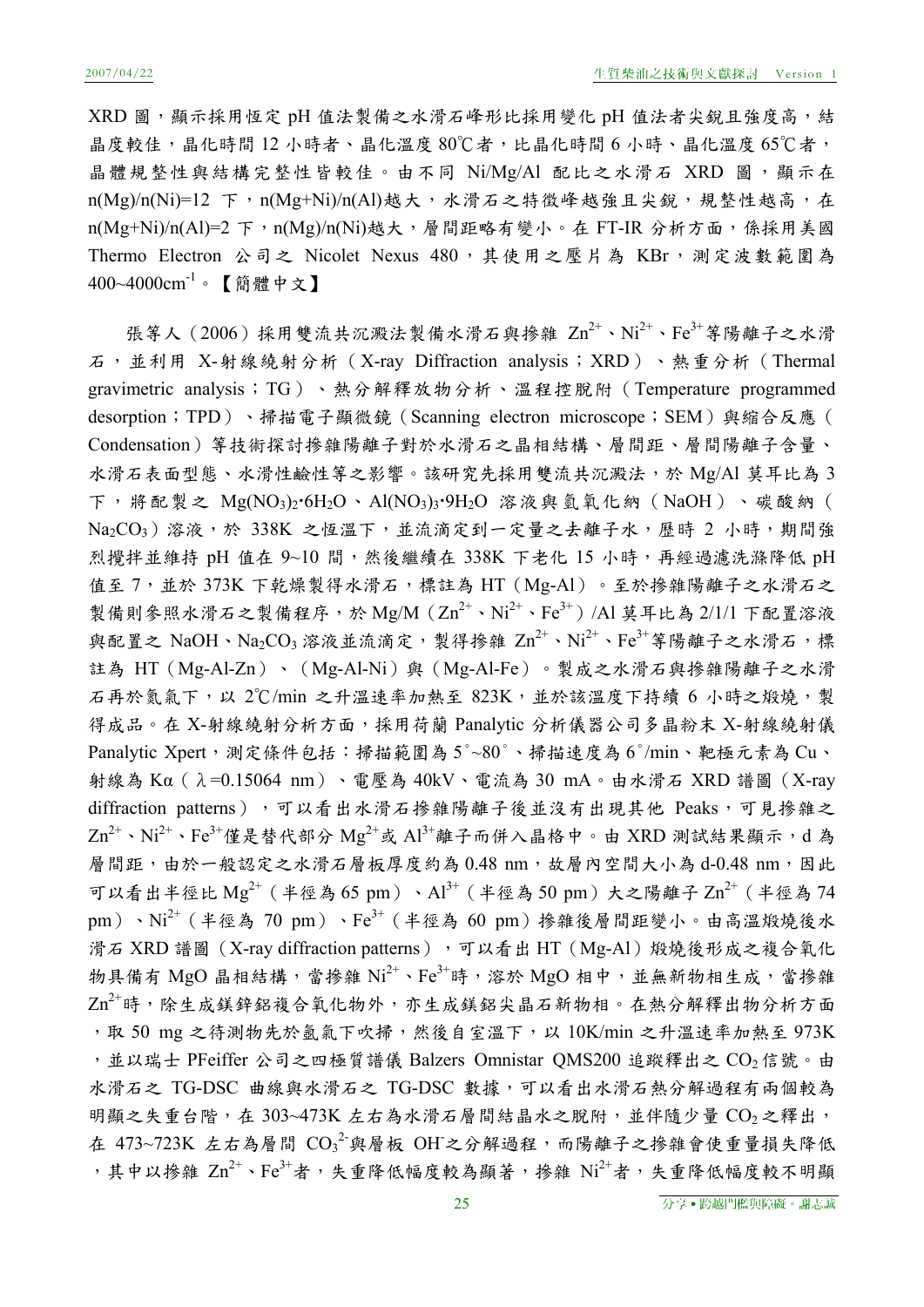XRD 圖，顯示採用恆定 pH 值法製備之水滑石峰形比採用變化 pH 值法者尖銳且強度高，結晶度較佳，晶化時間 12 小時者、晶化溫度 80℃者，比晶化時間 6 小時、晶化溫度 65℃者，晶體規整性與結構完整性皆較佳。由不同 Ni/Mg/Al 配比之水滑石 XRD 圖，顯示在 n(Mg)/n(Ni)=12 下，n(Mg+Ni)/n(Al)越大，水滑石之特徵峰越強且尖銳，規整性越高，在 n(Mg+Ni)/n(Al)=2 下，n(Mg)/n(Ni)越大，層間距略有變小。在 FT-IR 分析方面，係採用美國 Thermo Electron 公司之 Nicolet Nexus 480，其使用之壓片為 KBr，測定波數範圍為 400~4000cm$^{-1}$。【簡體中文】

張等人（2006）採用雙流共沉澱法製備水滑石與摻雜 $Zn^{2+}$、$Ni^{2+}$、$Fe^{3+}$等陽離子之水滑石，並利用 X-射線繞射分析（X-ray Diffraction analysis；XRD）、熱重分析（Thermal gravimetric analysis；TG）、熱分解釋放物分析、溫程控脫附（Temperature programmed desorption；TPD）、掃描電子顯微鏡（Scanning electron microscope；SEM）與縮合反應（Condensation）等技術探討摻雜陽離子對於水滑石之晶相結構、層間距、層間陽離子含量、水滑石表面型態、水滑性鹼性等之影響。該研究先採用雙流共沉澱法，於 Mg/Al 莫耳比為 3 下，將配製之 $Mg(NO_3)_2 \cdot 6H_2O$、$Al(NO_3)_3 \cdot 9H_2O$ 溶液與氫氧化鈉（NaOH）、碳酸鈉（$Na_2CO_3$）溶液，於 338K 之恆溫下，並流滴定到一定量之去離子水，歷時 2 小時，期間強烈攪拌並維持 pH 值在 9~10 間，然後繼續在 338K 下老化 15 小時，再經過濾洗滌降低 pH 值至 7，並於 373K 下乾燥製得水滑石，標註為 HT（Mg-Al）。至於摻雜陽離子之水滑石之製備則參照水滑石之製備程序，於 Mg/M（$Zn^{2+}$、$Ni^{2+}$、$Fe^{3+}$）/Al 莫耳比為 2/1/1 下配置溶液與配置之 NaOH、$Na_2CO_3$ 溶液並流滴定，製得摻雜 $Zn^{2+}$、$Ni^{2+}$、$Fe^{3+}$等陽離子之水滑石，標註為 HT（Mg-Al-Zn）、（Mg-Al-Ni）與（Mg-Al-Fe）。製成之水滑石與摻雜陽離子之水滑石再於氮氣下，以 2℃/min 之升溫速率加熱至 823K，並於該溫度下持續 6 小時之煅燒，製得成品。在 X-射線繞射分析方面，採用荷蘭 Panalytic 分析儀器公司多晶粉末 X-射線繞射儀 Panalytic Xpert，測定條件包括：掃描範圍為 5°~80°、掃描速度為 6°/min、靶極元素為 Cu、射線為 Kα（λ=0.15064 nm）、電壓為 40kV、電流為 30 mA。由水滑石 XRD 譜圖（X-ray diffraction patterns），可以看出水滑石摻雜陽離子後並沒有出現其他 Peaks，可見摻雜之 $Zn^{2+}$、$Ni^{2+}$、$Fe^{3+}$僅是替代部分 $Mg^{2+}$或 $Al^{3+}$離子而併入晶格中。由 XRD 測試結果顯示，d 為層間距，由於一般認定之水滑石層板厚度約為 0.48 nm，故層內空間大小為 d-0.48 nm，因此可以看出半徑比 $Mg^{2+}$（半徑為 65 pm）、$Al^{3+}$（半徑為 50 pm）大之陽離子 $Zn^{2+}$（半徑為 74 pm）、$Ni^{2+}$（半徑為 70 pm）、$Fe^{3+}$（半徑為 60 pm）摻雜後層間距變小。由高溫煅燒後水滑石 XRD 譜圖（X-ray diffraction patterns），可以看出 HT（Mg-Al）煅燒後形成之複合氧化物具備有 MgO 晶相結構，當摻雜 $Ni^{2+}$、$Fe^{3+}$時，溶於 MgO 相中，並無新物相生成，當摻雜 $Zn^{2+}$時，除生成鎂鋅鋁複合氧化物外，亦生成鎂鋁尖晶石新物相。在熱分解釋出物分析方面，取 50 mg 之待測物先於氬氣下吹掃，然後自室溫下，以 10K/min 之升溫速率加熱至 973K，並以瑞士 PFeiffer 公司之四極質譜儀 Balzers Omnistar QMS200 追蹤釋出之 $CO_2$信號。由水滑石之 TG-DSC 曲線與水滑石之 TG-DSC 數據，可以看出水滑石熱分解過程有兩個較為明顯之失重台階，在 303~473K 左右為水滑石層間結晶水之脫附，並伴隨少量 $CO_2$之釋出，在 473~723K 左右為層間 $CO_3^{2-}$與層板 $OH^-$之分解過程，而陽離子之摻雜會使重量損失降低，其中以摻雜 $Zn^{2+}$、$Fe^{3+}$者，失重降低幅度較為顯著，摻雜 $Ni^{2+}$者，失重降低幅度較不明顯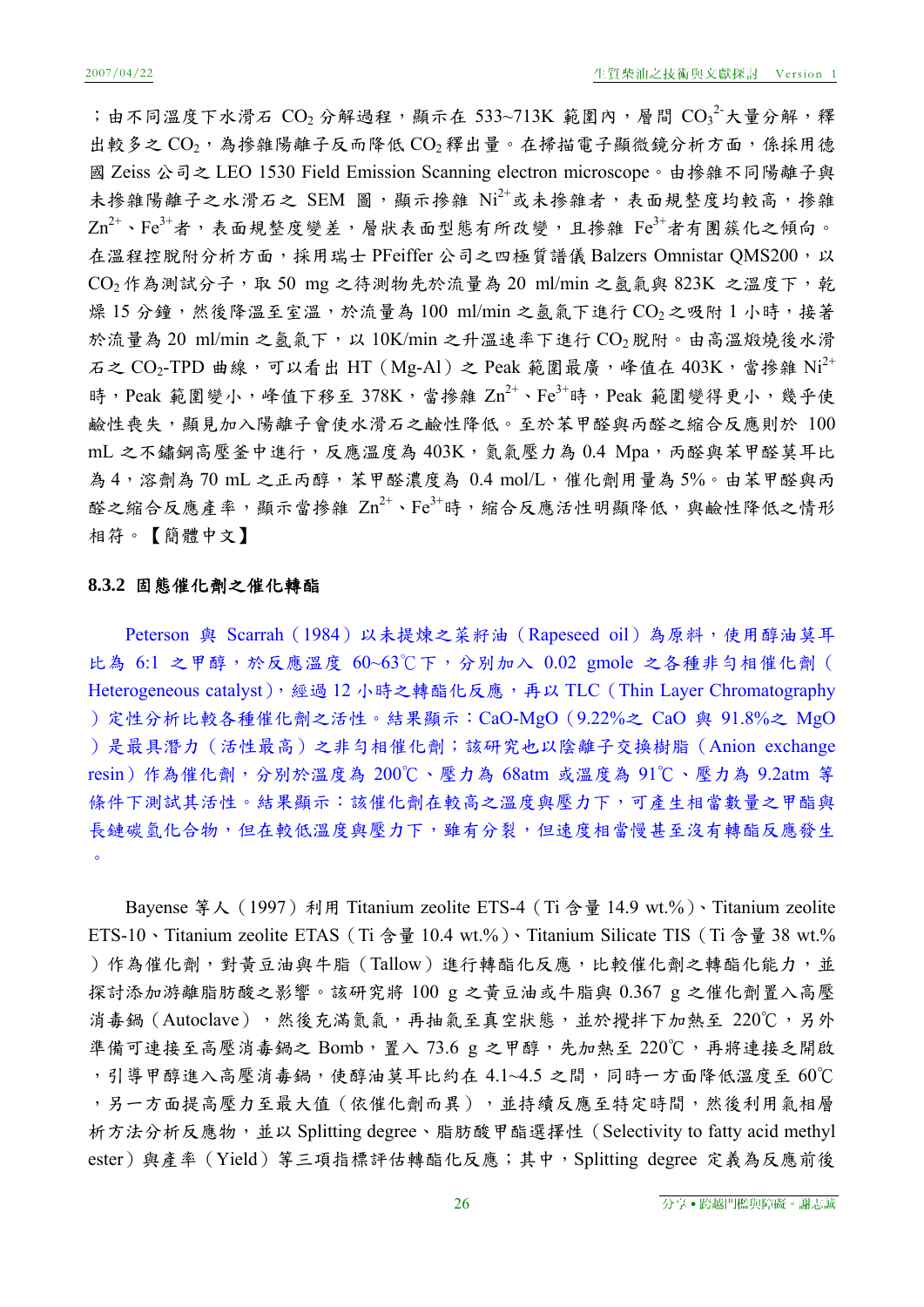；由不同溫度下水滑石 $CO_2$ 分解過程，顯示在 533~713K 範圍內，層間 $CO_3^{2-}$ 大量分解，釋出較多之 $CO_2$，為摻雜陽離子反而降低 $CO_2$ 釋出量。在掃描電子顯微鏡分析方面，係採用德國 Zeiss 公司之 LEO 1530 Field Emission Scanning electron microscope。由摻雜不同陽離子與未摻雜陽離子之水滑石之 SEM 圖，顯示摻雜 $Ni^{2+}$ 或未摻雜者，表面規整度均較高，摻雜 $Zn^{2+}$、$Fe^{3+}$ 者，表面規整度變差，層狀表面型態有所改變，且摻雜 $Fe^{3+}$ 者有團簇化之傾向。在溫程控脫附分析方面，採用瑞士 PFeiffer 公司之四極質譜儀 Balzers Omnistar QMS200，以 $CO_2$ 作為測試分子，取 50 mg 之待測物先於流量為 20 ml/min 之氬氣與 823K 之溫度下，乾燥 15 分鐘，然後降溫至室溫，於流量為 100 ml/min 之氬氣下進行 $CO_2$ 之吸附 1 小時，接著於流量為 20 ml/min 之氬氣下，以 10K/min 之升溫速率下進行 $CO_2$ 脫附。由高溫煅燒後水滑石之 $CO_2$-TPD 曲線，可以看出 HT（Mg-Al）之 Peak 範圍最廣，峰值在 403K，當摻雜 $Ni^{2+}$ 時，Peak 範圍變小，峰值下移至 378K，當摻雜 $Zn^{2+}$、$Fe^{3+}$ 時，Peak 範圍變得更小，幾乎使鹼性喪失，顯見加入陽離子會使水滑石之鹼性降低。至於苯甲醛與丙醛之縮合反應則於 100 mL 之不鏽鋼高壓釜中進行，反應溫度為 403K，氮氣壓力為 0.4 Mpa，丙醛與苯甲醛莫耳比為 4，溶劑為 70 mL 之正丙醇，苯甲醛濃度為 0.4 mol/L，催化劑用量為 5%。由苯甲醛與丙醛之縮合反應產率，顯示當摻雜 $Zn^{2+}$、$Fe^{3+}$ 時，縮合反應活性明顯降低，與鹼性降低之情形相符。【簡體中文】

### 8.3.2 固態催化劑之催化轉酯

Peterson 與 Scarrah（1984）以未提煉之菜籽油（Rapeseed oil）為原料，使用醇油莫耳比為 6:1 之甲醇，於反應溫度 60~63℃下，分別加入 0.02 gmole 之各種非勻相催化劑（Heterogeneous catalyst），經過 12 小時之轉酯化反應，再以 TLC（Thin Layer Chromatography）定性分析比較各種催化劑之活性。結果顯示：CaO-MgO（9.22%之 CaO 與 91.8%之 MgO）是最具潛力（活性最高）之非勻相催化劑；該研究也以陰離子交換樹脂（Anion exchange resin）作為催化劑，分別於溫度為 200℃、壓力為 68atm 或溫度為 91℃、壓力為 9.2atm 等條件下測試其活性。結果顯示：該催化劑在較高之溫度與壓力下，可產生相當數量之甲酯與長鏈碳氫化合物，但在較低溫度與壓力下，雖有分裂，但速度相當慢甚至沒有轉酯反應發生。

Bayense 等人（1997）利用 Titanium zeolite ETS-4（Ti 含量 14.9 wt.%）、Titanium zeolite ETS-10、Titanium zeolite ETAS（Ti 含量 10.4 wt.%）、Titanium Silicate TIS（Ti 含量 38 wt.%）作為催化劑，對黃豆油與牛脂（Tallow）進行轉酯化反應，比較催化劑之轉酯化能力，並探討添加游離脂肪酸之影響。該研究將 100 g 之黃豆油或牛脂與 0.367 g 之催化劑置入高壓消毒鍋（Autoclave），然後充滿氮氣，再抽氣至真空狀態，並於攪拌下加熱至 220℃，另外準備可連接至高壓消毒鍋之 Bomb，置入 73.6 g 之甲醇，先加熱至 220℃，再將連接乏開啟，引導甲醇進入高壓消毒鍋，使醇油莫耳比約在 4.1~4.5 之間，同時一方面降低溫度至 60℃，另一方面提高壓力至最大值（依催化劑而異），並持續反應至特定時間，然後利用氣相層析方法分析反應物，並以 Splitting degree、脂肪酸甲酯選擇性（Selectivity to fatty acid methyl ester）與產率（Yield）等三項指標評估轉酯化反應；其中，Splitting degree 定義為反應前後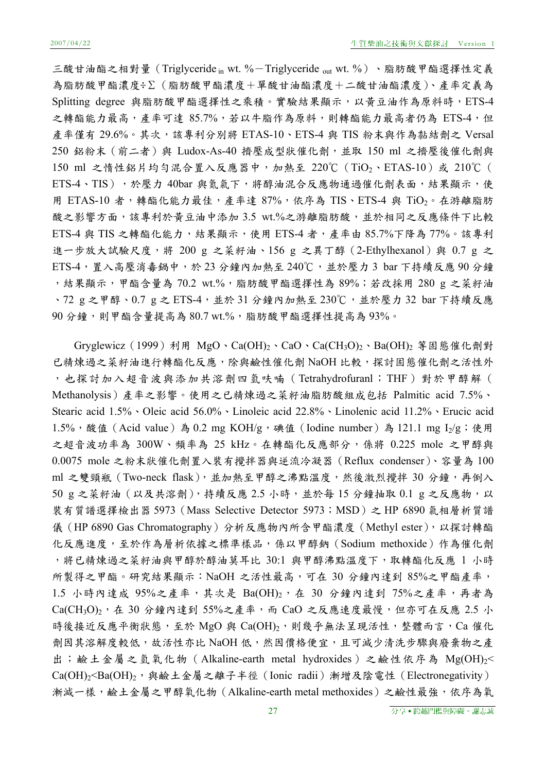三酸甘油酯之相對量（Triglyceride $_{in}$ wt. %－Triglyceride $_{out}$ wt. %）、脂肪酸甲酯選擇性定義為脂肪酸甲酯濃度÷Σ（脂肪酸甲酯濃度＋單酸甘油酯濃度＋二酸甘油酯濃度）、產率定義為 Splitting degree 與脂肪酸甲酯選擇性之乘積。實驗結果顯示，以黃豆油作為原料時，ETS-4 之轉酯能力最高，產率可達 85.7%，若以牛脂作為原料，則轉酯能力最高者仍為 ETS-4，但產率僅有 29.6%。其次，該專利分別將 ETAS-10、ETS-4 與 TIS 粉末與作為黏結劑之 Versal 250 鋁粉末（前二者）與 Ludox-As-40 擠壓成型狀催化劑，並取 150 ml 之擠壓後催化劑與 150 ml 之惰性鋁片均勻混合置入反應器中，加熱至 220℃（$TiO_2$、ETAS-10）或 210℃（ETS-4、TIS），於壓力 40bar 與氮氣下，將醇油混合反應物通過催化劑表面，結果顯示，使用 ETAS-10 者，轉酯化能力最佳，產率達 87%，依序為 TIS、ETS-4 與 $TiO_2$。在游離脂肪酸之影響方面，該專利於黃豆油中添加 3.5 wt.%之游離脂肪酸，並於相同之反應條件下比較 ETS-4 與 TIS 之轉酯化能力，結果顯示，使用 ETS-4 者，產率由 85.7%下降為 77%。該專利進一步放大試驗尺度，將 200 g 之菜籽油、156 g 之異丁醇（2-Ethylhexanol）與 0.7 g 之 ETS-4，置入高壓消毒鍋中，於 23 分鐘內加熱至 240℃，並於壓力 3 bar 下持續反應 90 分鐘，結果顯示，甲酯含量為 70.2 wt.%，脂肪酸甲酯選擇性為 89%；若改採用 280 g 之菜籽油、72 g 之甲醇、0.7 g 之 ETS-4，並於 31 分鐘內加熱至 230℃，並於壓力 32 bar 下持續反應 90 分鐘，則甲酯含量提高為 80.7 wt.%，脂肪酸甲酯選擇性提高為 93%。

Gryglewicz（1999）利用 MgO、$Ca(OH)_2$、CaO、$Ca(CH_3O)_2$、$Ba(OH)_2$ 等固態催化劑對已精煉過之菜籽油進行轉酯化反應，除與鹼性催化劑 NaOH 比較，探討固態催化劑之活性外，也探討加入超音波與添加共溶劑四氫呋喃（Tetrahydrofuranl；THF）對於甲醇解（Methanolysis）產率之影響。使用之已精煉過之菜籽油脂肪酸組成包括 Palmitic acid 7.5%、Stearic acid 1.5%、Oleic acid 56.0%、Linoleic acid 22.8%、Linolenic acid 11.2%、Erucic acid 1.5%，酸值（Acid value）為 0.2 mg KOH/g，碘值（Iodine number）為 121.1 mg $I_2$/g；使用之超音波功率為 300W、頻率為 25 kHz。在轉酯化反應部分，係將 0.225 mole 之甲醇與 0.0075 mole 之粉末狀催化劑置入裝有攪拌器與逆流冷凝器（Reflux condenser）、容量為 100 ml 之雙頸瓶（Two-neck flask），並加熱至甲醇之沸點溫度，然後激烈攪拌 30 分鐘，再倒入 50 g 之菜籽油（以及共溶劑），持續反應 2.5 小時，並於每 15 分鐘抽取 0.1 g 之反應物，以裝有質譜選擇檢出器 5973（Mass Selective Detector 5973；MSD）之 HP 6890 氣相層析質譜儀（HP 6890 Gas Chromatography）分析反應物內所含甲酯濃度（Methyl ester），以探討轉酯化反應進度，至於作為層析依據之標準樣品，係以甲醇鈉（Sodium methoxide）作為催化劑，將已精煉過之菜籽油與甲醇於醇油莫耳比 30:1 與甲醇沸點溫度下，取轉酯化反應 1 小時所製得之甲酯。研究結果顯示：NaOH 之活性最高，可在 30 分鐘內達到 85%之甲酯產率，1.5 小時內達成 95%之產率，其次是 $Ba(OH)_2$，在 30 分鐘內達到 75%之產率，再者為 $Ca(CH_3O)_2$，在 30 分鐘內達到 55%之產率，而 CaO 之反應速度最慢，但亦可在反應 2.5 小時後接近反應平衡狀態，至於 MgO 與 $Ca(OH)_2$，則幾乎無法呈現活性，整體而言，Ca 催化劑因其溶解度較低，故活性亦比 NaOH 低，然因價格便宜，且可減少清洗步驟與廢棄物之產出；鹼土金屬之氫氧化物（Alkaline-earth metal hydroxides）之鹼性依序為 $Mg(OH)_2 < Ca(OH)_2 < Ba(OH)_2$，與鹼土金屬之離子半徑（Ionic radii）漸增及陰電性（Electronegativity）漸減一樣，鹼土金屬之甲醇氧化物（Alkaline-earth metal methoxides）之鹼性最強，依序為氧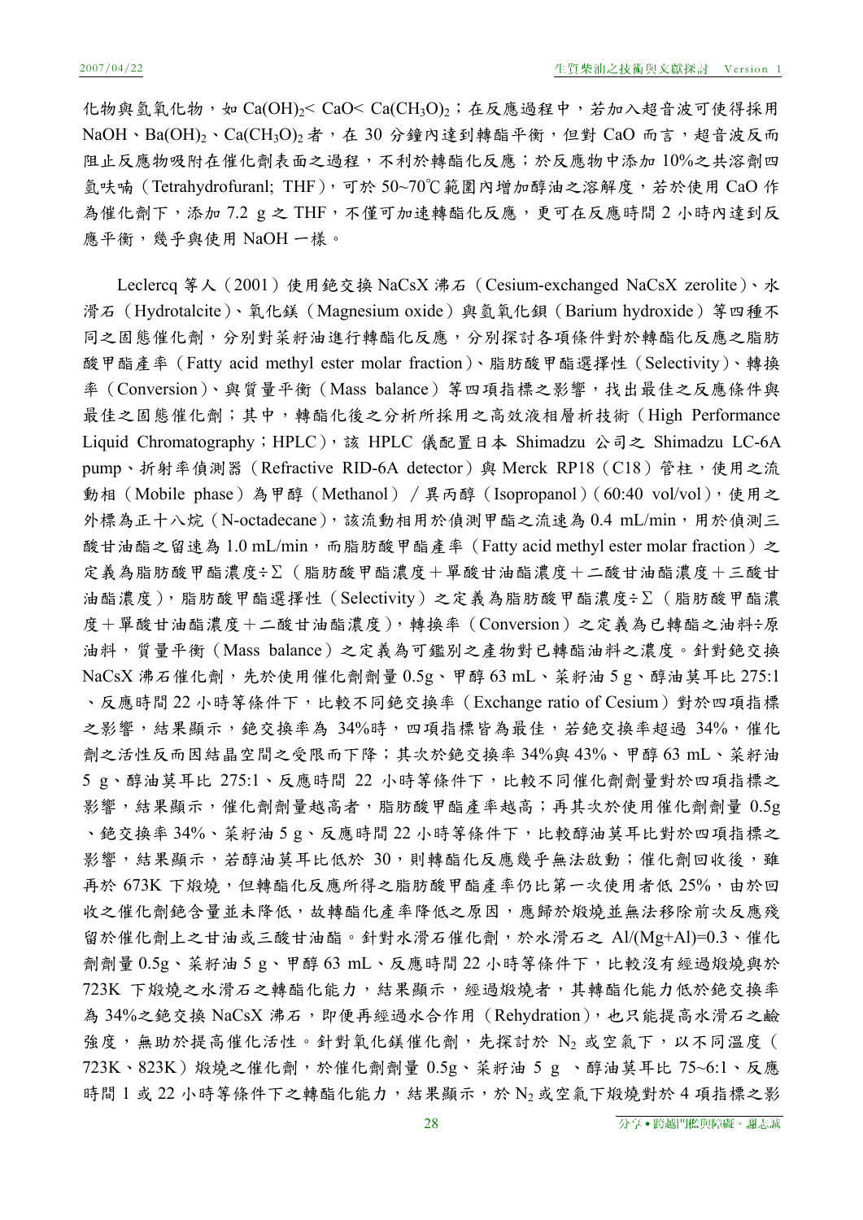化物與氫氧化物，如 $Ca(OH)_2$< CaO< $Ca(CH_3O)_2$；在反應過程中，若加入超音波可使得採用 NaOH、$Ba(OH)_2$、$Ca(CH_3O)_2$ 者，在 30 分鐘內達到轉酯平衡，但對 CaO 而言，超音波反而阻止反應物吸附在催化劑表面之過程，不利於轉酯化反應；於反應物中添加 10%之共溶劑四氫呋喃（Tetrahydrofuranl; THF），可於 50~70℃範圍內增加醇油之溶解度，若於使用 CaO 作為催化劑下，添加 7.2 g 之 THF，不僅可加速轉酯化反應，更可在反應時間 2 小時內達到反應平衡，幾乎與使用 NaOH 一樣。

Leclercq 等人（2001）使用銫交換 NaCsX 沸石（Cesium-exchanged NaCsX zerolite）、水滑石（Hydrotalcite）、氧化鎂（Magnesium oxide）與氫氧化鋇（Barium hydroxide）等四種不同之固態催化劑，分別對菜籽油進行轉酯化反應，分別探討各項條件對於轉酯化反應之脂肪酸甲酯產率（Fatty acid methyl ester molar fraction）、脂肪酸甲酯選擇性（Selectivity）、轉換率（Conversion）、與質量平衡（Mass balance）等四項指標之影響，找出最佳之反應條件與最佳之固態催化劑；其中，轉酯化後之分析所採用之高效液相層析技術（High Performance Liquid Chromatography；HPLC），該 HPLC 儀配置日本 Shimadzu 公司之 Shimadzu LC-6A pump、折射率偵測器（Refractive RID-6A detector）與 Merck RP18（C18）管柱，使用之流動相（Mobile phase）為甲醇（Methanol）／異丙醇（Isopropanol）(60:40 vol/vol)，使用之外標為正十八烷（N-octadecane），該流動相用於偵測甲酯之流速為 0.4 mL/min，用於偵測三酸甘油酯之留速為 1.0 mL/min，而脂肪酸甲酯產率（Fatty acid methyl ester molar fraction）之定義為脂肪酸甲酯濃度÷Σ（脂肪酸甲酯濃度＋單酸甘油酯濃度＋二酸甘油酯濃度＋三酸甘油酯濃度），脂肪酸甲酯選擇性（Selectivity）之定義為脂肪酸甲酯濃度÷Σ（脂肪酸甲酯濃度＋單酸甘油酯濃度＋二酸甘油酯濃度），轉換率（Conversion）之定義為已轉酯之油料÷原油料，質量平衡（Mass balance）之定義為可鑑別之產物對已轉酯油料之濃度。針對銫交換 NaCsX 沸石催化劑，先於使用催化劑劑量 0.5g、甲醇 63 mL、菜籽油 5 g、醇油莫耳比 275:1、反應時間 22 小時等條件下，比較不同銫交換率（Exchange ratio of Cesium）對於四項指標之影響，結果顯示，銫交換率為 34%時，四項指標皆為最佳，若銫交換率超過 34%，催化劑之活性反而因結晶空間之受限而下降；其次於銫交換率 34%與 43%、甲醇 63 mL、菜籽油 5 g、醇油莫耳比 275:1、反應時間 22 小時等條件下，比較不同催化劑劑量對於四項指標之影響，結果顯示，催化劑劑量越高者，脂肪酸甲酯產率越高；再其次於使用催化劑劑量 0.5g、銫交換率 34%、菜籽油 5 g、反應時間 22 小時等條件下，比較醇油莫耳比對於四項指標之影響，結果顯示，若醇油莫耳比低於 30，則轉酯化反應幾乎無法啟動；催化劑回收後，雖再於 673K 下煅燒，但轉酯化反應所得之脂肪酸甲酯產率仍比第一次使用者低 25%，由於回收之催化劑銫含量並未降低，故轉酯化產率降低之原因，應歸於煅燒並無法移除前次反應殘留於催化劑上之甘油或三酸甘油酯。針對水滑石催化劑，於水滑石之 Al/(Mg+Al)=0.3、催化劑劑量 0.5g、菜籽油 5 g、甲醇 63 mL、反應時間 22 小時等條件下，比較沒有經過煅燒與於 723K 下煅燒之水滑石之轉酯化能力，結果顯示，經過煅燒者，其轉酯化能力低於銫交換率為 34%之銫交換 NaCsX 沸石，即便再經過水合作用（Rehydration），也只能提高水滑石之鹼強度，無助於提高催化活性。針對氧化鎂催化劑，先探討於 $N_2$ 或空氣下，以不同溫度（723K、823K）煅燒之催化劑，於催化劑劑量 0.5g、菜籽油 5 g 、醇油莫耳比 75~6:1、反應時間 1 或 22 小時等條件下之轉酯化能力，結果顯示，於 $N_2$ 或空氣下煅燒對於 4 項指標之影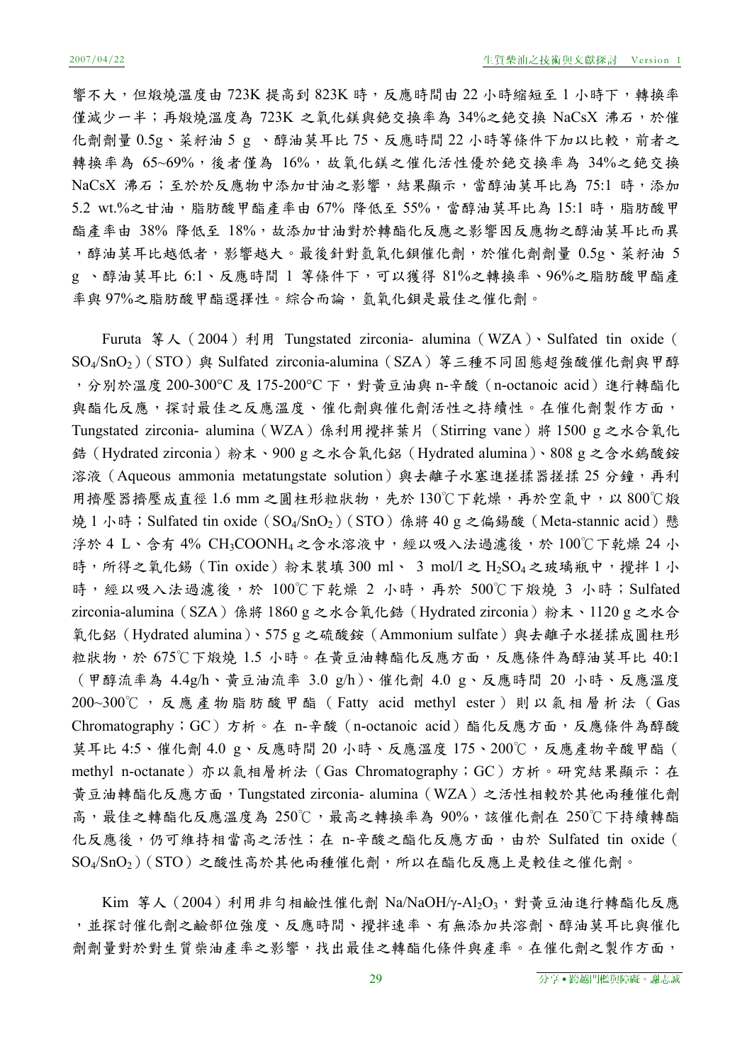響不大，但煅燒溫度由 723K 提高到 823K 時，反應時間由 22 小時縮短至 1 小時下，轉換率僅減少一半；再煅燒溫度為 723K 之氧化鎂與銫交換率為 34%之銫交換 NaCsX 沸石，於催化劑劑量 0.5g、菜籽油 5 g 、醇油莫耳比 75、反應時間 22 小時等條件下加以比較，前者之轉換率為 65~69%，後者僅為 16%，故氧化鎂之催化活性優於銫交換率為 34%之銫交換 NaCsX 沸石；至於於反應物中添加甘油之影響，結果顯示，當醇油莫耳比為 75:1 時，添加 5.2 wt.%之甘油，脂肪酸甲酯產率由 67% 降低至 55%，當醇油莫耳比為 15:1 時，脂肪酸甲酯產率由 38% 降低至 18%，故添加甘油對於轉酯化反應之影響因反應物之醇油莫耳比而異，醇油莫耳比越低者，影響越大。最後針對氫氧化鋇催化劑，於催化劑劑量 0.5g、菜籽油 5 g 、醇油莫耳比 6:1、反應時間 1 等條件下，可以獲得 81%之轉換率、96%之脂肪酸甲酯產率與 97%之脂肪酸甲酯選擇性。綜合而論，氫氧化鋇是最佳之催化劑。

Furuta 等人（2004）利用 Tungstated zirconia- alumina（WZA）、Sulfated tin oxide（$SO_4/SnO_2$）（STO）與 Sulfated zirconia-alumina（SZA）等三種不同固態超強酸催化劑與甲醇，分別於溫度 200-300°C 及 175-200°C 下，對黃豆油與 n-辛酸（n-octanoic acid）進行轉酯化與酯化反應，探討最佳之反應溫度、催化劑與催化劑活性之持續性。在催化劑製作方面，Tungstated zirconia- alumina（WZA）係利用攪拌葉片（Stirring vane）將 1500 g 之水合氧化鋯（Hydrated zirconia）粉末、900 g 之水合氧化鋁（Hydrated alumina）、808 g 之含水鎢酸銨溶液（Aqueous ammonia metatungstate solution）與去離子水塞進搓揉器搓揉 25 分鐘，再利用擠壓器擠壓成直徑 1.6 mm 之圓柱形粒狀物，先於 130℃下乾燥，再於空氣中，以 800℃煅燒 1 小時；Sulfated tin oxide（$SO_4/SnO_2$）（STO）係將 40 g 之偏錫酸（Meta-stannic acid）懸浮於 4 L、含有 4% $CH_3COONH_4$ 之含水溶液中，經以吸入法過濾後，於 100℃下乾燥 24 小時，所得之氧化錫（Tin oxide）粉末裝填 300 ml、 3 mol/l 之 $H_2SO_4$ 之玻璃瓶中，攪拌 1 小時，經以吸入法過濾後，於 100℃下乾燥 2 小時，再於 500℃下煅燒 3 小時；Sulfated zirconia-alumina（SZA）係將 1860 g 之水合氧化鋯（Hydrated zirconia）粉末、1120 g 之水合氧化鋁（Hydrated alumina）、575 g 之硫酸銨（Ammonium sulfate）與去離子水搓揉成圓柱形粒狀物，於 675℃下煅燒 1.5 小時。在黃豆油轉酯化反應方面，反應條件為醇油莫耳比 40:1（甲醇流率為 4.4g/h、黃豆油流率 3.0 g/h）、催化劑 4.0 g、反應時間 20 小時、反應溫度 200~300℃ ，反應產物脂肪酸甲酯（Fatty acid methyl ester）則以氣相層析法（Gas Chromatography；GC）方析。在 n-辛酸（n-octanoic acid）酯化反應方面，反應條件為醇酸莫耳比 4:5、催化劑 4.0 g、反應時間 20 小時、反應溫度 175、200℃，反應產物辛酸甲酯（methyl n-octanate）亦以氣相層析法（Gas Chromatography；GC）方析。研究結果顯示：在黃豆油轉酯化反應方面，Tungstated zirconia- alumina（WZA）之活性相較於其他兩種催化劑高，最佳之轉酯化反應溫度為 250℃，最高之轉換率為 90%，該催化劑在 250℃下持續轉酯化反應後，仍可維持相當高之活性；在 n-辛酸之酯化反應方面，由於 Sulfated tin oxide（$SO_4/SnO_2$）（STO）之酸性高於其他兩種催化劑，所以在酯化反應上是較佳之催化劑。

Kim 等人（2004）利用非勻相鹼性催化劑 Na/NaOH/$\gamma$-$Al_2O_3$，對黃豆油進行轉酯化反應，並探討催化劑之鹼部位強度、反應時間、攪拌速率、有無添加共溶劑、醇油莫耳比與催化劑劑量對於對生質柴油產率之影響，找出最佳之轉酯化條件與產率。在催化劑之製作方面，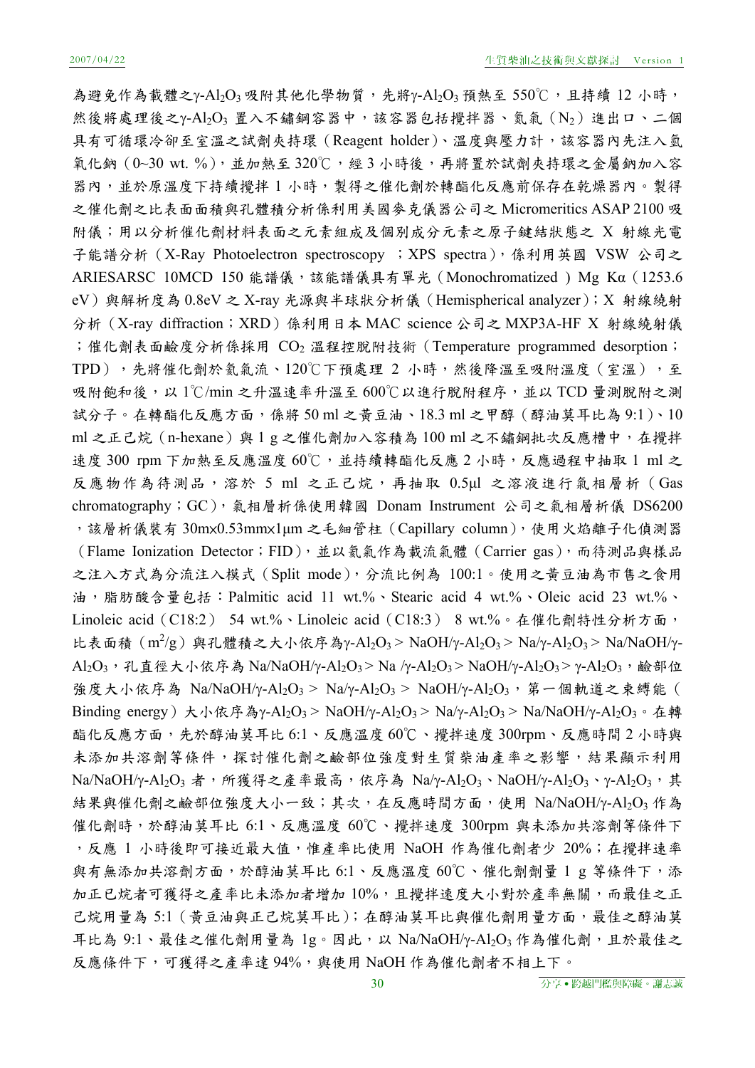為避免作為載體之γ-$Al_2O_3$吸附其他化學物質，先將γ-$Al_2O_3$預熱至 550℃，且持續 12 小時，然後將處理後之γ-$Al_2O_3$ 置入不鏽鋼容器中，該容器包括攪拌器、氮氣（$N_2$）進出口、二個具有可循環冷卻至室溫之試劑夾持環（Reagent holder）、溫度與壓力計，該容器內先注入氫氧化鈉（0~30 wt. %），並加熱至 320℃，經 3 小時後，再將置於試劑夾持環之金屬鈉加入容器內，並於原溫度下持續攪拌 1 小時，製得之催化劑於轉酯化反應前保存在乾燥器內。製得之催化劑之比表面面積與孔體積分析係利用美國麥克儀器公司之 Micromeritics ASAP 2100 吸附儀；用以分析催化劑材料表面之元素組成及個別成分元素之原子鍵結狀態之 X 射線光電子能譜分析（X-Ray Photoelectron spectroscopy ；XPS spectra），係利用英國 VSW 公司之 ARIESARSC 10MCD 150 能譜儀，該能譜儀具有單光（Monochromatized ) Mg Kα（1253.6 eV）與解析度為 0.8eV 之 X-ray 光源與半球狀分析儀（Hemispherical analyzer）；X 射線繞射分析（X-ray diffraction；XRD）係利用日本 MAC science 公司之 MXP3A-HF X 射線繞射儀；催化劑表面鹼度分析係採用 $CO_2$ 溫程控脫附技術（Temperature programmed desorption；TPD），先將催化劑於氦氣流、120℃下預處理 2 小時，然後降溫至吸附溫度（室溫），至吸附飽和後，以 1℃/min 之升溫速率升溫至 600℃以進行脫附程序，並以 TCD 量測脫附之測試分子。在轉酯化反應方面，係將 50 ml 之黃豆油、18.3 ml 之甲醇（醇油莫耳比為 9:1）、10 ml 之正己烷（n-hexane）與 1 g 之催化劑加入容積為 100 ml 之不鏽鋼批次反應槽中，在攪拌速度 300 rpm 下加熱至反應溫度 60℃，並持續轉酯化反應 2 小時，反應過程中抽取 1 ml 之反應物作為待測品，溶於 5 ml 之正己烷，再抽取 0.5μl 之溶液進行氣相層析（Gas chromatography；GC），氣相層析係使用韓國 Donam Instrument 公司之氣相層析儀 DS6200，該層析儀裝有 30m×0.53mm×1μm 之毛細管柱（Capillary column），使用火焰離子化偵測器（Flame Ionization Detector；FID），並以氦氣作為載流氣體（Carrier gas），而待測品與樣品之注入方式為分流注入模式（Split mode），分流比例為 100:1。使用之黃豆油為市售之食用油，脂肪酸含量包括：Palmitic acid 11 wt.%、Stearic acid 4 wt.%、Oleic acid 23 wt.%、Linoleic acid（C18:2） 54 wt.%、Linoleic acid（C18:3） 8 wt.%。在催化劑特性分析方面，比表面積（$m^2/g$）與孔體積之大小依序為γ-$Al_2O_3$ > NaOH/γ-$Al_2O_3$ > Na/γ-$Al_2O_3$ > Na/NaOH/γ-$Al_2O_3$，孔直徑大小依序為 Na/NaOH/γ-$Al_2O_3$ > Na /γ-$Al_2O_3$ > NaOH/γ-$Al_2O_3$ > γ-$Al_2O_3$，鹼部位強度大小依序為 Na/NaOH/γ-$Al_2O_3$ > Na/γ-$Al_2O_3$ > NaOH/γ-$Al_2O_3$，第一個軌道之束縛能（Binding energy）大小依序為γ-$Al_2O_3$ > NaOH/γ-$Al_2O_3$ > Na/γ-$Al_2O_3$ > Na/NaOH/γ-$Al_2O_3$。在轉酯化反應方面，先於醇油莫耳比 6:1、反應溫度 60℃、攪拌速度 300rpm、反應時間 2 小時與未添加共溶劑等條件，探討催化劑之鹼部位強度對生質柴油產率之影響，結果顯示利用 Na/NaOH/γ-$Al_2O_3$ 者，所獲得之產率最高，依序為 Na/γ-$Al_2O_3$、NaOH/γ-$Al_2O_3$、γ-$Al_2O_3$，其結果與催化劑之鹼部位強度大小一致；其次，在反應時間方面，使用 Na/NaOH/γ-$Al_2O_3$ 作為催化劑時，於醇油莫耳比 6:1、反應溫度 60℃、攪拌速度 300rpm 與未添加共溶劑等條件下，反應 1 小時後即可接近最大值，惟產率比使用 NaOH 作為催化劑者少 20%；在攪拌速率與有無添加共溶劑方面，於醇油莫耳比 6:1、反應溫度 60℃、催化劑劑量 1 g 等條件下，添加正己烷者可獲得之產率比未添加者增加 10%，且攪拌速度大小對於產率無關，而最佳之正己烷用量為 5:1（黃豆油與正己烷莫耳比）；在醇油莫耳比與催化劑用量方面，最佳之醇油莫耳比為 9:1、最佳之催化劑用量為 1g。因此，以 Na/NaOH/γ-$Al_2O_3$ 作為催化劑，且於最佳之反應條件下，可獲得之產率達 94%，與使用 NaOH 作為催化劑者不相上下。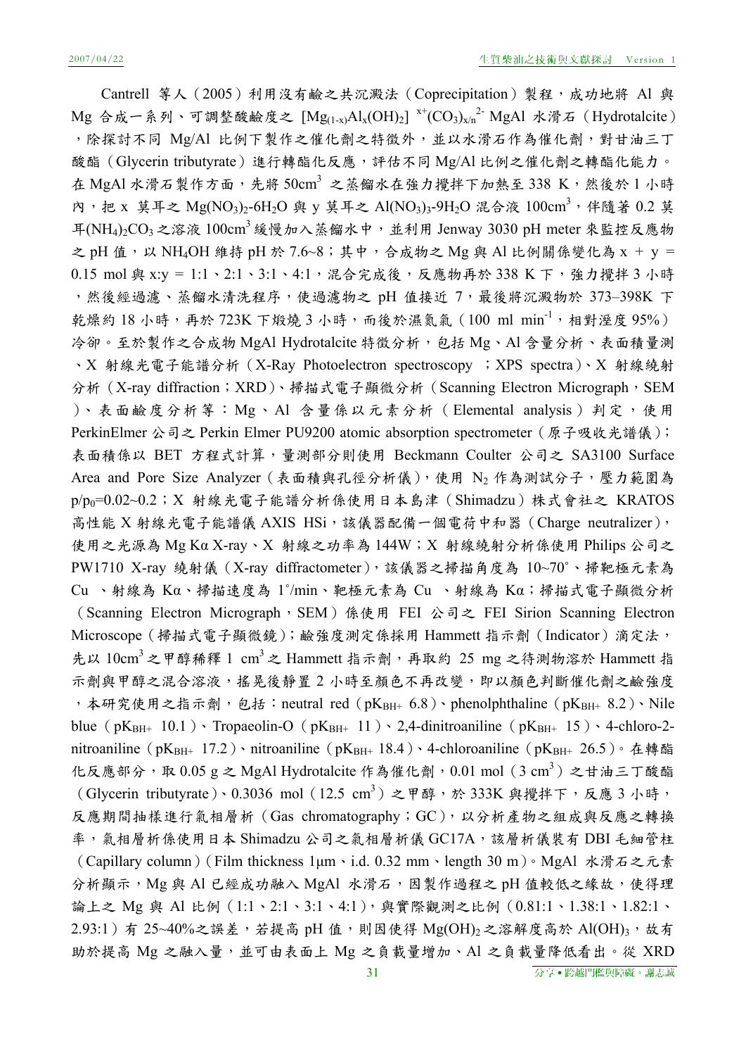Cantrell 等人（2005）利用沒有鹼之共沉澱法（Coprecipitation）製程，成功地將 Al 與 Mg 合成一系列、可調整酸鹼度之 $[Mg_{(1-x)}Al_x(OH)_2]^{x+}(CO_3)_{x/n}^{2-}$ MgAl 水滑石（Hydrotalcite），除探討不同 Mg/Al 比例下製作之催化劑之特徵外，並以水滑石作為催化劑，對甘油三丁酸酯（Glycerin tributyrate）進行轉酯化反應，評估不同 Mg/Al 比例之催化劑之轉酯化能力。在 MgAl 水滑石製作方面，先將 $50cm^3$ 之蒸餾水在強力攪拌下加熱至 338 K，然後於 1 小時內，把 x 莫耳之 $Mg(NO_3)_2$-$6H_2O$ 與 y 莫耳之 $Al(NO_3)_3$-$9H_2O$ 混合液 $100cm^3$，伴隨著 0.2 莫耳$(NH_4)_2CO_3$之溶液 $100cm^3$ 緩慢加入蒸餾水中，並利用 Jenway 3030 pH meter 來監控反應物之 pH 值，以 $NH_4OH$ 維持 pH 於 7.6~8；其中，合成物之 Mg 與 Al 比例關係變化為 x + y = 0.15 mol 與 x:y = 1:1、2:1、3:1、4:1，混合完成後，反應物再於 338 K 下，強力攪拌 3 小時，然後經過濾、蒸餾水清洗程序，使過濾物之 pH 值接近 7，最後將沉澱物於 373–398K 下乾燥約 18 小時，再於 723K 下煅燒 3 小時，而後於濕氮氣（100 ml $min^{-1}$，相對溼度 95%）冷卻。至於製作之合成物 MgAl Hydrotalcite 特徵分析，包括 Mg、Al 含量分析、表面積量測、X 射線光電子能譜分析（X-Ray Photoelectron spectroscopy ；XPS spectra）、X 射線繞射分析（X-ray diffraction；XRD）、掃描式電子顯微分析（Scanning Electron Micrograph，SEM）、表面鹼度分析等：Mg、Al 含量係以元素分析（Elemental analysis）判定，使用 PerkinElmer 公司之 Perkin Elmer PU9200 atomic absorption spectrometer（原子吸收光譜儀）；表面積係以 BET 方程式計算，量測部分則使用 Beckmann Coulter 公司之 SA3100 Surface Area and Pore Size Analyzer（表面積與孔徑分析儀），使用 $N_2$ 作為測試分子，壓力範圍為 $p/p_0$=0.02~0.2；X 射線光電子能譜分析係使用日本島津（Shimadzu）株式會社之 KRATOS 高性能 X 射線光電子能譜儀 AXIS HSi，該儀器配備一個電荷中和器（Charge neutralizer），使用之光源為 Mg Kα X-ray、X 射線之功率為 144W；X 射線繞射分析係使用 Philips 公司之 PW1710 X-ray 繞射儀（X-ray diffractometer），該儀器之掃描角度為 10~70°、掃靶極元素為 Cu 、射線為 Kα、掃描速度為 1°/min、靶極元素為 Cu 、射線為 Kα；掃描式電子顯微分析（Scanning Electron Micrograph，SEM）係使用 FEI 公司之 FEI Sirion Scanning Electron Microscope（掃描式電子顯微鏡）；鹼強度測定係採用 Hammett 指示劑（Indicator）滴定法，先以 $10cm^3$ 之甲醇稀釋 1 $cm^3$ 之 Hammett 指示劑，再取約 25 mg 之待測物溶於 Hammett 指示劑與甲醇之混合溶液，搖晃後靜置 2 小時至顏色不再改變，即以顏色判斷催化劑之鹼強度，本研究使用之指示劑，包括：neutral red（$pK_{BH+}$ 6.8）、phenolphthaline（$pK_{BH+}$ 8.2）、Nile blue（$pK_{BH+}$ 10.1）、Tropaeolin-O（$pK_{BH+}$ 11）、2,4-dinitroaniline（$pK_{BH+}$ 15）、4-chloro-2-nitroaniline（$pK_{BH+}$ 17.2）、nitroaniline（$pK_{BH+}$ 18.4）、4-chloroaniline（$pK_{BH+}$ 26.5）。在轉酯化反應部分，取 0.05 g 之 MgAl Hydrotalcite 作為催化劑，0.01 mol（3 $cm^3$）之甘油三丁酸酯（Glycerin tributyrate）、0.3036 mol（12.5 $cm^3$）之甲醇，於 333K 與攪拌下，反應 3 小時，反應期間抽樣進行氣相層析（Gas chromatography；GC），以分析產物之組成與反應之轉換率，氣相層析係使用日本 Shimadzu 公司之氣相層析儀 GC17A，該層析儀裝有 DBI 毛細管柱（Capillary column）（Film thickness 1μm、i.d. 0.32 mm、length 30 m）。MgAl 水滑石之元素分析顯示，Mg 與 Al 已經成功融入 MgAl 水滑石，因製作過程之 pH 值較低之緣故，使得理論上之 Mg 與 Al 比例（1:1、2:1、3:1、4:1），與實際觀測之比例（0.81:1、1.38:1、1.82:1、2.93:1）有 25~40%之誤差，若提高 pH 值，則因使得 $Mg(OH)_2$ 之溶解度高於 $Al(OH)_3$，故有助於提高 Mg 之融入量，並可由表面上 Mg 之負載量增加、Al 之負載量降低看出。從 XRD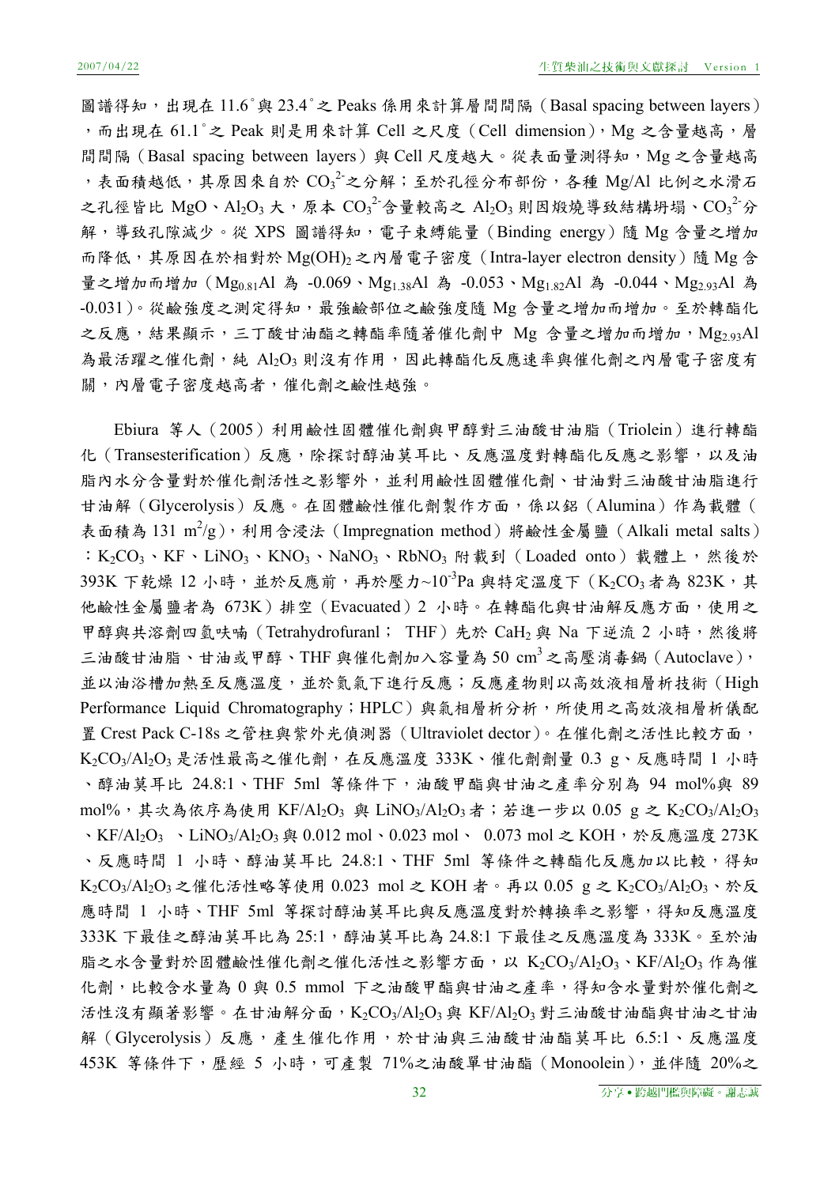圖譜得知，出現在 11.6˚與 23.4˚之 Peaks 係用來計算層間間隔（Basal spacing between layers），而出現在 61.1˚之 Peak 則是用來計算 Cell 之尺度（Cell dimension），Mg 之含量越高，層間間隔（Basal spacing between layers）與 Cell 尺度越大。從表面量測得知，Mg 之含量越高，表面積越低，其原因來自於 $CO_3^{2-}$之分解；至於孔徑分布部份，各種 Mg/Al 比例之水滑石之孔徑皆比 MgO、$Al_2O_3$ 大，原本 $CO_3^{2-}$含量較高之 $Al_2O_3$ 則因煅燒導致結構坍塌、$CO_3^{2-}$分解，導致孔隙減少。從 XPS 圖譜得知，電子束縛能量（Binding energy）隨 Mg 含量之增加而降低，其原因在於相對於 $Mg(OH)_2$ 之內層電子密度（Intra-layer electron density）隨 Mg 含量之增加而增加（$Mg_{0.81}Al$ 為 -0.069、$Mg_{1.38}Al$ 為 -0.053、$Mg_{1.82}Al$ 為 -0.044、$Mg_{2.93}Al$ 為 -0.031）。從鹼強度之測定得知，最強鹼部位之鹼強度隨 Mg 含量之增加而增加。至於轉酯化之反應，結果顯示，三丁酸甘油酯之轉酯率隨著催化劑中 Mg 含量之增加而增加，$Mg_{2.93}Al$ 為最活躍之催化劑，純 $Al_2O_3$ 則沒有作用，因此轉酯化反應速率與催化劑之內層電子密度有關，內層電子密度越高者，催化劑之鹼性越強。

Ebiura 等人（2005）利用鹼性固體催化劑與甲醇對三油酸甘油脂（Triolein）進行轉酯化（Transesterification）反應，除探討醇油莫耳比、反應溫度對轉酯化反應之影響，以及油脂內水分含量對於催化劑活性之影響外，並利用鹼性固體催化劑、甘油對三油酸甘油脂進行甘油解（Glycerolysis）反應。在固體鹼性催化劑製作方面，係以鋁（Alumina）作為載體（表面積為 131 $m^2/g$），利用含浸法（Impregnation method）將鹼性金屬鹽（Alkali metal salts）：$K_2CO_3$、KF、$LiNO_3$、$KNO_3$、$NaNO_3$、$RbNO_3$ 附載到（Loaded onto）載體上，然後於 393K 下乾燥 12 小時，並於反應前，再於壓力~$10^{-3}$Pa 與特定溫度下（$K_2CO_3$ 者為 823K，其他鹼性金屬鹽者為 673K）排空（Evacuated）2 小時。在轉酯化與甘油解反應方面，使用之甲醇與共溶劑四氫呋喃（Tetrahydrofuranl； THF）先於 $CaH_2$ 與 Na 下逆流 2 小時，然後將三油酸甘油脂、甘油或甲醇、THF 與催化劑加入容量為 50 $cm^3$ 之高壓消毒鍋（Autoclave），並以油浴槽加熱至反應溫度，並於氮氣下進行反應；反應產物則以高效液相層析技術（High Performance Liquid Chromatography；HPLC）與氣相層析分析，所使用之高效液相層析儀配置 Crest Pack C-18s 之管柱與紫外光偵測器（Ultraviolet dector）。在催化劑之活性比較方面，$K_2CO_3/Al_2O_3$ 是活性最高之催化劑，在反應溫度 333K、催化劑劑量 0.3 g、反應時間 1 小時、醇油莫耳比 24.8:1、THF 5ml 等條件下，油酸甲酯與甘油之產率分別為 94 mol%與 89 mol%，其次為依序為使用 $KF/Al_2O_3$ 與 $LiNO_3/Al_2O_3$ 者；若進一步以 0.05 g 之 $K_2CO_3/Al_2O_3$、$KF/Al_2O_3$ 、$LiNO_3/Al_2O_3$ 與 0.012 mol、0.023 mol、 0.073 mol 之 KOH，於反應溫度 273K、反應時間 1 小時、醇油莫耳比 24.8:1、THF 5ml 等條件之轉酯化反應加以比較，得知 $K_2CO_3/Al_2O_3$ 之催化活性略等使用 0.023 mol 之 KOH 者。再以 0.05 g 之 $K_2CO_3/Al_2O_3$、於反應時間 1 小時、THF 5ml 等探討醇油莫耳比與反應溫度對於轉換率之影響，得知反應溫度 333K 下最佳之醇油莫耳比為 25:1，醇油莫耳比為 24.8:1 下最佳之反應溫度為 333K。至於油脂之水含量對於固體鹼性催化劑之催化活性之影響方面，以 $K_2CO_3/Al_2O_3$、$KF/Al_2O_3$ 作為催化劑，比較含水量為 0 與 0.5 mmol 下之油酸甲酯與甘油之產率，得知含水量對於催化劑之活性沒有顯著影響。在甘油解分面，$K_2CO_3/Al_2O_3$ 與 $KF/Al_2O_3$ 對三油酸甘油酯與甘油之甘油解（Glycerolysis）反應，產生催化作用，於甘油與三油酸甘油酯莫耳比 6.5:1、反應溫度 453K 等條件下，歷經 5 小時，可產製 71%之油酸單甘油酯（Monoolein），並伴隨 20%之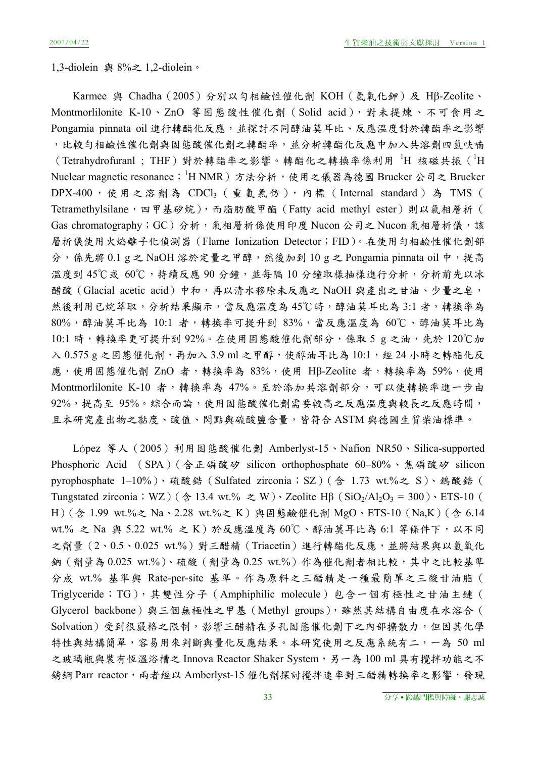1,3-diolein 與 8%之 1,2-diolein。

Karmee 與 Chadha（2005）分別以勻相鹼性催化劑 KOH（氫氧化鉀）及 Hβ-Zeolite、Montmorlilonite K-10、ZnO 等固態酸性催化劑（Solid acid），對未提煉、不可食用之 Pongamia pinnata oil 進行轉酯化反應，並探討不同醇油莫耳比、反應溫度對於轉酯率之影響，比較勻相鹼性催化劑與固態酸催化劑之轉酯率，並分析轉酯化反應中加入共溶劑四氫呋喃（Tetrahydrofuranl；THF）對於轉酯率之影響。轉酯化之轉換率係利用 $^{1}H$ 核磁共振（$^{1}H$ Nuclear magnetic resonance；$^{1}H$ NMR）方法分析，使用之儀器為德國 Brucker 公司之 Brucker DPX-400，使用之溶劑為 $CDCl_3$（重氫氯仿），內標（Internal standard）為 TMS（Tetramethylsilane，四甲基矽烷），而脂肪酸甲酯（Fatty acid methyl ester）則以氣相層析（Gas chromatography；GC）分析，氣相層析係使用印度 Nucon 公司之 Nucon 氣相層析儀，該層析儀使用火焰離子化偵測器（Flame Ionization Detector；FID）。在使用勻相鹼性催化劑部分，係先將 0.1 g 之 NaOH 溶於定量之甲醇，然後加到 10 g 之 Pongamia pinnata oil 中，提高溫度到 45℃或 60℃，持續反應 90 分鐘，並每隔 10 分鐘取樣抽樣進行分析，分析前先以冰醋酸（Glacial acetic acid）中和，再以清水移除未反應之 NaOH 與產出之甘油、少量之皂，然後利用已烷萃取，分析結果顯示，當反應溫度為 45℃時，醇油莫耳比為 3:1 者，轉換率為 80%，醇油莫耳比為 10:1 者，轉換率可提升到 83%，當反應溫度為 60℃、醇油莫耳比為 10:1 時，轉換率更可提升到 92%。在使用固態酸催化劑部分，係取 5 g 之油，先於 120℃加入 0.575 g 之固態催化劑，再加入 3.9 ml 之甲醇，使醇油耳比為 10:1，經 24 小時之轉酯化反應，使用固態催化劑 ZnO 者，轉換率為 83%，使用 Hβ-Zeolite 者，轉換率為 59%，使用 Montmorlilonite K-10 者，轉換率為 47%。至於添加共溶劑部分，可以使轉換率進一步由 92%，提高至 95%。綜合而論，使用固態酸催化劑需要較高之反應溫度與較長之反應時間，且本研究產出物之黏度、酸值、閃點與硫酸鹽含量，皆符合 ASTM 與德國生質柴油標準。

López 等人（2005）利用固態酸催化劑 Amberlyst-15、Nafion NR50、Silica-supported Phosphoric Acid （SPA）（含正磷酸矽 silicon orthophosphate 60–80%、焦磷酸矽 silicon pyrophosphate 1–10%）、硫酸鋯（Sulfated zirconia；SZ）（含 1.73 wt.%之 S）、鎢酸鋯（Tungstated zirconia；WZ）（含 13.4 wt.% 之 W）、Zeolite Hβ（$SiO_2/Al_2O_3$ = 300）、ETS-10（H）（含 1.99 wt.%之 Na、2.28 wt.%之 K）與固態鹼催化劑 MgO、ETS-10（Na,K）（含 6.14 wt.% 之 Na 與 5.22 wt.% 之 K）於反應溫度為 60℃、醇油莫耳比為 6:1 等條件下，以不同之劑量（2、0.5、0.025 wt.%）對三醋精（Triacetin）進行轉酯化反應，並將結果與以氫氧化鈉（劑量為 0.025 wt.%）、硫酸（劑量為 0.25 wt.%）作為催化劑者相比較，其中之比較基準分成 wt.% 基準與 Rate-per-site 基準。作為原料之三醋精是一種最簡單之三酸甘油脂（Triglyceride；TG），其雙性分子（Amphiphilic molecule）包含一個有極性之甘油主鏈（Glycerol backbone）與三個無極性之甲基（Methyl groups），雖然其結構自由度在水溶合（Solvation）受到很嚴格之限制，影響三醋精在多孔固態催化劑下之內部擴散力，但因其化學特性與結構簡單，容易用來判斷與量化反應結果。本研究使用之反應系統有二，一為 50 ml 之玻璃瓶與裝有恆溫浴槽之 Innova Reactor Shaker System，另一為 100 ml 具有攪拌功能之不銹鋼 Parr reactor，兩者經以 Amberlyst-15 催化劑探討攪拌速率對三醋精轉換率之影響，發現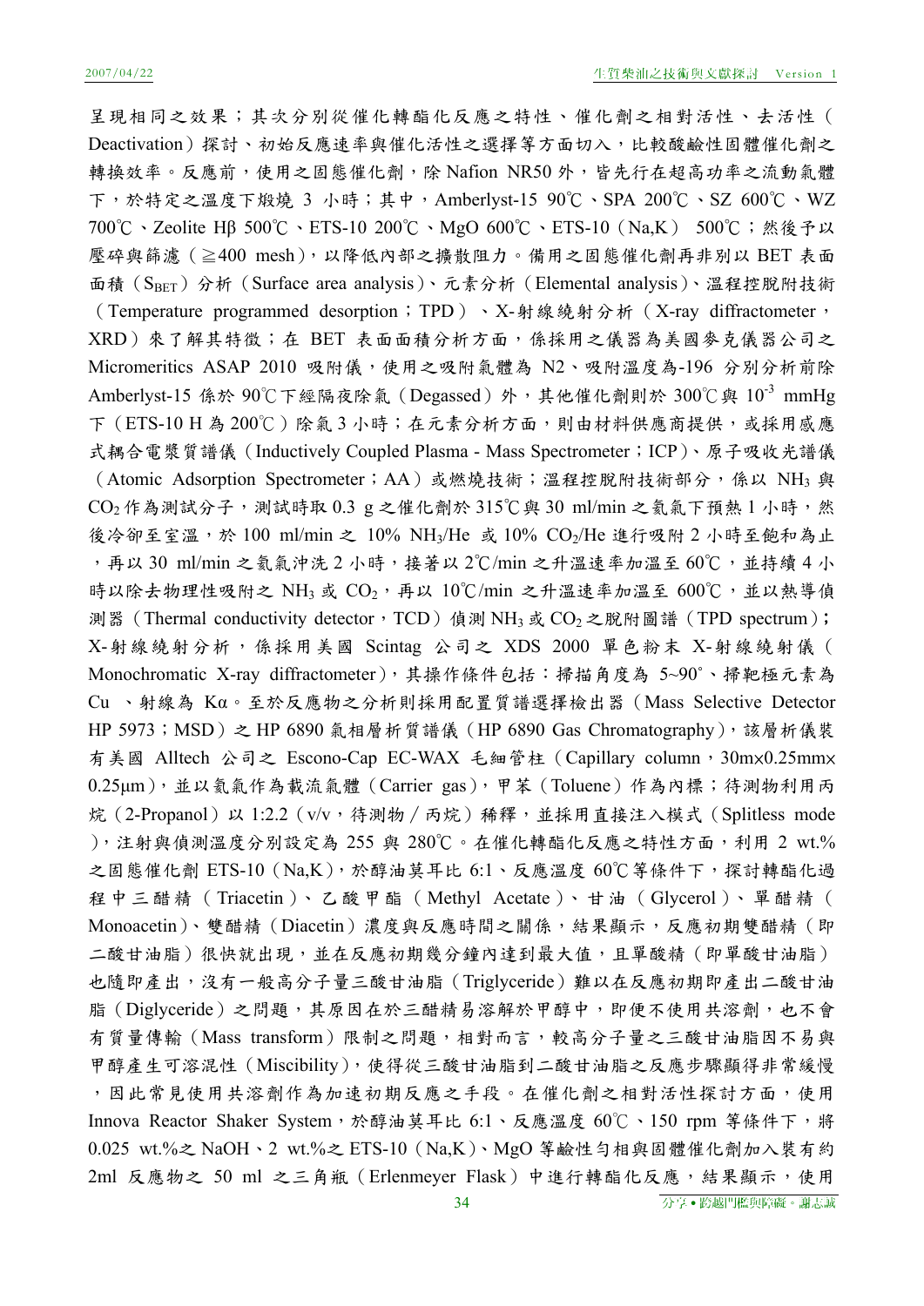呈現相同之效果；其次分別從催化轉酯化反應之特性、催化劑之相對活性、去活性（Deactivation）探討、初始反應速率與催化活性之選擇等方面切入，比較酸鹼性固體催化劑之轉換效率。反應前，使用之固態催化劑，除 Nafion NR50 外，皆先行在超高功率之流動氣體下，於特定之溫度下煅燒 3 小時；其中，Amberlyst-15 90℃、SPA 200℃、SZ 600℃、WZ 700℃、Zeolite Hβ 500℃、ETS-10 200℃、MgO 600℃、ETS-10（Na,K） 500℃；然後予以壓碎與篩濾（≧400 mesh），以降低內部之擴散阻力。備用之固態催化劑再非別以 BET 表面面積（$S_{BET}$）分析（Surface area analysis）、元素分析（Elemental analysis）、溫程控脫附技術（Temperature programmed desorption；TPD）、X-射線繞射分析（X-ray diffractometer，XRD）來了解其特徵；在 BET 表面面積分析方面，係採用之儀器為美國麥克儀器公司之 Micromeritics ASAP 2010 吸附儀，使用之吸附氣體為 N2、吸附溫度為-196 分別分析前除 Amberlyst-15 係於 90℃下經隔夜除氣（Degassed）外，其他催化劑則於 300℃與 $10^{-3}$ mmHg 下（ETS-10 H 為 200℃）除氣 3 小時；在元素分析方面，則由材料供應商提供，或採用感應式耦合電漿質譜儀（Inductively Coupled Plasma - Mass Spectrometer；ICP）、原子吸收光譜儀（Atomic Adsorption Spectrometer；AA）或燃燒技術；溫程控脫附技術部分，係以 $NH_3$ 與 $CO_2$ 作為測試分子，測試時取 0.3 g 之催化劑於 315℃與 30 ml/min 之氦氣下預熱 1 小時，然後冷卻至室溫，於 100 ml/min 之 10% $NH_3$/He 或 10% $CO_2$/He 進行吸附 2 小時至飽和為止，再以 30 ml/min 之氦氣沖洗 2 小時，接著以 2℃/min 之升溫速率加溫至 60℃，並持續 4 小時以除去物理性吸附之 $NH_3$ 或 $CO_2$，再以 10℃/min 之升溫速率加溫至 600℃，並以熱導偵測器（Thermal conductivity detector，TCD）偵測 $NH_3$ 或 $CO_2$ 之脫附圖譜（TPD spectrum）；X-射線繞射分析，係採用美國 Scintag 公司之 XDS 2000 單色粉末 X-射線繞射儀（Monochromatic X-ray diffractometer），其操作條件包括：掃描角度為 5~90°、掃靶極元素為 Cu 、射線為 Kα。至於反應物之分析則採用配置質譜選擇檢出器（Mass Selective Detector HP 5973；MSD）之 HP 6890 氣相層析質譜儀（HP 6890 Gas Chromatography），該層析儀裝有美國 Alltech 公司之 Escono-Cap EC-WAX 毛細管柱（Capillary column，30m×0.25mm×0.25μm），並以氦氣作為載流氣體（Carrier gas），甲苯（Toluene）作為內標；待測物利用丙烷（2-Propanol）以 1:2.2（v/v，待測物／丙烷）稀釋，並採用直接注入模式（Splitless mode），注射與偵測溫度分別設定為 255 與 280℃。在催化轉酯化反應之特性方面，利用 2 wt.%之固態催化劑 ETS-10（Na,K），於醇油莫耳比 6:1、反應溫度 60℃等條件下，探討轉酯化過程中三醋精（Triacetin）、乙酸甲酯（Methyl Acetate）、甘油（Glycerol）、單醋精（Monoacetin）、雙醋精（Diacetin）濃度與反應時間之關係，結果顯示，反應初期雙醋精（即二酸甘油脂）很快就出現，並在反應初期幾分鐘內達到最大值，且單酸精（即單酸甘油脂）也隨即產出，沒有一般高分子量三酸甘油脂（Triglyceride）難以在反應初期即產出二酸甘油脂（Diglyceride）之問題，其原因在於三醋精易溶解於甲醇中，即便不使用共溶劑，也不會有質量傳輸（Mass transform）限制之問題，相對而言，較高分子量之三酸甘油脂因不易與甲醇產生可溶混性（Miscibility），使得從三酸甘油脂到二酸甘油脂之反應步驟顯得非常緩慢，因此常見使用共溶劑作為加速初期反應之手段。在催化劑之相對活性探討方面，使用 Innova Reactor Shaker System，於醇油莫耳比 6:1、反應溫度 60℃、150 rpm 等條件下，將 0.025 wt.%之 NaOH、2 wt.%之 ETS-10（Na,K）、MgO 等鹼性勻相與固體催化劑加入裝有約 2ml 反應物之 50 ml 之三角瓶（Erlenmeyer Flask）中進行轉酯化反應，結果顯示，使用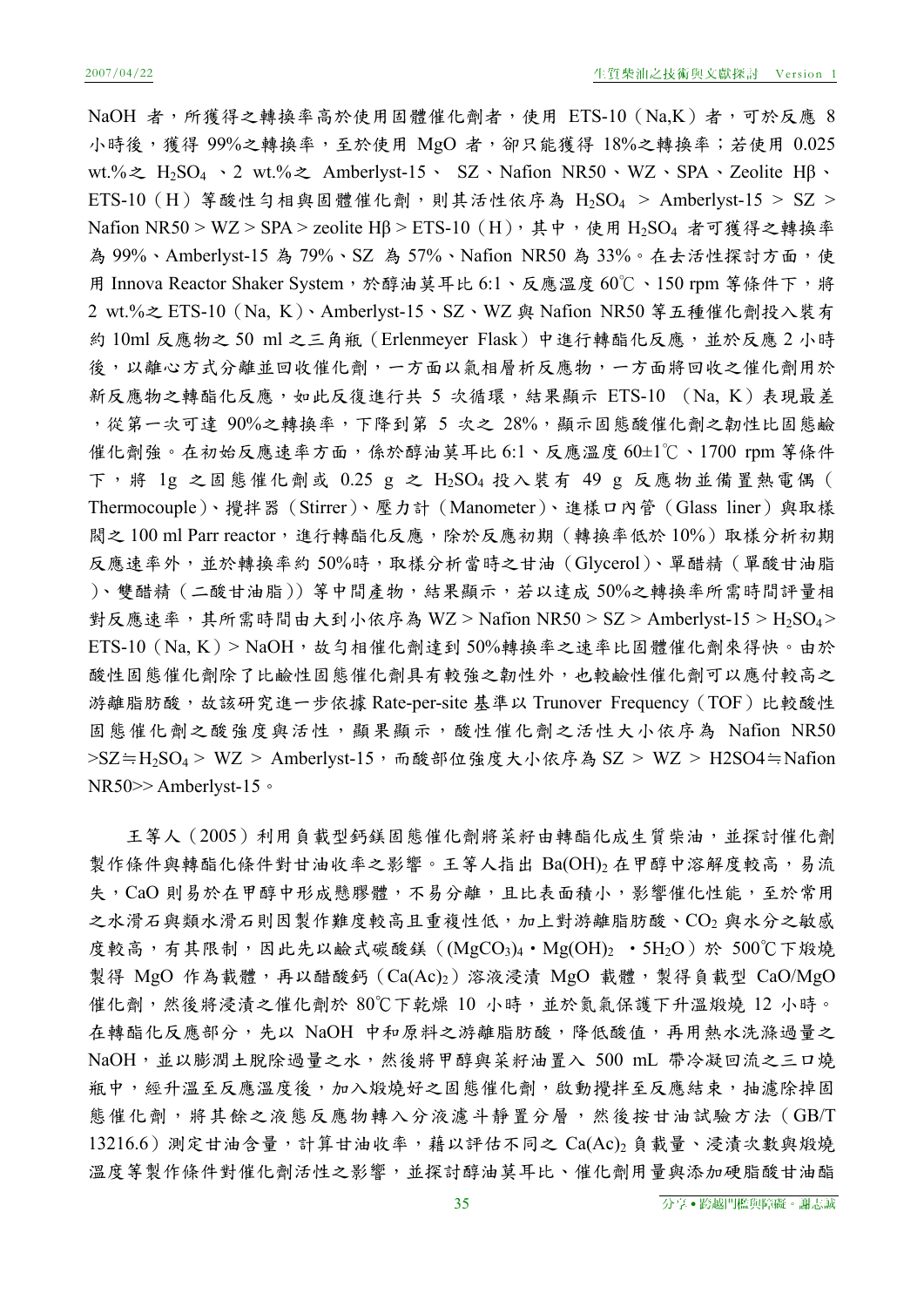NaOH 者，所獲得之轉換率高於使用固體催化劑者，使用 ETS-10（Na,K）者，可於反應 8 小時後，獲得 99%之轉換率，至於使用 MgO 者，卻只能獲得 18%之轉換率；若使用 0.025 wt.%之 $H_2SO_4$ 、2 wt.%之 Amberlyst-15、 SZ、Nafion NR50、WZ、SPA、Zeolite Hβ、ETS-10（H）等酸性勻相與固體催化劑，則其活性依序為 $H_2SO_4$ > Amberlyst-15 > SZ > Nafion NR50 > WZ > SPA > zeolite Hβ > ETS-10（H），其中，使用 $H_2SO_4$ 者可獲得之轉換率為 99%、Amberlyst-15 為 79%、SZ 為 57%、Nafion NR50 為 33%。在去活性探討方面，使用 Innova Reactor Shaker System，於醇油莫耳比 6:1、反應溫度 60℃、150 rpm 等條件下，將 2 wt.%之 ETS-10（Na, K）、Amberlyst-15、SZ、WZ 與 Nafion NR50 等五種催化劑投入裝有約 10ml 反應物之 50 ml 之三角瓶（Erlenmeyer Flask）中進行轉酯化反應，並於反應 2 小時後，以離心方式分離並回收催化劑，一方面以氣相層析反應物，一方面將回收之催化劑用於新反應物之轉酯化反應，如此反復進行共 5 次循環，結果顯示 ETS-10 （Na, K）表現最差，從第一次可達 90%之轉換率，下降到第 5 次之 28%，顯示固態酸催化劑之韌性比固態鹼催化劑強。在初始反應速率方面，係於醇油莫耳比 6:1、反應溫度 60±1℃、1700 rpm 等條件下，將 1g 之固態催化劑或 0.25 g 之 $H_2SO_4$ 投入裝有 49 g 反應物並備置熱電偶（Thermocouple）、攪拌器（Stirrer）、壓力計（Manometer）、進樣口內管（Glass liner）與取樣閥之 100 ml Parr reactor，進行轉酯化反應，除於反應初期（轉換率低於 10%）取樣分析初期反應速率外，並於轉換率約 50%時，取樣分析當時之甘油（Glycerol）、單醋精（單酸甘油脂）、雙醋精（二酸甘油脂））等中間產物，結果顯示，若以達成 50%之轉換率所需時間評量相對反應速率，其所需時間由大到小依序為 WZ > Nafion NR50 > SZ > Amberlyst-15 > $H_2SO_4$> ETS-10（Na, K）> NaOH，故勻相催化劑達到 50%轉換率之速率比固體催化劑來得快。由於酸性固態催化劑除了比鹼性固態催化劑具有較強之韌性外，也較鹼性催化劑可以應付較高之游離脂肪酸，故該研究進一步依據 Rate-per-site 基準以 Trunover Frequency（TOF）比較酸性固態催化劑之酸強度與活性，顯果顯示，酸性催化劑之活性大小依序為 Nafion NR50 >SZ≒$H_2SO_4$ > WZ > Amberlyst-15，而酸部位強度大小依序為 SZ > WZ > H2SO4≒Nafion NR50>> Amberlyst-15。

王等人（2005）利用負載型鈣鎂固態催化劑將菜籽由轉酯化成生質柴油，並探討催化劑製作條件與轉酯化條件對甘油收率之影響。王等人指出 $Ba(OH)_2$ 在甲醇中溶解度較高，易流失，CaO 則易於在甲醇中形成懸膠體，不易分離，且比表面積小，影響催化性能，至於常用之水滑石與類水滑石則因製作難度較高且重複性低，加上對游離脂肪酸、$CO_2$ 與水分之敏感度較高，有其限制，因此先以鹼式碳酸鎂（$(MgCO_3)_4 \cdot Mg(OH)_2 \cdot 5H_2O$）於 500℃下煅燒製得 MgO 作為載體，再以醋酸鈣（$Ca(Ac)_2$）溶液浸漬 MgO 載體，製得負載型 CaO/MgO 催化劑，然後將浸漬之催化劑於 80℃下乾燥 10 小時，並於氮氣保護下升溫煅燒 12 小時。在轉酯化反應部分，先以 NaOH 中和原料之游離脂肪酸，降低酸值，再用熱水洗滌過量之 NaOH，並以膨潤土脫除過量之水，然後將甲醇與菜籽油置入 500 mL 帶冷凝回流之三口燒瓶中，經升溫至反應溫度後，加入煅燒好之固態催化劑，啟動攪拌至反應結束，抽濾除掉固態催化劑，將其餘之液態反應物轉入分液濾斗靜置分層，然後按甘油試驗方法（GB/T 13216.6）測定甘油含量，計算甘油收率，藉以評估不同之 $Ca(Ac)_2$ 負載量、浸漬次數與煅燒溫度等製作條件對催化劑活性之影響，並探討醇油莫耳比、催化劑用量與添加硬脂酸甘油酯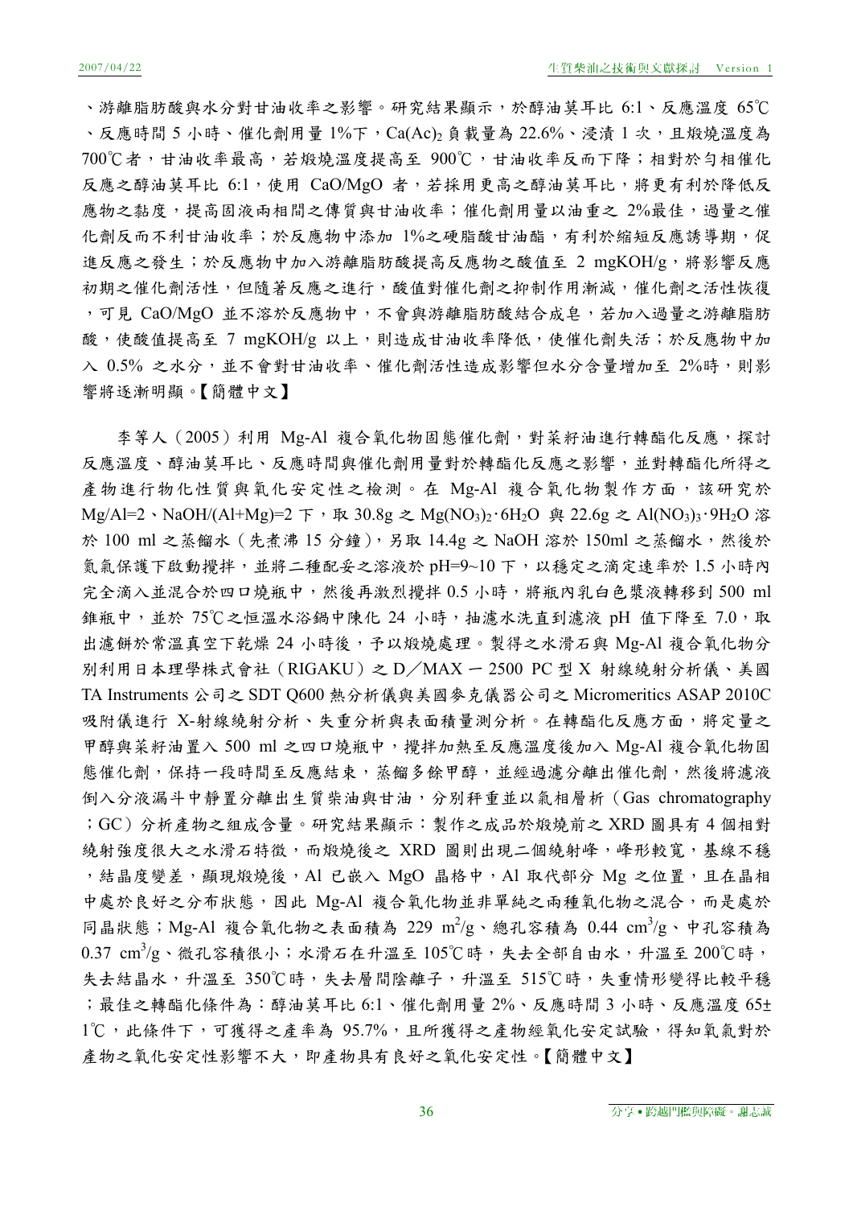、游離脂肪酸與水分對甘油收率之影響。研究結果顯示，於醇油莫耳比 6:1、反應溫度 65℃、反應時間 5 小時、催化劑用量 1%下，$Ca(Ac)_2$ 負載量為 22.6%、浸漬 1 次，且煅燒溫度為 700℃者，甘油收率最高，若煅燒溫度提高至 900℃，甘油收率反而下降；相對於勻相催化反應之醇油莫耳比 6:1，使用 CaO/MgO 者，若採用更高之醇油莫耳比，將更有利於降低反應物之黏度，提高固液兩相間之傳質與甘油收率；催化劑用量以油重之 2%最佳，過量之催化劑反而不利甘油收率；於反應物中添加 1%之硬脂酸甘油酯，有利於縮短反應誘導期，促進反應之發生；於反應物中加入游離脂肪酸提高反應物之酸值至 2 mgKOH/g，將影響反應初期之催化劑活性，但隨著反應之進行，酸值對催化劑之抑制作用漸減，催化劑之活性恢復，可見 CaO/MgO 並不溶於反應物中，不會與游離脂肪酸結合成皂，若加入過量之游離脂肪酸，使酸值提高至 7 mgKOH/g 以上，則造成甘油收率降低，使催化劑失活；於反應物中加入 0.5% 之水分，並不會對甘油收率、催化劑活性造成影響但水分含量增加至 2%時，則影響將逐漸明顯。【簡體中文】

李等人（2005）利用 Mg-Al 複合氧化物固態催化劑，對菜籽油進行轉酯化反應，探討反應溫度、醇油莫耳比、反應時間與催化劑用量對於轉酯化反應之影響，並對轉酯化所得之產物進行物化性質與氧化安定性之檢測。在 Mg-Al 複合氧化物製作方面，該研究於 Mg/Al=2、NaOH/(Al+Mg)=2 下，取 30.8g 之 $Mg(NO_3)_2 \cdot 6H_2O$ 與 22.6g 之 $Al(NO_3)_3 \cdot 9H_2O$ 溶於 100 ml 之蒸餾水（先煮沸 15 分鐘），另取 14.4g 之 NaOH 溶於 150ml 之蒸餾水，然後於氮氣保護下啟動攪拌，並將二種配妥之溶液於 pH=9~10 下，以穩定之滴定速率於 1.5 小時內完全滴入並混合於四口燒瓶中，然後再激烈攪拌 0.5 小時，將瓶內乳白色漿液轉移到 500 ml 錐瓶中，並於 75℃之恒溫水浴鍋中陳化 24 小時，抽濾水洗直到濾液 pH 值下降至 7.0，取出濾餅於常溫真空下乾燥 24 小時後，予以煅燒處理。製得之水滑石與 Mg-Al 複合氧化物分別利用日本理學株式會社（RIGAKU）之 D／MAX 一 2500 PC 型 X 射線繞射分析儀、美國 TA Instruments 公司之 SDT Q600 熱分析儀與美國麥克儀器公司之 Micromeritics ASAP 2010C 吸附儀進行 X-射線繞射分析、失重分析與表面積量測分析。在轉酯化反應方面，將定量之甲醇與菜籽油置入 500 ml 之四口燒瓶中，攪拌加熱至反應溫度後加入 Mg-Al 複合氧化物固態催化劑，保持一段時間至反應結束，蒸餾多餘甲醇，並經過濾分離出催化劑，然後將濾液倒入分液漏斗中靜置分離出生質柴油與甘油，分別秤重並以氣相層析（Gas chromatography；GC）分析產物之組成含量。研究結果顯示：製作之成品於煅燒前之 XRD 圖具有 4 個相對繞射強度很大之水滑石特徵，而煅燒後之 XRD 圖則出現二個繞射峰，峰形較寬，基線不穩，結晶度變差，顯現煅燒後，Al 已嵌入 MgO 晶格中，Al 取代部分 Mg 之位置，且在晶相中處於良好之分布狀態，因此 Mg-Al 複合氧化物並非單純之兩種氧化物之混合，而是處於同晶狀態；Mg-Al 複合氧化物之表面積為 229 $m^2$/g、總孔容積為 0.44 $cm^3$/g、中孔容積為 0.37 $cm^3$/g、微孔容積很小；水滑石在升溫至 105℃時，失去全部自由水，升溫至 200℃時，失去結晶水，升溫至 350℃時，失去層間陰離子，升溫至 515℃時，失重情形變得比較平穩；最佳之轉酯化條件為：醇油莫耳比 6:1、催化劑用量 2%、反應時間 3 小時、反應溫度 65±1℃，此條件下，可獲得之產率為 95.7%，且所獲得之產物經氧化安定試驗，得知氧氣對於產物之氧化安定性影響不大，即產物具有良好之氧化安定性。【簡體中文】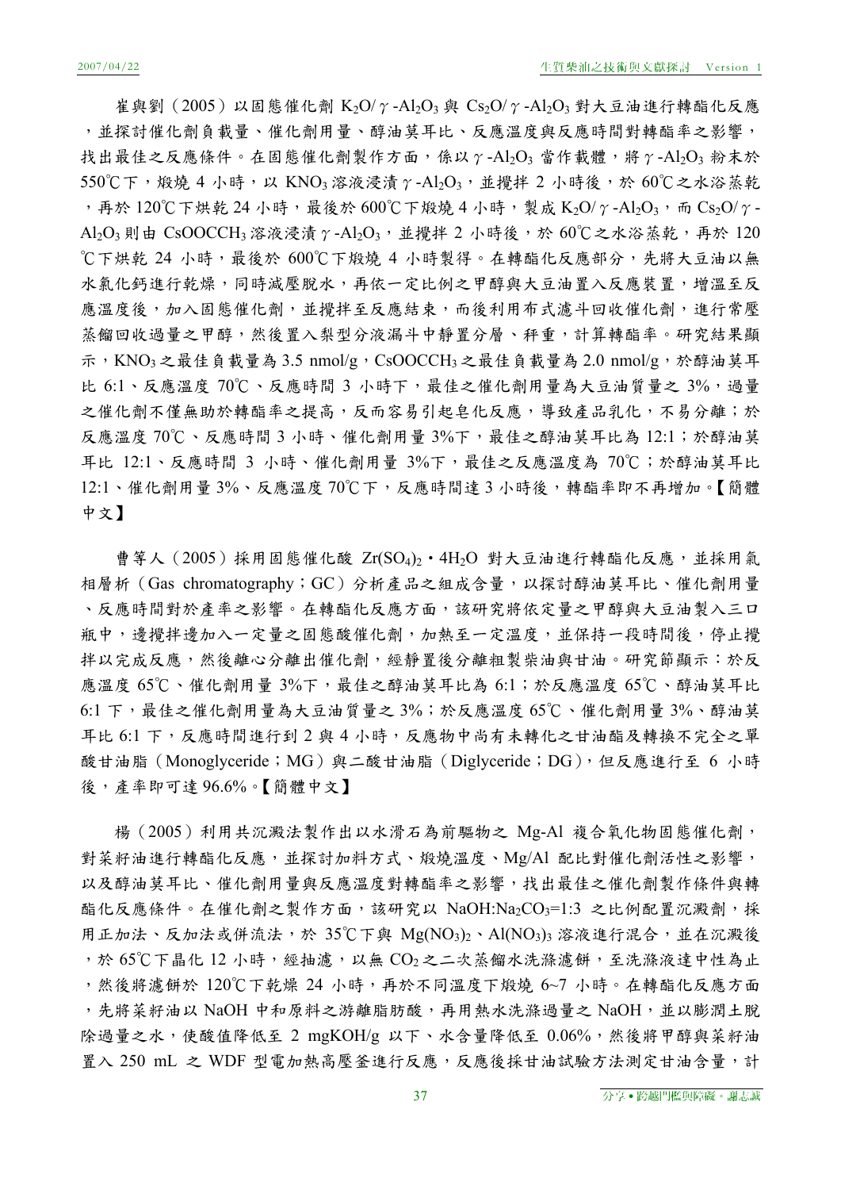崔與劉（2005）以固態催化劑 $K_2O/\gamma$-$Al_2O_3$ 與 $Cs_2O/\gamma$-$Al_2O_3$ 對大豆油進行轉酯化反應，並探討催化劑負載量、催化劑用量、醇油莫耳比、反應溫度與反應時間對轉酯率之影響，找出最佳之反應條件。在固態催化劑製作方面，係以 $\gamma$-$Al_2O_3$ 當作載體，將 $\gamma$-$Al_2O_3$ 粉末於 550℃下，煅燒 4 小時，以 $KNO_3$ 溶液浸漬 $\gamma$-$Al_2O_3$，並攪拌 2 小時後，於 60℃之水浴蒸乾，再於 120℃下烘乾 24 小時，最後於 600℃下煅燒 4 小時，製成 $K_2O/\gamma$-$Al_2O_3$，而 $Cs_2O/\gamma$-$Al_2O_3$ 則由 $CsOOCCH_3$ 溶液浸漬 $\gamma$-$Al_2O_3$，並攪拌 2 小時後，於 60℃之水浴蒸乾，再於 120℃下烘乾 24 小時，最後於 600℃下煅燒 4 小時製得。在轉酯化反應部分，先將大豆油以無水氯化鈣進行乾燥，同時減壓脫水，再依一定比例之甲醇與大豆油置入反應裝置，增溫至反應溫度後，加入固態催化劑，並攪拌至反應結束，而後利用布式濾斗回收催化劑，進行常壓蒸餾回收過量之甲醇，然後置入梨型分液漏斗中靜置分層、秤重，計算轉酯率。研究結果顯示，$KNO_3$ 之最佳負載量為 3.5 nmol/g，$CsOOCCH_3$ 之最佳負載量為 2.0 nmol/g，於醇油莫耳比 6:1、反應溫度 70℃、反應時間 3 小時下，最佳之催化劑用量為大豆油質量之 3%，過量之催化劑不僅無助於轉酯率之提高，反而容易引起皂化反應，導致產品乳化，不易分離；於反應溫度 70℃、反應時間 3 小時、催化劑用量 3%下，最佳之醇油莫耳比為 12:1；於醇油莫耳比 12:1、反應時間 3 小時、催化劑用量 3%下，最佳之反應溫度為 70℃；於醇油莫耳比 12:1、催化劑用量 3%、反應溫度 70℃下，反應時間達 3 小時後，轉酯率即不再增加。【簡體中文】

曹等人（2005）採用固態催化酸 $Zr(SO_4)_2 \cdot 4H_2O$ 對大豆油進行轉酯化反應，並採用氣相層析（Gas chromatography；GC）分析產品之組成含量，以探討醇油莫耳比、催化劑用量、反應時間對於產率之影響。在轉酯化反應方面，該研究將依定量之甲醇與大豆油製入三口瓶中，邊攪拌邊加入一定量之固態酸催化劑，加熱至一定溫度，並保持一段時間後，停止攪拌以完成反應，然後離心分離出催化劑，經靜置後分離粗製柴油與甘油。研究節顯示：於反應溫度 65℃、催化劑用量 3%下，最佳之醇油莫耳比為 6:1；於反應溫度 65℃、醇油莫耳比 6:1 下，最佳之催化劑用量為大豆油質量之 3%；於反應溫度 65℃、催化劑用量 3%、醇油莫耳比 6:1 下，反應時間進行到 2 與 4 小時，反應物中尚有未轉化之甘油酯及轉換不完全之單酸甘油脂（Monoglyceride；MG）與二酸甘油脂（Diglyceride；DG），但反應進行至 6 小時後，產率即可達 96.6%。【簡體中文】

楊（2005）利用共沉澱法製作出以水滑石為前驅物之 Mg-Al 複合氧化物固態催化劑，對菜籽油進行轉酯化反應，並探討加料方式、煅燒溫度、Mg/Al 配比對催化劑活性之影響，以及醇油莫耳比、催化劑用量與反應溫度對轉酯率之影響，找出最佳之催化劑製作條件與轉酯化反應條件。在催化劑之製作方面，該研究以 $NaOH$:$Na_2CO_3$=1:3 之比例配置沉澱劑，採用正加法、反加法或併流法，於 35℃下與 $Mg(NO_3)_2$、$Al(NO_3)_3$ 溶液進行混合，並在沉澱後，於 65℃下晶化 12 小時，經抽濾，以無 $CO_2$ 之二次蒸餾水洗滌濾餅，至洗滌液達中性為止，然後將濾餅於 120℃下乾燥 24 小時，再於不同溫度下煅燒 6~7 小時。在轉酯化反應方面，先將菜籽油以 $NaOH$ 中和原料之游離脂肪酸，再用熱水洗滌過量之 $NaOH$，並以膨潤土脫除過量之水，使酸值降低至 2 mgKOH/g 以下、水含量降低至 0.06%，然後將甲醇與菜籽油置入 250 mL 之 WDF 型電加熱高壓釜進行反應，反應後採甘油試驗方法測定甘油含量，計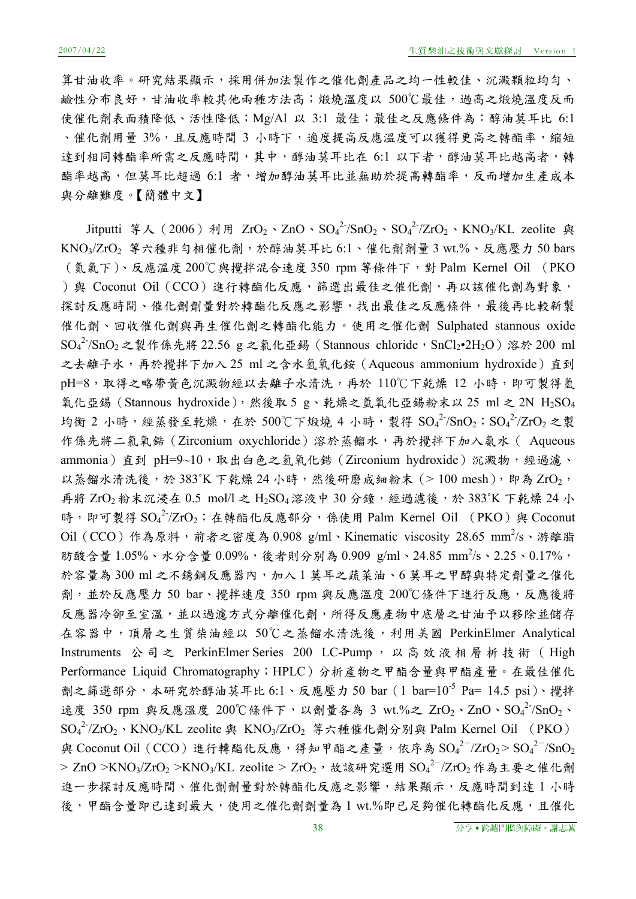算甘油收率。研究結果顯示，採用併加法製作之催化劑產品之均一性較佳、沉澱顆粒均勻、鹼性分布良好，甘油收率較其他兩種方法高；煅燒溫度以 500℃最佳，過高之煅燒溫度反而使催化劑表面積降低、活性降低；Mg/Al 以 3:1 最佳；最佳之反應條件為：醇油莫耳比 6:1、催化劑用量 3%，且反應時間 3 小時下，適度提高反應溫度可以獲得更高之轉酯率，縮短達到相同轉酯率所需之反應時間，其中，醇油莫耳比在 6:1 以下者，醇油莫耳比越高者，轉酯率越高，但莫耳比超過 6:1 者，增加醇油莫耳比並無助於提高轉酯率，反而增加生產成本與分離難度。【簡體中文】

Jitputti 等人（2006）利用 $ZrO_2$、$ZnO$、$SO_4^{2-}/SnO_2$、$SO_4^{2-}/ZrO_2$、$KNO_3$/KL zeolite 與 $KNO_3/ZrO_2$ 等六種非勻相催化劑，於醇油莫耳比 6:1、催化劑劑量 3 wt.%、反應壓力 50 bars（氮氣下）、反應溫度 200℃與攪拌混合速度 350 rpm 等條件下，對 Palm Kernel Oil （PKO）與 Coconut Oil（CCO）進行轉酯化反應，篩選出最佳之催化劑，再以該催化劑為對象，探討反應時間、催化劑劑量對於轉酯化反應之影響，找出最佳之反應條件，最後再比較新製催化劑、回收催化劑與再生催化劑之轉酯化能力。使用之催化劑 Sulphated stannous oxide $SO_4^{2-}/SnO_2$ 之製作係先將 22.56 g 之氯化亞錫（Stannous chloride，$SnCl_2$•$2H_2O$）溶於 200 ml 之去離子水，再於攪拌下加入 25 ml 之含水氫氧化銨（Aqueous ammonium hydroxide）直到 pH=8，取得之略帶黃色沉澱物經以去離子水清洗，再於 110℃下乾燥 12 小時，即可製得氫氧化亞錫（Stannous hydroxide），然後取 5 g、乾燥之氫氧化亞錫粉末以 25 ml 之 2N $H_2SO_4$ 均衡 2 小時，經蒸發至乾燥，在於 500℃下煅燒 4 小時，製得 $SO_4^{2-}/SnO_2$；$SO_4^{2-}/ZrO_2$ 之製作係先將二氯氧鋯（Zirconium oxychloride）溶於蒸餾水，再於攪拌下加入氨水（ Aqueous ammonia）直到 pH=9~10，取出白色之氫氧化鋯（Zirconium hydroxide）沉澱物，經過濾、以蒸餾水清洗後，於 383˚K 下乾燥 24 小時，然後研磨成細粉末（> 100 mesh），即為 $ZrO_2$，再將 $ZrO_2$ 粉末沉浸在 0.5 mol/l 之 $H_2SO_4$ 溶液中 30 分鐘，經過濾後，於 383˚K 下乾燥 24 小時，即可製得 $SO_4^{2-}/ZrO_2$；在轉酯化反應部分，係使用 Palm Kernel Oil （PKO）與 Coconut Oil（CCO）作為原料，前者之密度為 0.908 g/ml、Kinematic viscosity 28.65 $mm^2/s$、游離脂肪酸含量 1.05%、水分含量 0.09%，後者則分別為 0.909 g/ml、24.85 $mm^2/s$、2.25、0.17%，於容量為 300 ml 之不銹鋼反應器內，加入 1 莫耳之蔬菜油、6 莫耳之甲醇與特定劑量之催化劑，並於反應壓力 50 bar、攪拌速度 350 rpm 與反應溫度 200℃條件下進行反應，反應後將反應器冷卻至室溫，並以過濾方式分離催化劑，所得反應產物中底層之甘油予以移除並儲存在容器中，頂層之生質柴油經以 50℃之蒸餾水清洗後，利用美國 PerkinElmer Analytical Instruments 公司之 PerkinElmer Series 200 LC-Pump，以高效液相層析技術（High Performance Liquid Chromatography；HPLC）分析產物之甲酯含量與甲酯產量。在最佳催化劑之篩選部分，本研究於醇油莫耳比 6:1、反應壓力 50 bar（1 bar=$10^{-5}$ Pa= 14.5 psi）、攪拌速度 350 rpm 與反應溫度 200℃條件下，以劑量各為 3 wt.%之 $ZrO_2$、$ZnO$、$SO_4^{2-}/SnO_2$、$SO_4^{2-}/ZrO_2$、$KNO_3$/KL zeolite 與 $KNO_3/ZrO_2$ 等六種催化劑分別與 Palm Kernel Oil （PKO）與 Coconut Oil（CCO）進行轉酯化反應，得知甲酯之產量，依序為 $SO_4^{2-}/ZrO_2 > SO_4^{2-}/SnO_2 > ZnO > KNO_3/ZrO_2 > KNO_3$/KL zeolite > $ZrO_2$，故該研究選用 $SO_4^{2-}/ZrO_2$ 作為主要之催化劑進一步探討反應時間、催化劑劑量對於轉酯化反應之影響，結果顯示，反應時間到達 1 小時後，甲酯含量即已達到最大，使用之催化劑劑量為 1 wt.%即已足夠催化轉酯化反應，且催化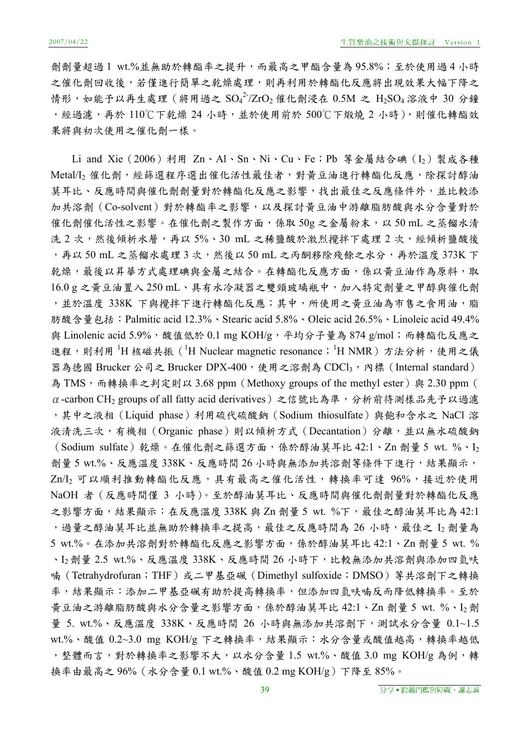劑劑量超過 1 wt.%並無助於轉酯率之提升，而最高之甲酯含量為 95.8%；至於使用過 4 小時之催化劑回收後，若僅進行簡單之乾燥處理，則再利用於轉酯化反應將出現效果大幅下降之情形，如能予以再生處理（將用過之 $SO_4^{2-}/ZrO_2$ 催化劑浸在 0.5M 之 $H_2SO_4$ 溶液中 30 分鐘，經過濾，再於 110℃下乾燥 24 小時，並於使用前於 500℃下煅燒 2 小時），則催化轉酯效果將與初次使用之催化劑一樣。

Li and Xie（2006）利用 Zn、Al、Sn、Ni、Cu、Fe；Pb 等金屬結合碘（$I_2$）製成各種 Metal/$I_2$ 催化劑，經篩選程序選出催化活性最佳者，對黃豆油進行轉酯化反應，除探討醇油莫耳比、反應時間與催化劑劑量對於轉酯化反應之影響，找出最佳之反應條件外，並比較添加共溶劑（Co-solvent）對於轉酯率之影響，以及探討黃豆油中游離脂肪酸與水分含量對於催化劑催化活性之影響。在催化劑之製作方面，係取 50g 之金屬粉末，以 50 mL 之蒸餾水清洗 2 次，然後傾析水層，再以 5%、30 mL 之稀鹽酸於激烈攪拌下處理 2 次，經傾析鹽酸後，再以 50 mL 之蒸餾水處理 3 次，然後以 50 mL 之丙酮移除殘餘之水分，再於溫度 373K 下乾燥，最後以昇華方式處理碘與金屬之結合。在轉酯化反應方面，係以黃豆油作為原料，取 16.0 g 之黃豆油置入 250 mL、具有水冷凝器之雙頸玻璃瓶中，加入特定劑量之甲醇與催化劑，並於溫度 338K 下與攪拌下進行轉酯化反應；其中，所使用之黃豆油為市售之食用油，脂肪酸含量包括：Palmitic acid 12.3%、Stearic acid 5.8%、Oleic acid 26.5%、Linoleic acid 49.4% 與 Linolenic acid 5.9%，酸值低於 0.1 mg KOH/g，平均分子量為 874 g/mol；而轉酯化反應之進程，則利用 $^1H$ 核磁共振（$^1H$ Nuclear magnetic resonance；$^1H$ NMR）方法分析，使用之儀器為德國 Brucker 公司之 Brucker DPX-400，使用之溶劑為 $CDCl_3$，內標（Internal standard）為 TMS，而轉換率之判定則以 3.68 ppm（Methoxy groups of the methyl ester）與 2.30 ppm（$\alpha$-carbon $CH_2$ groups of all fatty acid derivatives）之信號比為準，分析前待測樣品先予以過濾，其中之液相（Liquid phase）利用硫代硫酸鈉（Sodium thiosulfate）與飽和含水之 NaCl 溶液清洗三次，有機相（Organic phase）則以傾析方式（Decantation）分離，並以無水硫酸鈉（Sodium sulfate）乾燥。在催化劑之篩選方面，係於醇油莫耳比 42:1、Zn 劑量 5 wt. %、$I_2$ 劑量 5 wt.%、反應溫度 338K、反應時間 26 小時與無添加共溶劑等條件下進行，結果顯示，Zn/$I_2$ 可以順利推動轉酯化反應，具有最高之催化活性，轉換率可達 96%，接近於使用 NaOH 者（反應時間僅 3 小時）。至於醇油莫耳比、反應時間與催化劑劑量對於轉酯化反應之影響方面，結果顯示：在反應溫度 338K 與 Zn 劑量 5 wt. %下，最佳之醇油莫耳比為 42:1，過量之醇油莫耳比並無助於轉換率之提高，最佳之反應時間為 26 小時，最佳之 $I_2$ 劑量為 5 wt.%。在添加共溶劑對於轉酯化反應之影響方面，係於醇油莫耳比 42:1、Zn 劑量 5 wt. %、$I_2$ 劑量 2.5 wt.%、反應溫度 338K、反應時間 26 小時下，比較無添加共溶劑與添加四氫呋喃（Tetrahydrofuran；THF）或二甲基亞碸（Dimethyl sulfoxide；DMSO）等共溶劑下之轉換率，結果顯示：添加二甲基亞碸有助於提高轉換率，但添加四氫呋喃反而降低轉換率。至於黃豆油之游離脂肪酸與水分含量之影響方面，係於醇油莫耳比 42:1、Zn 劑量 5 wt. %、$I_2$ 劑量 5. wt.%、反應溫度 338K、反應時間 26 小時與無添加共溶劑下，測試水分含量 0.1~1.5 wt.%、酸值 0.2~3.0 mg KOH/g 下之轉換率，結果顯示：水分含量或酸值越高，轉換率越低，整體而言，對於轉換率之影響不大，以水分含量 1.5 wt.%、酸值 3.0 mg KOH/g 為例，轉換率由最高之 96%（水分含量 0.1 wt.%、酸值 0.2 mg KOH/g）下降至 85%。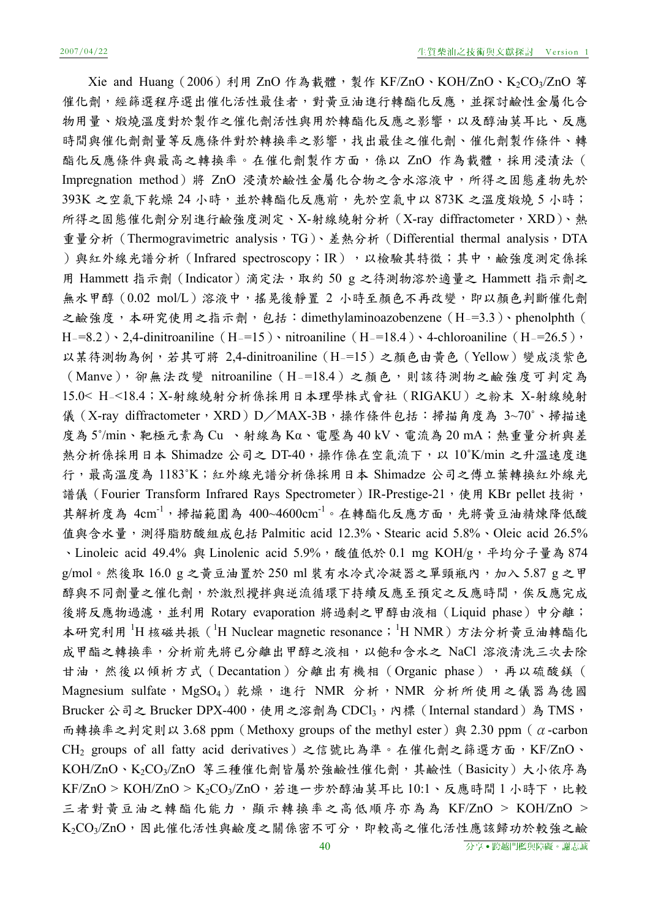Xie and Huang（2006）利用 ZnO 作為載體，製作 KF/ZnO、KOH/ZnO、$K_2CO_3$/ZnO 等催化劑，經篩選程序選出催化活性最佳者，對黃豆油進行轉酯化反應，並探討鹼性金屬化合物用量、煅燒溫度對於製作之催化劑活性與用於轉酯化反應之影響，以及醇油莫耳比、反應時間與催化劑劑量等反應條件對於轉換率之影響，找出最佳之催化劑、催化劑製作條件、轉酯化反應條件與最高之轉換率。在催化劑製作方面，係以 ZnO 作為載體，採用浸漬法（Impregnation method）將 ZnO 浸漬於鹼性金屬化合物之含水溶液中，所得之固態產物先於 393K 之空氣下乾燥 24 小時，並於轉酯化反應前，先於空氣中以 873K 之溫度煅燒 5 小時；所得之固態催化劑分別進行鹼強度測定、X-射線繞射分析（X-ray diffractometer，XRD）、熱重量分析（Thermogravimetric analysis，TG）、差熱分析（Differential thermal analysis，DTA）與紅外線光譜分析（Infrared spectroscopy；IR），以檢驗其特徵；其中，鹼強度測定係採用 Hammett 指示劑（Indicator）滴定法，取約 50 g 之待測物溶於適量之 Hammett 指示劑之無水甲醇（0.02 mol/L）溶液中，搖晃後靜置 2 小時至顏色不再改變，即以顏色判斷催化劑之鹼強度，本研究使用之指示劑，包括：dimethylaminoazobenzene（$H_-$=3.3）、phenolphth（$H_-$=8.2）、2,4-dinitroaniline（$H_-$=15）、nitroaniline（$H_-$=18.4）、4-chloroaniline（$H_-$=26.5），以某待測物為例，若其可將 2,4-dinitroaniline（$H_-$=15）之顏色由黃色（Yellow）變成淡紫色（Manve），卻無法改變 nitroaniline（$H_-$=18.4）之顏色，則該待測物之鹼強度可判定為 15.0< $H_-$<18.4；X-射線繞射分析係採用日本理學株式會社（RIGAKU）之粉末 X-射線繞射儀（X-ray diffractometer，XRD）D／MAX-3B，操作條件包括：掃描角度為 3~70˚、掃描速度為 5˚/min、靶極元素為 Cu 、射線為 Kα、電壓為 40 kV、電流為 20 mA；熱重量分析與差熱分析係採用日本 Shimadze 公司之 DT-40，操作係在空氣流下，以 10˚K/min 之升溫速度進行，最高溫度為 1183˚K；紅外線光譜分析係採用日本 Shimadze 公司之傅立葉轉換紅外線光譜儀（Fourier Transform Infrared Rays Spectrometer）IR-Prestige-21，使用 KBr pellet 技術，其解析度為 4cm$^{-1}$，掃描範圍為 400~4600cm$^{-1}$。在轉酯化反應方面，先將黃豆油精煉降低酸值與含水量，測得脂肪酸組成包括 Palmitic acid 12.3%、Stearic acid 5.8%、Oleic acid 26.5%、Linoleic acid 49.4% 與 Linolenic acid 5.9%，酸值低於 0.1 mg KOH/g，平均分子量為 874 g/mol。然後取 16.0 g 之黃豆油置於 250 ml 裝有水冷式冷凝器之單頸瓶內，加入 5.87 g 之甲醇與不同劑量之催化劑，於激烈攪拌與逆流循環下持續反應至預定之反應時間，俟反應完成後將反應物過濾，並利用 Rotary evaporation 將過剩之甲醇由液相（Liquid phase）中分離；本研究利用 $^1$H 核磁共振（$^1$H Nuclear magnetic resonance；$^1$H NMR）方法分析黃豆油轉酯化成甲酯之轉換率，分析前先將已分離出甲醇之液相，以飽和含水之 NaCl 溶液清洗三次去除甘油，然後以傾析方式（Decantation）分離出有機相（Organic phase），再以硫酸鎂（Magnesium sulfate，$MgSO_4$）乾燥，進行 NMR 分析，NMR 分析所使用之儀器為德國 Brucker 公司之 Brucker DPX-400，使用之溶劑為 $CDCl_3$，內標（Internal standard）為 TMS，而轉換率之判定則以 3.68 ppm（Methoxy groups of the methyl ester）與 2.30 ppm（$\alpha$-carbon $CH_2$ groups of all fatty acid derivatives）之信號比為準。在催化劑之篩選方面，KF/ZnO、KOH/ZnO、$K_2CO_3$/ZnO 等三種催化劑皆屬於強鹼性催化劑，其鹼性（Basicity）大小依序為 KF/ZnO > KOH/ZnO > $K_2CO_3$/ZnO，若進一步於醇油莫耳比 10:1、反應時間 1 小時下，比較三者對黃豆油之轉酯化能力，顯示轉換率之高低順序亦為為 KF/ZnO > KOH/ZnO > $K_2CO_3$/ZnO，因此催化活性與鹼度之關係密不可分，即較高之催化活性應該歸功於較強之鹼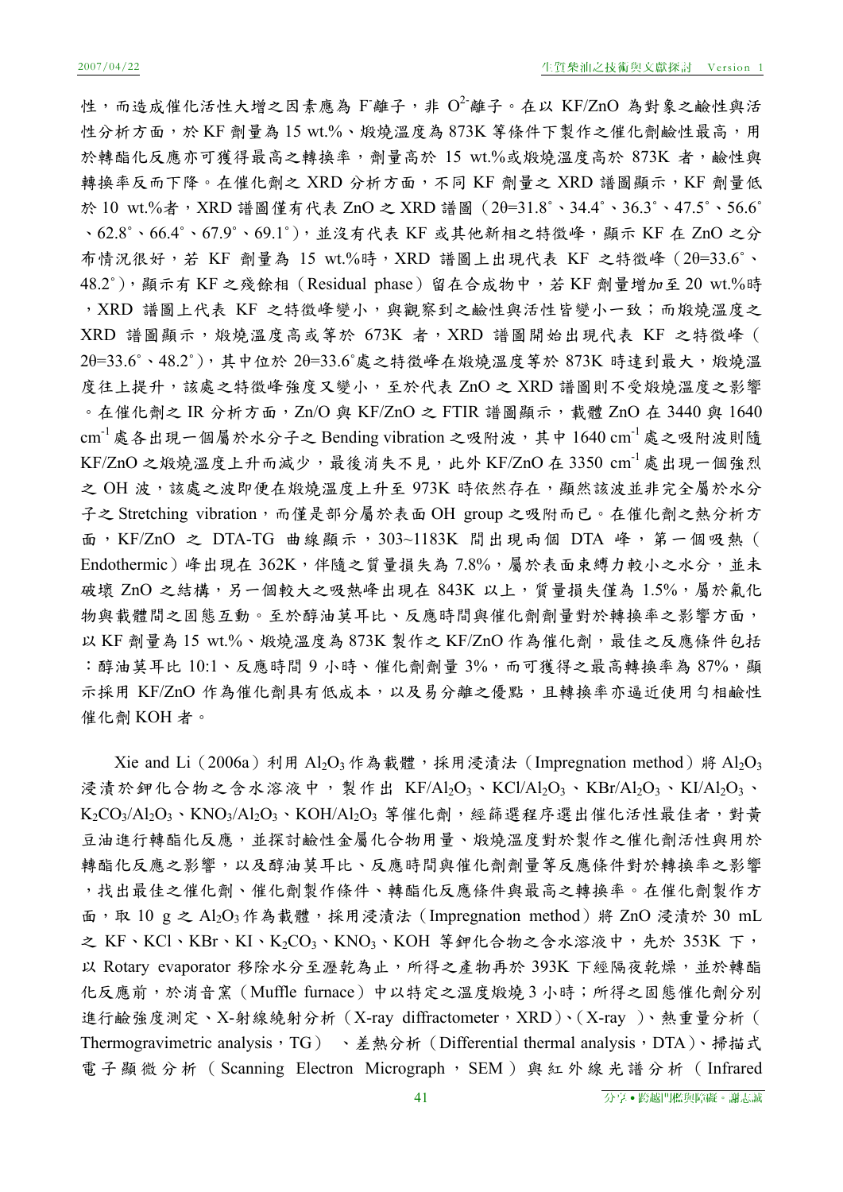性，而造成催化活性大增之因素應為 $F^-$離子，非 $O^{2-}$離子。在以 KF/ZnO 為對象之鹼性與活性分析方面，於 KF 劑量為 15 wt.%、煅燒溫度為 873K 等條件下製作之催化劑鹼性最高，用於轉酯化反應亦可獲得最高之轉換率，劑量高於 15 wt.%或煅燒溫度高於 873K 者，鹼性與轉換率反而下降。在催化劑之 XRD 分析方面，不同 KF 劑量之 XRD 譜圖顯示，KF 劑量低於 10 wt.%者，XRD 譜圖僅有代表 ZnO 之 XRD 譜圖（2θ=31.8°、34.4°、36.3°、47.5°、56.6°、62.8°、66.4°、67.9°、69.1°），並沒有代表 KF 或其他新相之特徵峰，顯示 KF 在 ZnO 之分布情況很好，若 KF 劑量為 15 wt.%時，XRD 譜圖上出現代表 KF 之特徵峰（2θ=33.6°、48.2°），顯示有 KF 之殘餘相（Residual phase）留在合成物中，若 KF 劑量增加至 20 wt.%時，XRD 譜圖上代表 KF 之特徵峰變小，與觀察到之鹼性與活性皆變小一致；而煅燒溫度之 XRD 譜圖顯示，煅燒溫度高或等於 673K 者，XRD 譜圖開始出現代表 KF 之特徵峰（2θ=33.6°、48.2°），其中位於 2θ=33.6°處之特徵峰在煅燒溫度等於 873K 時達到最大，煅燒溫度往上提升，該處之特徵峰強度又變小，至於代表 ZnO 之 XRD 譜圖則不受煅燒溫度之影響。在催化劑之 IR 分析方面，Zn/O 與 KF/ZnO 之 FTIR 譜圖顯示，載體 ZnO 在 3440 與 1640 $cm^{-1}$ 處各出現一個屬於水分子之 Bending vibration 之吸附波，其中 1640 $cm^{-1}$ 處之吸附波則隨 KF/ZnO 之煅燒溫度上升而減少，最後消失不見，此外 KF/ZnO 在 3350 $cm^{-1}$ 處出現一個強烈之 OH 波，該處之波即便在煅燒溫度上升至 973K 時依然存在，顯然該波並非完全屬於水分子之 Stretching vibration，而僅是部分屬於表面 OH group 之吸附而已。在催化劑之熱分析方面，KF/ZnO 之 DTA-TG 曲線顯示，303~1183K 間出現兩個 DTA 峰，第一個吸熱（Endothermic）峰出現在 362K，伴隨之質量損失為 7.8%，屬於表面束縛力較小之水分，並未破壞 ZnO 之結構，另一個較大之吸熱峰出現在 843K 以上，質量損失僅為 1.5%，屬於氟化物與載體間之固態互動。至於醇油莫耳比、反應時間與催化劑劑量對於轉換率之影響方面，以 KF 劑量為 15 wt.%、煅燒溫度為 873K 製作之 KF/ZnO 作為催化劑，最佳之反應條件包括：醇油莫耳比 10:1、反應時間 9 小時、催化劑劑量 3%，而可獲得之最高轉換率為 87%，顯示採用 KF/ZnO 作為催化劑具有低成本，以及易分離之優點，且轉換率亦逼近使用勻相鹼性催化劑 KOH 者。

Xie and Li（2006a）利用 $Al_2O_3$ 作為載體，採用浸漬法（Impregnation method）將 $Al_2O_3$ 浸漬於鉀化合物之含水溶液中，製作出 $KF/Al_2O_3$、$KCl/Al_2O_3$、$KBr/Al_2O_3$、$KI/Al_2O_3$、$K_2CO_3/Al_2O_3$、$KNO_3/Al_2O_3$、$KOH/Al_2O_3$ 等催化劑，經篩選程序選出催化活性最佳者，對黃豆油進行轉酯化反應，並探討鹼性金屬化合物用量、煅燒溫度對於製作之催化劑活性與用於轉酯化反應之影響，以及醇油莫耳比、反應時間與催化劑劑量等反應條件對於轉換率之影響，找出最佳之催化劑、催化劑製作條件、轉酯化反應條件與最高之轉換率。在催化劑製作方面，取 10 g 之 $Al_2O_3$ 作為載體，採用浸漬法（Impregnation method）將 ZnO 浸漬於 30 mL 之 KF、KCl、KBr、KI、$K_2CO_3$、$KNO_3$、KOH 等鉀化合物之含水溶液中，先於 353K 下，以 Rotary evaporator 移除水分至瀝乾為止，所得之產物再於 393K 下經隔夜乾燥，並於轉酯化反應前，於消音窯（Muffle furnace）中以特定之溫度煅燒 3 小時；所得之固態催化劑分別進行鹼強度測定、X-射線繞射分析（X-ray diffractometer，XRD）、（X-ray ）、熱重量分析（Thermogravimetric analysis，TG） 、差熱分析（Differential thermal analysis，DTA）、掃描式電子顯微分析（Scanning Electron Micrograph，SEM）與紅外線光譜分析（Infrared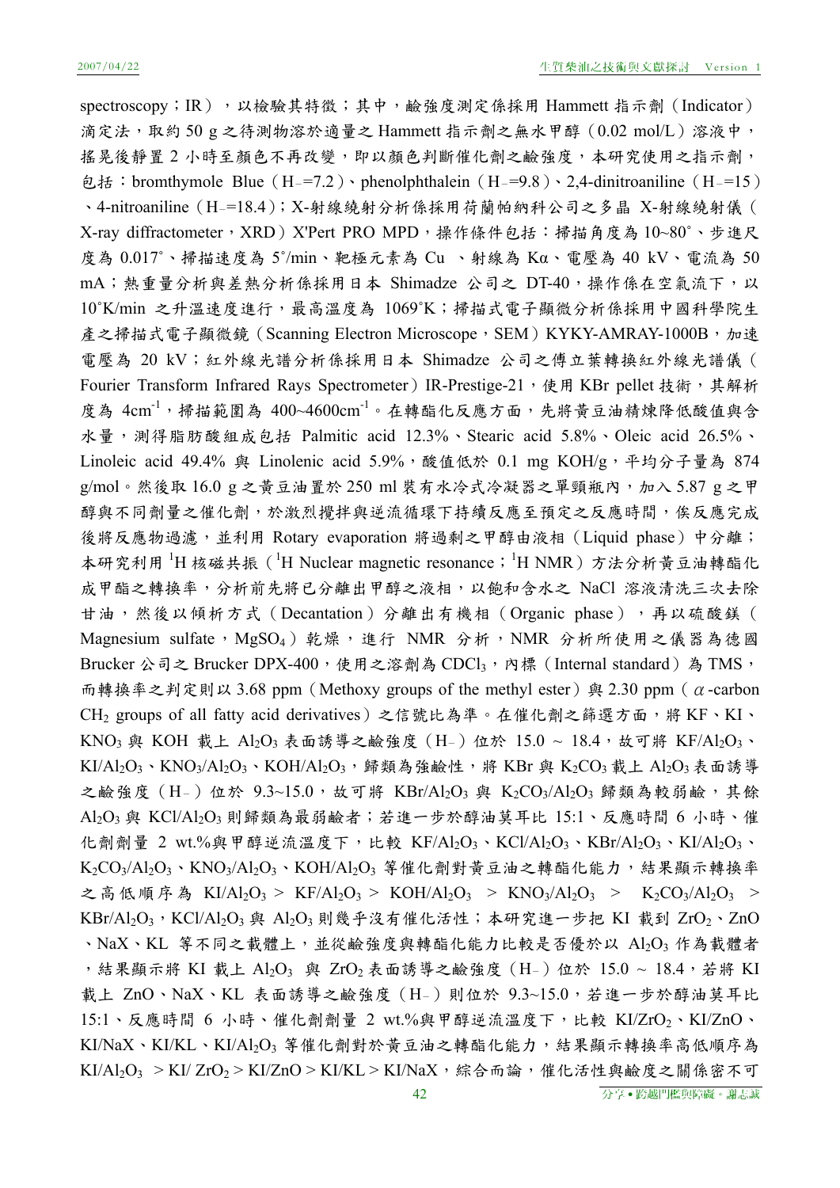spectroscopy；IR），以檢驗其特徵；其中，鹼強度測定係採用 Hammett 指示劑（Indicator）滴定法，取約 50 g 之待測物溶於適量之 Hammett 指示劑之無水甲醇（0.02 mol/L）溶液中，搖晃後靜置 2 小時至顏色不再改變，即以顏色判斷催化劑之鹼強度，本研究使用之指示劑，包括：bromthymole Blue（$H_-$=7.2）、phenolphthalein（$H_-$=9.8）、2,4-dinitroaniline（$H_-$=15）、4-nitroaniline（$H_-$=18.4）；X-射線繞射分析係採用荷蘭帕納科公司之多晶 X-射線繞射儀（X-ray diffractometer，XRD）X'Pert PRO MPD，操作條件包括：掃描角度為 10~80˚、步進尺度為 0.017˚、掃描速度為 5˚/min、靶極元素為 Cu 、射線為 Kα、電壓為 40 kV、電流為 50 mA；熱重量分析與差熱分析係採用日本 Shimadze 公司之 DT-40，操作係在空氣流下，以 10˚K/min 之升溫速度進行，最高溫度為 1069˚K；掃描式電子顯微分析係採用中國科學院生產之掃描式電子顯微鏡（Scanning Electron Microscope，SEM）KYKY-AMRAY-1000B，加速電壓為 20 kV；紅外線光譜分析係採用日本 Shimadze 公司之傅立葉轉換紅外線光譜儀（Fourier Transform Infrared Rays Spectrometer）IR-Prestige-21，使用 KBr pellet 技術，其解析度為 $4cm^{-1}$，掃描範圍為 400~4600$cm^{-1}$。在轉酯化反應方面，先將黃豆油精煉降低酸值與含水量，測得脂肪酸組成包括 Palmitic acid 12.3%、Stearic acid 5.8%、Oleic acid 26.5%、Linoleic acid 49.4% 與 Linolenic acid 5.9%，酸值低於 0.1 mg KOH/g，平均分子量為 874 g/mol。然後取 16.0 g 之黃豆油置於 250 ml 裝有水冷式冷凝器之單頸瓶內，加入 5.87 g 之甲醇與不同劑量之催化劑，於激烈攪拌與逆流循環下持續反應至預定之反應時間，俟反應完成後將反應物過濾，並利用 Rotary evaporation 將過剩之甲醇由液相（Liquid phase）中分離；本研究利用 $^1H$ 核磁共振（$^1H$ Nuclear magnetic resonance；$^1H$ NMR）方法分析黃豆油轉酯化成甲酯之轉換率，分析前先將已分離出甲醇之液相，以飽和含水之 NaCl 溶液清洗三次去除甘油，然後以傾析方式（Decantation）分離出有機相（Organic phase），再以硫酸鎂（Magnesium sulfate，$MgSO_4$）乾燥，進行 NMR 分析，NMR 分析所使用之儀器為德國 Brucker 公司之 Brucker DPX-400，使用之溶劑為 $CDCl_3$，內標（Internal standard）為 TMS，而轉換率之判定則以 3.68 ppm（Methoxy groups of the methyl ester）與 2.30 ppm（$\alpha$-carbon $CH_2$ groups of all fatty acid derivatives）之信號比為準。在催化劑之篩選方面，將 KF、KI、$KNO_3$ 與 KOH 載上 $Al_2O_3$ 表面誘導之鹼強度（$H_-$）位於 15.0 ~ 18.4，故可將 $KF/Al_2O_3$、$KI/Al_2O_3$、$KNO_3/Al_2O_3$、$KOH/Al_2O_3$，歸類為強鹼性，將 KBr 與 $K_2CO_3$ 載上 $Al_2O_3$ 表面誘導之鹼強度（$H_-$）位於 9.3~15.0，故可將 $KBr/Al_2O_3$ 與 $K_2CO_3/Al_2O_3$ 歸類為較弱鹼，其餘 $Al_2O_3$ 與 $KCl/Al_2O_3$ 則歸類為最弱鹼者；若進一步於醇油莫耳比 15:1、反應時間 6 小時、催化劑劑量 2 wt.%與甲醇逆流溫度下，比較 $KF/Al_2O_3$、$KCl/Al_2O_3$、$KBr/Al_2O_3$、$KI/Al_2O_3$、$K_2CO_3/Al_2O_3$、$KNO_3/Al_2O_3$、$KOH/Al_2O_3$ 等催化劑對黃豆油之轉酯化能力，結果顯示轉換率之高低順序為 $KI/Al_2O_3$ > $KF/Al_2O_3$ > $KOH/Al_2O_3$ > $KNO_3/Al_2O_3$ > $K_2CO_3/Al_2O_3$ > $KBr/Al_2O_3$，$KCl/Al_2O_3$ 與 $Al_2O_3$ 則幾乎沒有催化活性；本研究進一步把 KI 載到 $ZrO_2$、ZnO、NaX、KL 等不同之載體上，並從鹼強度與轉酯化能力比較是否優於以 $Al_2O_3$ 作為載體者，結果顯示將 KI 載上 $Al_2O_3$ 與 $ZrO_2$ 表面誘導之鹼強度（$H_-$）位於 15.0 ~ 18.4，若將 KI 載上 ZnO、NaX、KL 表面誘導之鹼強度（$H_-$）則位於 9.3~15.0，若進一步於醇油莫耳比 15:1、反應時間 6 小時、催化劑劑量 2 wt.%與甲醇逆流溫度下，比較 $KI/ZrO_2$、KI/ZnO、KI/NaX、KI/KL、$KI/Al_2O_3$ 等催化劑對於黃豆油之轉酯化能力，結果顯示轉換率高低順序為 $KI/Al_2O_3$ > $KI/ZrO_2$ > KI/ZnO > KI/KL > KI/NaX，綜合而論，催化活性與鹼度之關係密不可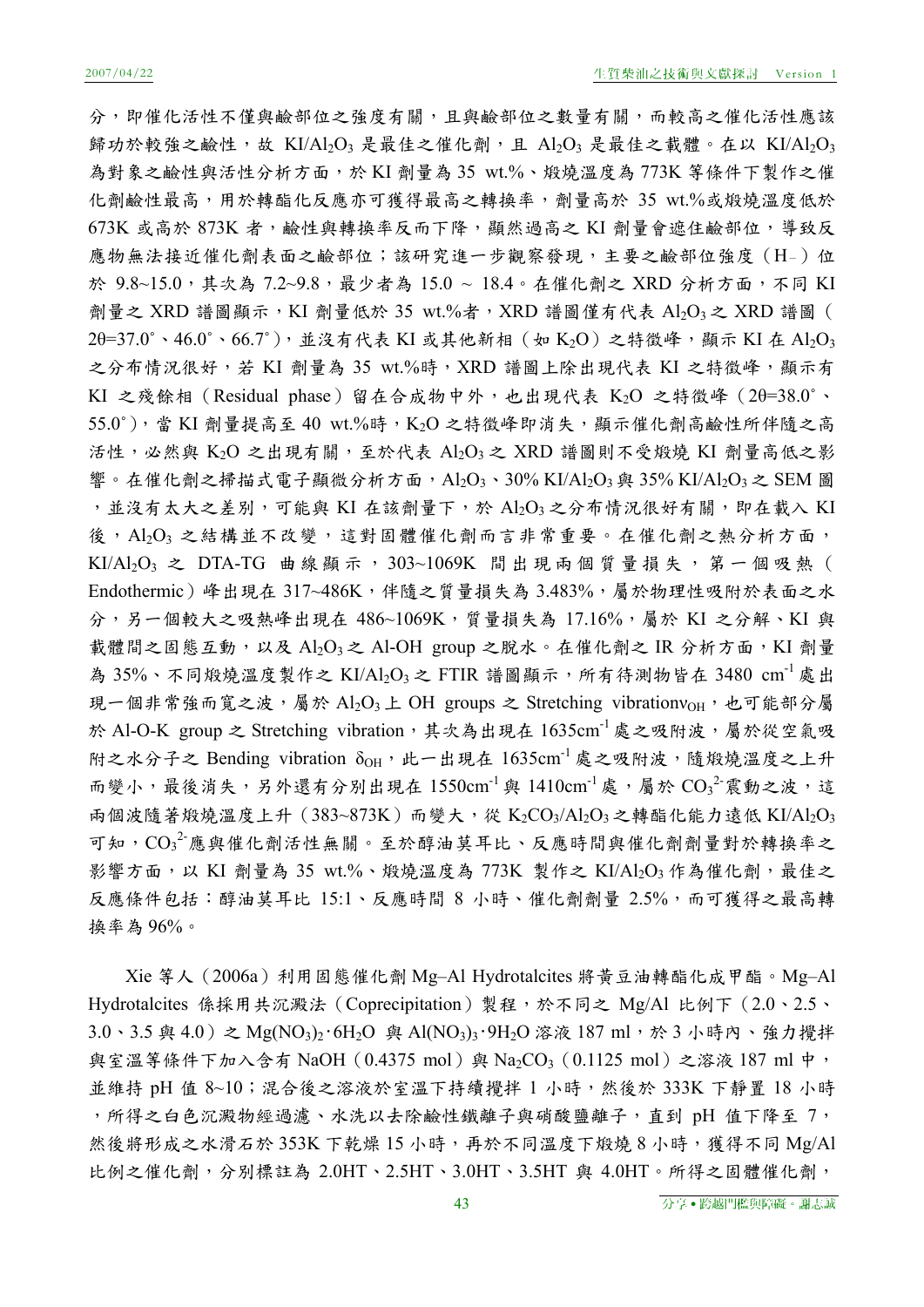分，即催化活性不僅與鹼部位之強度有關，且與鹼部位之數量有關，而較高之催化活性應該歸功於較強之鹼性，故 $KI/Al_2O_3$ 是最佳之催化劑，且 $Al_2O_3$ 是最佳之載體。在以 $KI/Al_2O_3$ 為對象之鹼性與活性分析方面，於 KI 劑量為 35 wt.%、煅燒溫度為 773K 等條件下製作之催化劑鹼性最高，用於轉酯化反應亦可獲得最高之轉換率，劑量高於 35 wt.%或煅燒溫度低於 673K 或高於 873K 者，鹼性與轉換率反而下降，顯然過高之 KI 劑量會遮住鹼部位，導致反應物無法接近催化劑表面之鹼部位；該研究進一步觀察發現，主要之鹼部位強度（$H_-$）位於 9.8~15.0，其次為 7.2~9.8，最少者為 15.0 ~ 18.4。在催化劑之 XRD 分析方面，不同 KI 劑量之 XRD 譜圖顯示，KI 劑量低於 35 wt.%者，XRD 譜圖僅有代表 $Al_2O_3$ 之 XRD 譜圖（$2\theta$=37.0˚、46.0˚、66.7˚），並沒有代表 KI 或其他新相（如 $K_2O$）之特徵峰，顯示 KI 在 $Al_2O_3$ 之分布情況很好，若 KI 劑量為 35 wt.%時，XRD 譜圖上除出現代表 KI 之特徵峰，顯示有 KI 之殘餘相（Residual phase）留在合成物中外，也出現代表 $K_2O$ 之特徵峰（$2\theta$=38.0˚、55.0˚），當 KI 劑量提高至 40 wt.%時，$K_2O$ 之特徵峰即消失，顯示催化劑高鹼性所伴隨之高活性，必然與 $K_2O$ 之出現有關，至於代表 $Al_2O_3$ 之 XRD 譜圖則不受煅燒 KI 劑量高低之影響。在催化劑之掃描式電子顯微分析方面，$Al_2O_3$、30% $KI/Al_2O_3$ 與 35% $KI/Al_2O_3$ 之 SEM 圖，並沒有太大之差別，可能與 KI 在該劑量下，於 $Al_2O_3$ 之分布情況很好有關，即在載入 KI 後，$Al_2O_3$ 之結構並不改變，這對固體催化劑而言非常重要。在催化劑之熱分析方面，$KI/Al_2O_3$ 之 DTA-TG 曲線顯示，303~1069K 間出現兩個質量損失，第一個吸熱（Endothermic）峰出現在 317~486K，伴隨之質量損失為 3.483%，屬於物理性吸附於表面之水分，另一個較大之吸熱峰出現在 486~1069K，質量損失為 17.16%，屬於 KI 之分解、KI 與載體間之固態互動，以及 $Al_2O_3$ 之 Al-OH group 之脫水。在催化劑之 IR 分析方面，KI 劑量為 35%、不同煅燒溫度製作之 $KI/Al_2O_3$ 之 FTIR 譜圖顯示，所有待測物皆在 3480 $cm^{-1}$ 處出現一個非常強而寬之波，屬於 $Al_2O_3$ 上 OH groups 之 Stretching vibration$\nu_{OH}$，也可能部分屬於 Al-O-K group 之 Stretching vibration，其次為出現在 1635$cm^{-1}$ 處之吸附波，屬於從空氣吸附之水分子之 Bending vibration $\delta_{OH}$，此一出現在 1635$cm^{-1}$ 處之吸附波，隨煅燒溫度之上升而變小，最後消失，另外還有分別出現在 1550$cm^{-1}$ 與 1410$cm^{-1}$ 處，屬於 $CO_3^{2-}$ 震動之波，這兩個波隨著煅燒溫度上升（383~873K）而變大，從 $K_2CO_3/Al_2O_3$ 之轉酯化能力遠低 $KI/Al_2O_3$ 可知，$CO_3^{2-}$ 應與催化劑活性無關。至於醇油莫耳比、反應時間與催化劑劑量對於轉換率之影響方面，以 KI 劑量為 35 wt.%、煅燒溫度為 773K 製作之 $KI/Al_2O_3$ 作為催化劑，最佳之反應條件包括：醇油莫耳比 15:1、反應時間 8 小時、催化劑劑量 2.5%，而可獲得之最高轉換率為 96%。

Xie 等人（2006a）利用固態催化劑 Mg–Al Hydrotalcites 將黃豆油轉酯化成甲酯。Mg–Al Hydrotalcites 係採用共沉澱法（Coprecipitation）製程，於不同之 Mg/Al 比例下（2.0、2.5、3.0、3.5 與 4.0）之 $Mg(NO_3)_2 \cdot 6H_2O$ 與 $Al(NO_3)_3 \cdot 9H_2O$ 溶液 187 ml，於 3 小時內、強力攪拌與室溫等條件下加入含有 NaOH（0.4375 mol）與 $Na_2CO_3$（0.1125 mol）之溶液 187 ml 中，並維持 pH 值 8~10；混合後之溶液於室溫下持續攪拌 1 小時，然後於 333K 下靜置 18 小時，所得之白色沉澱物經過濾、水洗以去除鹼性鐵離子與硝酸鹽離子，直到 pH 值下降至 7，然後將形成之水滑石於 353K 下乾燥 15 小時，再於不同溫度下煅燒 8 小時，獲得不同 Mg/Al 比例之催化劑，分別標註為 2.0HT、2.5HT、3.0HT、3.5HT 與 4.0HT。所得之固體催化劑，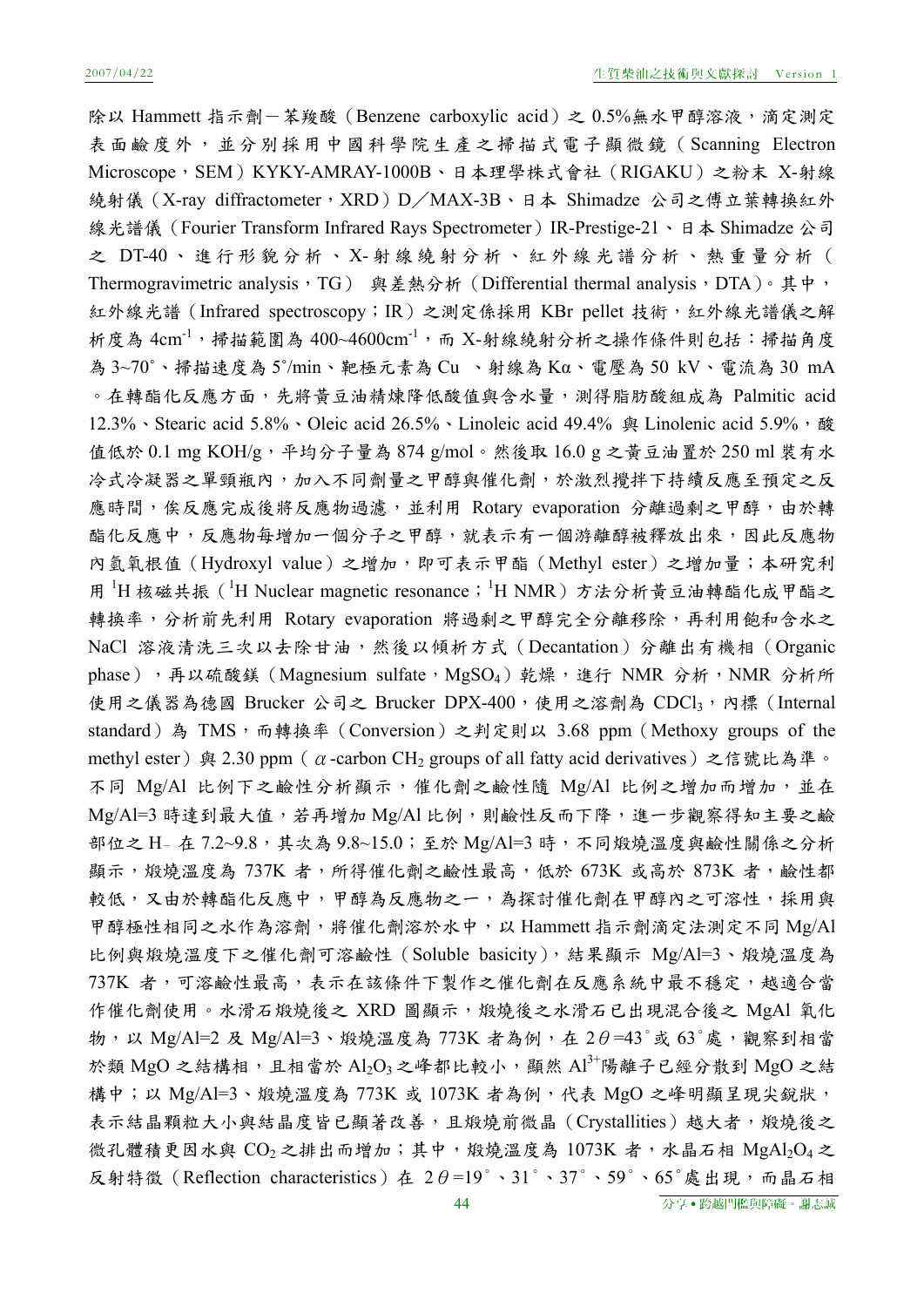除以 Hammett 指示劑－苯羧酸（Benzene carboxylic acid）之 0.5%無水甲醇溶液，滴定測定表面鹼度外，並分別採用中國科學院生產之掃描式電子顯微鏡（Scanning Electron Microscope，SEM）KYKY-AMRAY-1000B、日本理學株式會社（RIGAKU）之粉末 X-射線繞射儀（X-ray diffractometer，XRD）D／MAX-3B、日本 Shimadze 公司之傅立葉轉換紅外線光譜儀（Fourier Transform Infrared Rays Spectrometer）IR-Prestige-21、日本 Shimadze 公司之 DT-40、進行形貌分析、X-射線繞射分析、紅外線光譜分析、熱重量分析（Thermogravimetric analysis，TG） 與差熱分析（Differential thermal analysis，DTA）。其中，紅外線光譜（Infrared spectroscopy；IR）之測定係採用 KBr pellet 技術，紅外線光譜儀之解析度為 $4cm^{-1}$，掃描範圍為 400~4600$cm^{-1}$，而 X-射線繞射分析之操作條件則包括：掃描角度為 3~70˚、掃描速度為 5˚/min、靶極元素為 Cu 、射線為 Kα、電壓為 50 kV、電流為 30 mA。在轉酯化反應方面，先將黃豆油精煉降低酸值與含水量，測得脂肪酸組成為 Palmitic acid 12.3%、Stearic acid 5.8%、Oleic acid 26.5%、Linoleic acid 49.4% 與 Linolenic acid 5.9%，酸值低於 0.1 mg KOH/g，平均分子量為 874 g/mol。然後取 16.0 g 之黃豆油置於 250 ml 裝有水冷式冷凝器之單頸瓶內，加入不同劑量之甲醇與催化劑，於激烈攪拌下持續反應至預定之反應時間，俟反應完成後將反應物過濾，並利用 Rotary evaporation 分離過剩之甲醇，由於轉酯化反應中，反應物每增加一個分子之甲醇，就表示有一個游離醇被釋放出來，因此反應物內氫氧根值（Hydroxyl value）之增加，即可表示甲酯（Methyl ester）之增加量；本研究利用 $^{1}$H 核磁共振（$^{1}$H Nuclear magnetic resonance；$^{1}$H NMR）方法分析黃豆油轉酯化成甲酯之轉換率，分析前先利用 Rotary evaporation 將過剩之甲醇完全分離移除，再利用飽和含水之 NaCl 溶液清洗三次以去除甘油，然後以傾析方式（Decantation）分離出有機相（Organic phase），再以硫酸鎂（Magnesium sulfate，$MgSO_4$）乾燥，進行 NMR 分析，NMR 分析所使用之儀器為德國 Brucker 公司之 Brucker DPX-400，使用之溶劑為 $CDCl_3$，內標（Internal standard）為 TMS，而轉換率（Conversion）之判定則以 3.68 ppm（Methoxy groups of the methyl ester）與 2.30 ppm（$\alpha$-carbon $CH_2$ groups of all fatty acid derivatives）之信號比為準。不同 Mg/Al 比例下之鹼性分析顯示，催化劑之鹼性隨 Mg/Al 比例之增加而增加，並在 Mg/Al=3 時達到最大值，若再增加 Mg/Al 比例，則鹼性反而下降，進一步觀察得知主要之鹼部位之 H₋ 在 7.2~9.8，其次為 9.8~15.0；至於 Mg/Al=3 時，不同煅燒溫度與鹼性關係之分析顯示，煅燒溫度為 737K 者，所得催化劑之鹼性最高，低於 673K 或高於 873K 者，鹼性都較低，又由於轉酯化反應中，甲醇為反應物之一，為探討催化劑在甲醇內之可溶性，採用與甲醇極性相同之水作為溶劑，將催化劑溶於水中，以 Hammett 指示劑滴定法測定不同 Mg/Al 比例與煅燒溫度下之催化劑可溶鹼性（Soluble basicity），結果顯示 Mg/Al=3、煅燒溫度為 737K 者，可溶鹼性最高，表示在該條件下製作之催化劑在反應系統中最不穩定，越適合當作催化劑使用。水滑石煅燒後之 XRD 圖顯示，煅燒後之水滑石已出現混合後之 MgAl 氧化物，以 Mg/Al=2 及 Mg/Al=3、煅燒溫度為 773K 者為例，在 $2\theta$=43˚或 63˚處，觀察到相當於類 MgO 之結構相，且相當於 $Al_2O_3$ 之峰都比較小，顯然 $Al^{3+}$陽離子已經分散到 MgO 之結構中；以 Mg/Al=3、煅燒溫度為 773K 或 1073K 者為例，代表 MgO 之峰明顯呈現尖銳狀，表示結晶顆粒大小與結晶度皆已顯著改善，且煅燒前微晶（Crystallities）越大者，煅燒後之微孔體積更因水與 $CO_2$ 之排出而增加；其中，煅燒溫度為 1073K 者，水晶石相 $MgAl_2O_4$ 之反射特徵（Reflection characteristics）在 $2\theta$=19˚、31˚、37˚、59˚、65˚處出現，而晶石相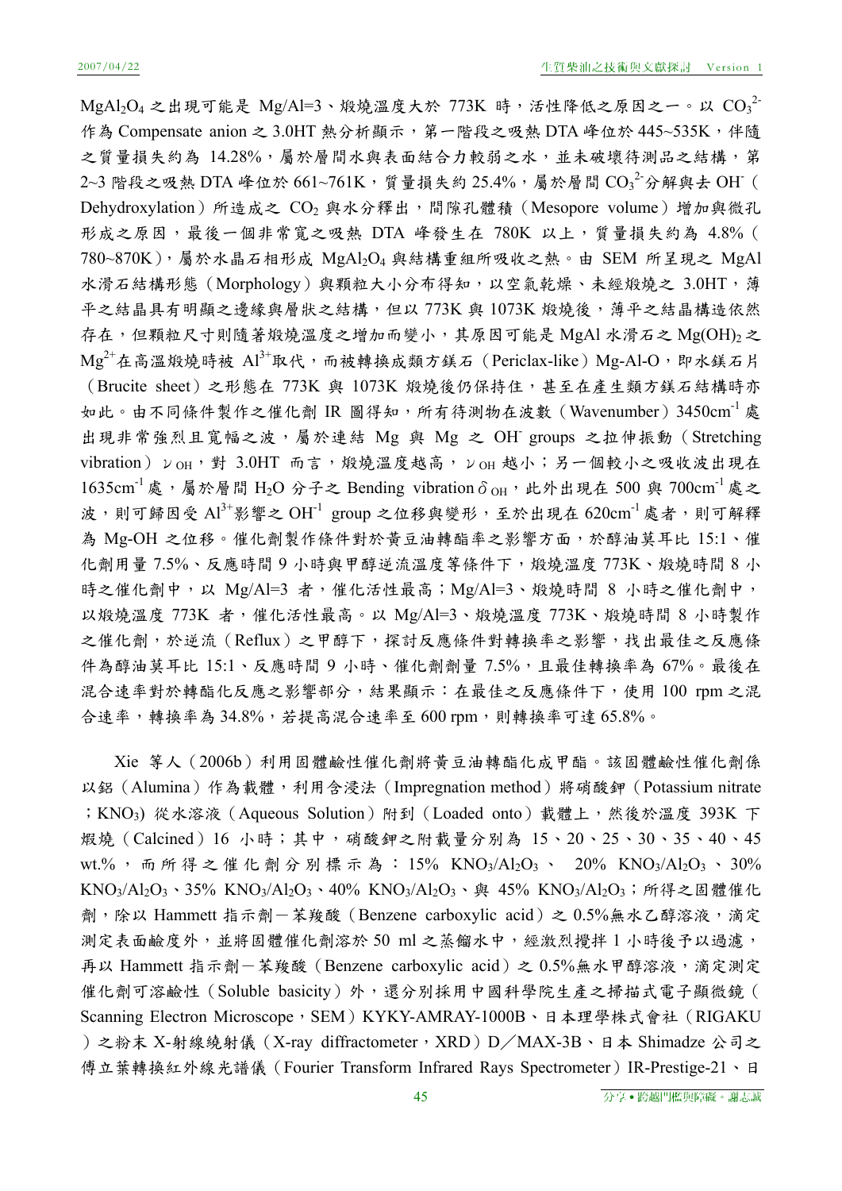$MgAl_2O_4$ 之出現可能是 Mg/Al=3、煅燒溫度大於 773K 時，活性降低之原因之一。以 $CO_3^{2-}$ 作為 Compensate anion 之 3.0HT 熱分析顯示，第一階段之吸熱 DTA 峰位於 445~535K，伴隨之質量損失約為 14.28%，屬於層間水與表面結合力較弱之水，並未破壞待測品之結構，第 2~3 階段之吸熱 DTA 峰位於 661~761K，質量損失約 25.4%，屬於層間 $CO_3^{2-}$ 分解與去 $OH^-$（Dehydroxylation）所造成之 $CO_2$ 與水分釋出，間隙孔體積（Mesopore volume）增加與微孔形成之原因，最後一個非常寬之吸熱 DTA 峰發生在 780K 以上，質量損失約為 4.8%（780~870K），屬於水晶石相形成 $MgAl_2O_4$ 與結構重組所吸收之熱。由 SEM 所呈現之 MgAl 水滑石結構形態（Morphology）與顆粒大小分布得知，以空氣乾燥、未經煅燒之 3.0HT，薄平之結晶具有明顯之邊緣與層狀之結構，但以 773K 與 1073K 煅燒後，薄平之結晶構造依然存在，但顆粒尺寸則隨著煅燒溫度之增加而變小，其原因可能是 MgAl 水滑石之 $Mg(OH)_2$ 之 $Mg^{2+}$ 在高溫煅燒時被 $Al^{3+}$ 取代，而被轉換成類方鎂石（Periclax-like）Mg-Al-O，即水鎂石片（Brucite sheet）之形態在 773K 與 1073K 煅燒後仍保持住，甚至在產生類方鎂石結構時亦如此。由不同條件製作之催化劑 IR 圖得知，所有待測物在波數（Wavenumber）3450cm$^{-1}$ 處出現非常強烈且寬幅之波，屬於連結 Mg 與 Mg 之 $OH^-$ groups 之拉伸振動（Stretching vibration）$\nu_{OH}$，對 3.0HT 而言，煅燒溫度越高，$\nu_{OH}$ 越小；另一個較小之吸收波出現在 1635cm$^{-1}$ 處，屬於層間 $H_2O$ 分子之 Bending vibration $\delta_{OH}$，此外出現在 500 與 700cm$^{-1}$ 處之波，則可歸因受 $Al^{3+}$ 影響之 $OH^{-1}$ group 之位移與變形，至於出現在 620cm$^{-1}$ 處者，則可解釋為 Mg-OH 之位移。催化劑製作條件對於黃豆油轉酯率之影響方面，於醇油莫耳比 15:1、催化劑用量 7.5%、反應時間 9 小時與甲醇逆流溫度等條件下，煅燒溫度 773K、煅燒時間 8 小時之催化劑中，以 Mg/Al=3 者，催化活性最高；Mg/Al=3、煅燒時間 8 小時之催化劑中，以煅燒溫度 773K 者，催化活性最高。以 Mg/Al=3、煅燒溫度 773K、煅燒時間 8 小時製作之催化劑，於逆流（Reflux）之甲醇下，探討反應條件對轉換率之影響，找出最佳之反應條件為醇油莫耳比 15:1、反應時間 9 小時、催化劑劑量 7.5%，且最佳轉換率為 67%。最後在混合速率對於轉酯化反應之影響部分，結果顯示：在最佳之反應條件下，使用 100 rpm 之混合速率，轉換率為 34.8%，若提高混合速率至 600 rpm，則轉換率可達 65.8%。

Xie 等人（2006b）利用固體鹼性催化劑將黃豆油轉酯化成甲酯。該固體鹼性催化劑係以鋁（Alumina）作為載體，利用含浸法（Impregnation method）將硝酸鉀（Potassium nitrate；$KNO_3$) 從水溶液（Aqueous Solution）附到（Loaded onto）載體上，然後於溫度 393K 下煅燒（Calcined）16 小時；其中，硝酸鉀之附載量分別為 15、20、25、30、35、40、45 wt.%，而所得之催化劑分別標示為：15% $KNO_3/Al_2O_3$、20% $KNO_3/Al_2O_3$、30% $KNO_3/Al_2O_3$、35% $KNO_3/Al_2O_3$、40% $KNO_3/Al_2O_3$、與 45% $KNO_3/Al_2O_3$；所得之固體催化劑，除以 Hammett 指示劑－苯羧酸（Benzene carboxylic acid）之 0.5%無水乙醇溶液，滴定測定表面鹼度外，並將固體催化劑溶於 50 ml 之蒸餾水中，經激烈攪拌 1 小時後予以過濾，再以 Hammett 指示劑－苯羧酸（Benzene carboxylic acid）之 0.5%無水甲醇溶液，滴定測定催化劑可溶鹼性（Soluble basicity）外，還分別採用中國科學院生產之掃描式電子顯微鏡（Scanning Electron Microscope，SEM）KYKY-AMRAY-1000B、日本理學株式會社（RIGAKU）之粉末 X-射線繞射儀（X-ray diffractometer，XRD）D／MAX-3B、日本 Shimadze 公司之傅立葉轉換紅外線光譜儀（Fourier Transform Infrared Rays Spectrometer）IR-Prestige-21、日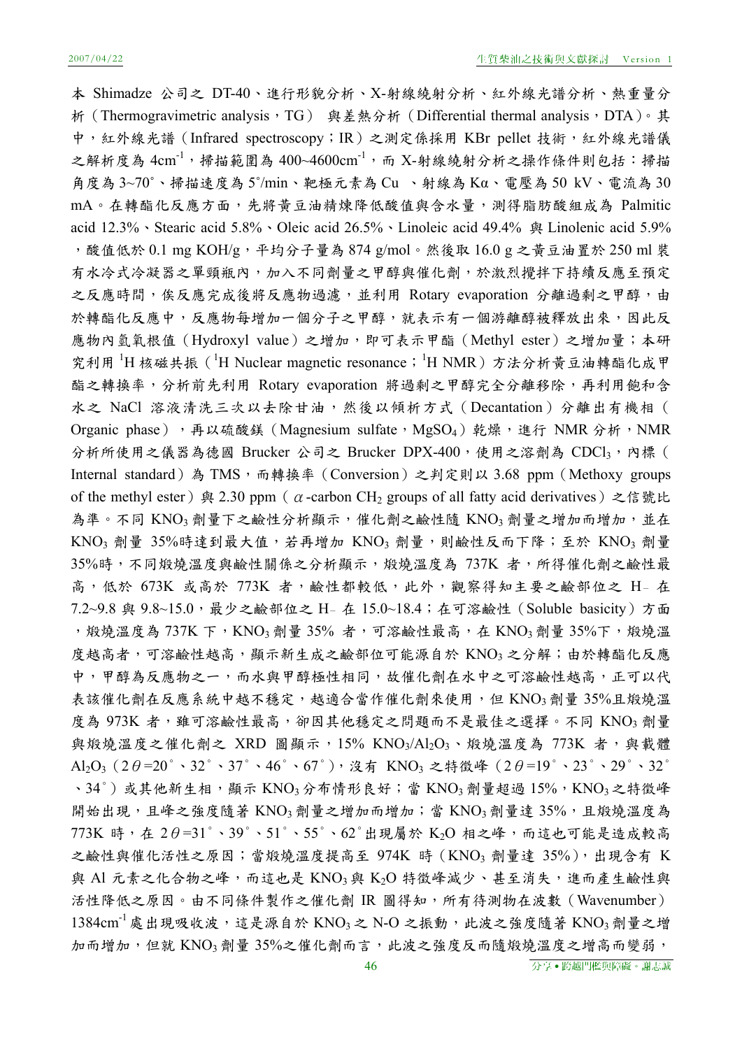本 Shimadze 公司之 DT-40、進行形貌分析、X-射線繞射分析、紅外線光譜分析、熱重量分析（Thermogravimetric analysis，TG） 與差熱分析（Differential thermal analysis，DTA）。其中，紅外線光譜（Infrared spectroscopy；IR）之測定係採用 KBr pellet 技術，紅外線光譜儀之解析度為 4cm$^{-1}$，掃描範圍為 400~4600cm$^{-1}$，而 X-射線繞射分析之操作條件則包括：掃描角度為 3~70°、掃描速度為 5°/min、靶極元素為 Cu 、射線為 Kα、電壓為 50 kV、電流為 30 mA。在轉酯化反應方面，先將黃豆油精煉降低酸值與含水量，測得脂肪酸組成為 Palmitic acid 12.3%、Stearic acid 5.8%、Oleic acid 26.5%、Linoleic acid 49.4% 與 Linolenic acid 5.9%，酸值低於 0.1 mg KOH/g，平均分子量為 874 g/mol。然後取 16.0 g 之黃豆油置於 250 ml 裝有水冷式冷凝器之單頸瓶內，加入不同劑量之甲醇與催化劑，於激烈攪拌下持續反應至預定之反應時間，俟反應完成後將反應物過濾，並利用 Rotary evaporation 分離過剩之甲醇，由於轉酯化反應中，反應物每增加一個分子之甲醇，就表示有一個游離醇被釋放出來，因此反應物內氫氧根值（Hydroxyl value）之增加，即可表示甲酯（Methyl ester）之增加量；本研究利用 $^{1}$H 核磁共振（$^{1}$H Nuclear magnetic resonance；$^{1}$H NMR）方法分析黃豆油轉酯化成甲酯之轉換率，分析前先利用 Rotary evaporation 將過剩之甲醇完全分離移除，再利用飽和含水之 NaCl 溶液清洗三次以去除甘油，然後以傾析方式（Decantation）分離出有機相（Organic phase），再以硫酸鎂（Magnesium sulfate，$MgSO_4$）乾燥，進行 NMR 分析，NMR 分析所使用之儀器為德國 Brucker 公司之 Brucker DPX-400，使用之溶劑為 $CDCl_3$，內標（Internal standard）為 TMS，而轉換率（Conversion）之判定則以 3.68 ppm（Methoxy groups of the methyl ester）與 2.30 ppm（$\alpha$-carbon $CH_2$ groups of all fatty acid derivatives）之信號比為準。不同 $KNO_3$ 劑量下之鹼性分析顯示，催化劑之鹼性隨 $KNO_3$ 劑量之增加而增加，並在 $KNO_3$ 劑量 35%時達到最大值，若再增加 $KNO_3$ 劑量，則鹼性反而下降；至於 $KNO_3$ 劑量 35%時，不同煅燒溫度與鹼性關係之分析顯示，煅燒溫度為 737K 者，所得催化劑之鹼性最高，低於 673K 或高於 773K 者，鹼性都較低，此外，觀察得知主要之鹼部位之 $H_-$ 在 7.2~9.8 與 9.8~15.0，最少之鹼部位之 $H_-$ 在 15.0~18.4；在可溶鹼性（Soluble basicity）方面，煅燒溫度為 737K 下，$KNO_3$ 劑量 35% 者，可溶鹼性最高，在 $KNO_3$ 劑量 35%下，煅燒溫度越高者，可溶鹼性越高，顯示新生成之鹼部位可能源自於 $KNO_3$ 之分解；由於轉酯化反應中，甲醇為反應物之一，而水與甲醇極性相同，故催化劑在水中之可溶鹼性越高，正可以代表該催化劑在反應系統中越不穩定，越適合當作催化劑來使用，但 $KNO_3$ 劑量 35%且煅燒溫度為 973K 者，雖可溶鹼性最高，卻因其他穩定之問題而不是最佳之選擇。不同 $KNO_3$ 劑量與煅燒溫度之催化劑之 XRD 圖顯示，15% $KNO_3/Al_2O_3$、煅燒溫度為 773K 者，與載體 $Al_2O_3$（$2\theta$=20°、32°、37°、46°、67°），沒有 $KNO_3$ 之特徵峰（$2\theta$=19°、23°、29°、32°、34°）或其他新生相，顯示 $KNO_3$ 分布情形良好；當 $KNO_3$ 劑量超過 15%，$KNO_3$ 之特徵峰開始出現，且峰之強度隨著 $KNO_3$ 劑量之增加而增加；當 $KNO_3$ 劑量達 35%，且煅燒溫度為 773K 時，在 $2\theta$=31°、39°、51°、55°、62°出現屬於 $K_2O$ 相之峰，而這也可能是造成較高之鹼性與催化活性之原因；當煅燒溫度提高至 974K 時（$KNO_3$ 劑量達 35%），出現含有 K 與 Al 元素之化合物之峰，而這也是 $KNO_3$ 與 $K_2O$ 特徵峰減少、甚至消失，進而產生鹼性與活性降低之原因。由不同條件製作之催化劑 IR 圖得知，所有待測物在波數（Wavenumber）1384cm$^{-1}$ 處出現吸收波，這是源自於 $KNO_3$ 之 N-O 之振動，此波之強度隨著 $KNO_3$ 劑量之增加而增加，但就 $KNO_3$ 劑量 35%之催化劑而言，此波之強度反而隨煅燒溫度之增高而變弱，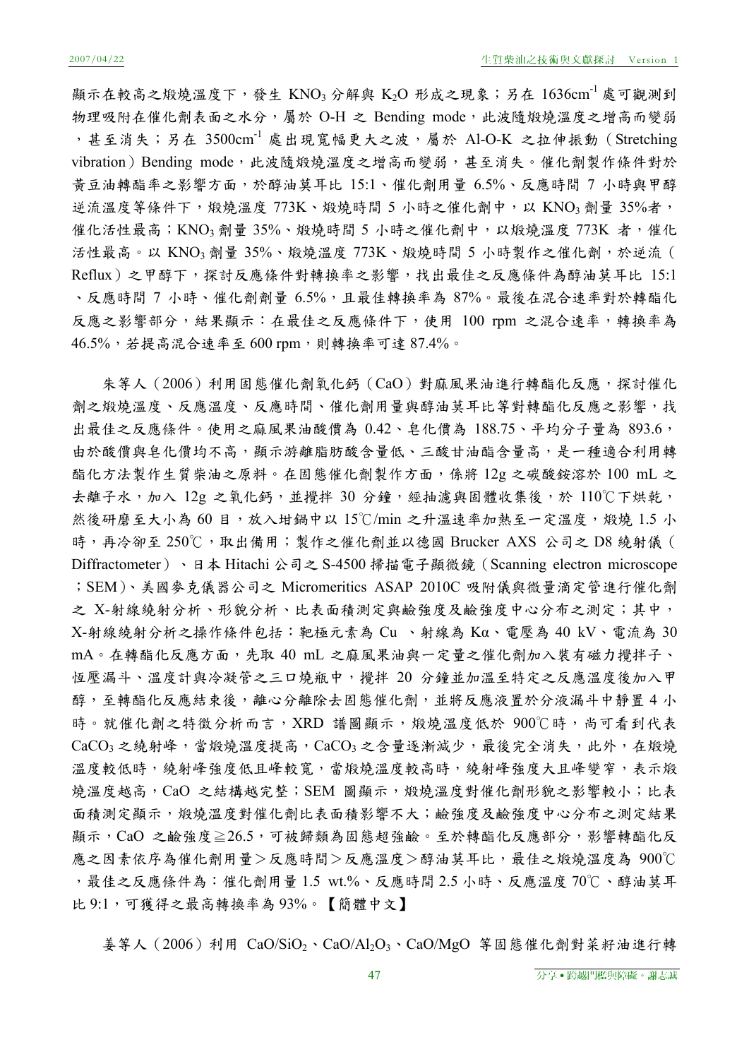顯示在較高之煅燒溫度下，發生 $KNO_3$ 分解與 $K_2O$ 形成之現象；另在 $1636cm^{-1}$ 處可觀測到物理吸附在催化劑表面之水分，屬於 O-H 之 Bending mode，此波隨煅燒溫度之增高而變弱，甚至消失；另在 $3500cm^{-1}$ 處出現寬幅更大之波，屬於 Al-O-K 之拉伸振動（Stretching vibration）Bending mode，此波隨煅燒溫度之增高而變弱，甚至消失。催化劑製作條件對於黃豆油轉酯率之影響方面，於醇油莫耳比 15:1、催化劑用量 6.5%、反應時間 7 小時與甲醇逆流溫度等條件下，煅燒溫度 773K、煅燒時間 5 小時之催化劑中，以 $KNO_3$ 劑量 35%者，催化活性最高；$KNO_3$ 劑量 35%、煅燒時間 5 小時之催化劑中，以煅燒溫度 773K 者，催化活性最高。以 $KNO_3$ 劑量 35%、煅燒溫度 773K、煅燒時間 5 小時製作之催化劑，於逆流（Reflux）之甲醇下，探討反應條件對轉換率之影響，找出最佳之反應條件為醇油莫耳比 15:1、反應時間 7 小時、催化劑劑量 6.5%，且最佳轉換率為 87%。最後在混合速率對於轉酯化反應之影響部分，結果顯示：在最佳之反應條件下，使用 100 rpm 之混合速率，轉換率為 46.5%，若提高混合速率至 600 rpm，則轉換率可達 87.4%。

朱等人（2006）利用固態催化劑氧化鈣（CaO）對麻風果油進行轉酯化反應，探討催化劑之煅燒溫度、反應溫度、反應時間、催化劑用量與醇油莫耳比等對轉酯化反應之影響，找出最佳之反應條件。使用之麻風果油酸價為 0.42、皂化價為 188.75、平均分子量為 893.6，由於酸價與皂化價均不高，顯示游離脂肪酸含量低、三酸甘油酯含量高，是一種適合利用轉酯化方法製作生質柴油之原料。在固態催化劑製作方面，係將 12g 之碳酸銨溶於 100 mL 之去離子水，加入 12g 之氧化鈣，並攪拌 30 分鐘，經抽濾與固體收集後，於 110℃下烘乾，然後研磨至大小為 60 目，放入坩鍋中以 15℃/min 之升溫速率加熱至一定溫度，煅燒 1.5 小時，再冷卻至 250℃，取出備用；製作之催化劑並以德國 Brucker AXS 公司之 D8 繞射儀（Diffractometer）、日本 Hitachi 公司之 S-4500 掃描電子顯微鏡（Scanning electron microscope；SEM）、美國麥克儀器公司之 Micromeritics ASAP 2010C 吸附儀與微量滴定管進行催化劑之 X-射線繞射分析、形貌分析、比表面積測定與鹼強度及鹼強度中心分布之測定；其中，X-射線繞射分析之操作條件包括：靶極元素為 Cu 、射線為 Kα、電壓為 40 kV、電流為 30 mA。在轉酯化反應方面，先取 40 mL 之麻風果油與一定量之催化劑加入裝有磁力攪拌子、恆壓漏斗、溫度計與冷凝管之三口燒瓶中，攪拌 20 分鐘並加溫至特定之反應溫度後加入甲醇，至轉酯化反應結束後，離心分離除去固態催化劑，並將反應液置於分液漏斗中靜置 4 小時。就催化劑之特徵分析而言，XRD 譜圖顯示，煅燒溫度低於 900℃時，尚可看到代表 $CaCO_3$ 之繞射峰，當煅燒溫度提高，$CaCO_3$ 之含量逐漸減少，最後完全消失，此外，在煅燒溫度較低時，繞射峰強度低且峰較寬，當煅燒溫度較高時，繞射峰強度大且峰變窄，表示煅燒溫度越高，CaO 之結構越完整；SEM 圖顯示，煅燒溫度對催化劑形貌之影響較小；比表面積測定顯示，煅燒溫度對催化劑比表面積影響不大；鹼強度及鹼強度中心分布之測定結果顯示，CaO 之鹼強度≧26.5，可被歸類為固態超強鹼。至於轉酯化反應部分，影響轉酯化反應之因素依序為催化劑用量＞反應時間＞反應溫度＞醇油莫耳比，最佳之煅燒溫度為 900℃，最佳之反應條件為：催化劑用量 1.5 wt.%、反應時間 2.5 小時、反應溫度 70℃、醇油莫耳比 9:1，可獲得之最高轉換率為 93%。【簡體中文】

姜等人（2006）利用 $CaO/SiO_2$、$CaO/Al_2O_3$、$CaO/MgO$ 等固態催化劑對菜籽油進行轉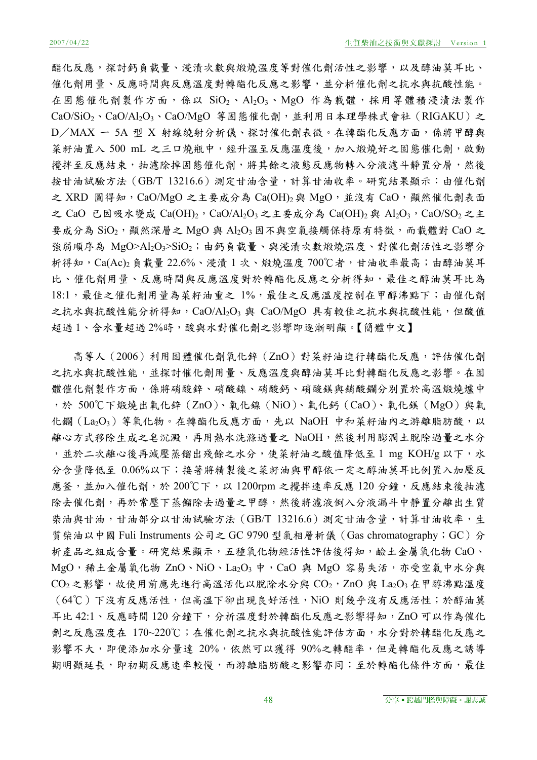酯化反應，探討鈣負載量、浸漬次數與煅燒溫度等對催化劑活性之影響，以及醇油莫耳比、催化劑用量、反應時間與反應溫度對轉酯化反應之影響，並分析催化劑之抗水與抗酸性能。在固態催化劑製作方面，係以 $SiO_2$、$Al_2O_3$、MgO 作為載體，採用等體積浸漬法製作 $CaO/SiO_2$、$CaO/Al_2O_3$、CaO/MgO 等固態催化劑，並利用日本理學株式會社（RIGAKU）之 D／MAX － 5A 型 X 射線繞射分析儀、探討催化劑表徵。在轉酯化反應方面，係將甲醇與菜籽油置入 500 mL 之三口燒瓶中，經升溫至反應溫度後，加入煅燒好之固態催化劑，啟動攪拌至反應結束，抽濾除掉固態催化劑，將其餘之液態反應物轉入分液濾斗靜置分層，然後按甘油試驗方法（GB/T 13216.6）測定甘油含量，計算甘油收率。研究結果顯示：由催化劑之 XRD 圖得知，CaO/MgO 之主要成分為 $Ca(OH)_2$ 與 MgO，並沒有 CaO，顯然催化劑表面之 CaO 已因吸水變成 $Ca(OH)_2$，$CaO/Al_2O_3$ 之主要成分為 $Ca(OH)_2$ 與 $Al_2O_3$，$CaO/SO_2$ 之主要成分為 $SiO_2$，顯然深層之 MgO 與 $Al_2O_3$ 因不與空氣接觸保持原有特徵，而載體對 CaO 之強弱順序為 MgO>$Al_2O_3$>$SiO_2$；由鈣負載量、與浸漬次數煅燒溫度、對催化劑活性之影響分析得知，$Ca(Ac)_2$ 負載量 22.6%、浸漬 1 次、煅燒溫度 700℃者，甘油收率最高；由醇油莫耳比、催化劑用量、反應時間與反應溫度對於轉酯化反應之分析得知，最佳之醇油莫耳比為 18:1，最佳之催化劑用量為菜籽油重之 1%，最佳之反應溫度控制在甲醇沸點下；由催化劑之抗水與抗酸性能分析得知，$CaO/Al_2O_3$ 與 CaO/MgO 具有較佳之抗水與抗酸性能，但酸值超過 1、含水量超過 2%時，酸與水對催化劑之影響即逐漸明顯。【簡體中文】

高等人（2006）利用固體催化劑氧化鋅（ZnO）對菜籽油進行轉酯化反應，評估催化劑之抗水與抗酸性能，並探討催化劑用量、反應溫度與醇油莫耳比對轉酯化反應之影響。在固體催化劑製作方面，係將硝酸鋅、硝酸鎳、硝酸鈣、硝酸鎂與銷酸鑭分別置於高溫煅燒爐中，於 500℃下煅燒出氧化鋅（ZnO）、氧化鎳（NiO）、氧化鈣（CaO）、氧化鎂（MgO）與氧化鑭（$La_2O_3$）等氧化物。在轉酯化反應方面，先以 NaOH 中和菜籽油內之游離脂肪酸，以離心方式移除生成之皂沉澱，再用熱水洗滌過量之 NaOH，然後利用膨潤土脫除過量之水分，並於二次離心後再減壓蒸餾出殘餘之水分，使菜籽油之酸值降低至 1 mg KOH/g 以下，水分含量降低至 0.06%以下；接著將精製後之菜籽油與甲醇依一定之醇油莫耳比例置入加壓反應釜，並加入催化劑，於 200℃下，以 1200rpm 之攪拌速率反應 120 分鐘，反應結束後抽濾除去催化劑，再於常壓下蒸餾除去過量之甲醇，然後將濾液倒入分液漏斗中靜置分離出生質柴油與甘油，甘油部分以甘油試驗方法（GB/T 13216.6）測定甘油含量，計算甘油收率，生質柴油以中國 Fuli Instruments 公司之 GC 9790 型氣相層析儀（Gas chromatography；GC）分析產品之組成含量。研究結果顯示，五種氧化物經活性評估後得知，鹼土金屬氧化物 CaO、MgO，稀土金屬氧化物 ZnO、NiO、$La_2O_3$ 中，CaO 與 MgO 容易失活，亦受空氣中水分與 $CO_2$ 之影響，故使用前應先進行高溫活化以脫除水分與 $CO_2$，ZnO 與 $La_2O_3$ 在甲醇沸點溫度（64℃）下沒有反應活性，但高溫下卻出現良好活性，NiO 則幾乎沒有反應活性；於醇油莫耳比 42:1、反應時間 120 分鐘下，分析溫度對於轉酯化反應之影響得知，ZnO 可以作為催化劑之反應溫度在 170~220℃；在催化劑之抗水與抗酸性能評估方面，水分對於轉酯化反應之影響不大，即便添加水分量達 20%，依然可以獲得 90%之轉酯率，但是轉酯化反應之誘導期明顯延長，即初期反應速率較慢，而游離脂肪酸之影響亦同；至於轉酯化條件方面，最佳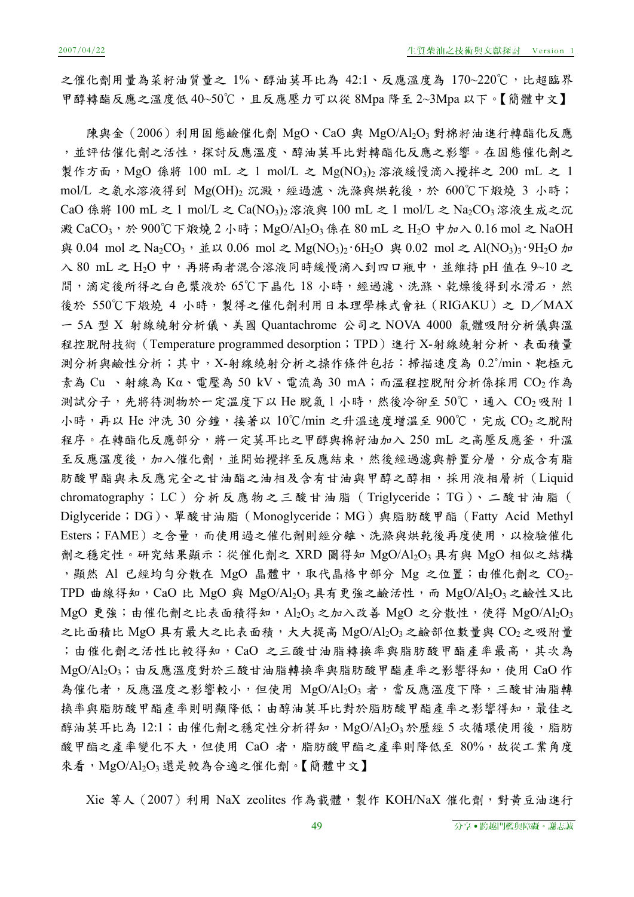之催化劑用量為菜籽油質量之 1%、醇油莫耳比為 42:1、反應溫度為 170~220℃，比超臨界甲醇轉酯反應之溫度低 40~50℃，且反應壓力可以從 8Mpa 降至 2~3Mpa 以下。【簡體中文】

陳與金（2006）利用固態鹼催化劑 MgO、CaO 與 $MgO/Al_2O_3$ 對棉籽油進行轉酯化反應，並評估催化劑之活性，探討反應溫度、醇油莫耳比對轉酯化反應之影響。在固態催化劑之製作方面，MgO 係將 100 mL 之 1 mol/L 之 $Mg(NO_3)_2$ 溶液緩慢滴入攪拌之 200 mL 之 1 mol/L 之氨水溶液得到 $Mg(OH)_2$ 沉澱，經過濾、洗滌與烘乾後，於 600℃下煅燒 3 小時；CaO 係將 100 mL 之 1 mol/L 之 $Ca(NO_3)_2$ 溶液與 100 mL 之 1 mol/L 之 $Na_2CO_3$ 溶液生成之沉澱 $CaCO_3$，於 900℃下煅燒 2 小時；$MgO/Al_2O_3$ 係在 80 mL 之 $H_2O$ 中加入 0.16 mol 之 NaOH 與 0.04 mol 之 $Na_2CO_3$，並以 0.06 mol 之 $Mg(NO_3)_2 \cdot 6H_2O$ 與 0.02 mol 之 $Al(NO_3)_3 \cdot 9H_2O$ 加入 80 mL 之 $H_2O$ 中，再將兩者混合溶液同時緩慢滴入到四口瓶中，並維持 pH 值在 9~10 之間，滴定後所得之白色漿液於 65℃下晶化 18 小時，經過濾、洗滌、乾燥後得到水滑石，然後於 550℃下煅燒 4 小時，製得之催化劑利用日本理學株式會社（RIGAKU）之 D／MAX 一 5A 型 X 射線繞射分析儀、美國 Quantachrome 公司之 NOVA 4000 氣體吸附分析儀與溫程控脫附技術（Temperature programmed desorption；TPD）進行 X-射線繞射分析、表面積量測分析與鹼性分析；其中，X-射線繞射分析之操作條件包括：掃描速度為 0.2°/min、靶極元素為 Cu 、射線為 Kα、電壓為 50 kV、電流為 30 mA；而溫程控脫附分析係採用 $CO_2$ 作為測試分子，先將待測物於一定溫度下以 He 脫氣 1 小時，然後冷卻至 50℃，通入 $CO_2$ 吸附 1 小時，再以 He 沖洗 30 分鐘，接著以 10℃/min 之升溫速度增溫至 900℃，完成 $CO_2$ 之脫附程序。在轉酯化反應部分，將一定莫耳比之甲醇與棉籽油加入 250 mL 之高壓反應釜，升溫至反應溫度後，加入催化劑，並開始攪拌至反應結束，然後經過濾與靜置分層，分成含有脂肪酸甲酯與未反應完全之甘油酯之油相及含有甘油與甲醇之醇相，採用液相層析（Liquid chromatography；LC）分析反應物之三酸甘油脂（Triglyceride；TG）、二酸甘油脂（Diglyceride；DG）、單酸甘油脂（Monoglyceride；MG）與脂肪酸甲酯（Fatty Acid Methyl Esters；FAME）之含量，而使用過之催化劑則經分離、洗滌與烘乾後再度使用，以檢驗催化劑之穩定性。研究結果顯示：從催化劑之 XRD 圖得知 $MgO/Al_2O_3$ 具有與 MgO 相似之結構，顯然 Al 已經均勻分散在 MgO 晶體中，取代晶格中部分 Mg 之位置；由催化劑之 $CO_2$-TPD 曲線得知，CaO 比 MgO 與 $MgO/Al_2O_3$ 具有更強之鹼活性，而 $MgO/Al_2O_3$ 之鹼性又比 MgO 更強；由催化劑之比表面積得知，$Al_2O_3$ 之加入改善 MgO 之分散性，使得 $MgO/Al_2O_3$ 之比面積比 MgO 具有最大之比表面積，大大提高 $MgO/Al_2O_3$ 之鹼部位數量與 $CO_2$ 之吸附量；由催化劑之活性比較得知，CaO 之三酸甘油脂轉換率與脂肪酸甲酯產率最高，其次為 $MgO/Al_2O_3$；由反應溫度對於三酸甘油脂轉換率與脂肪酸甲酯產率之影響得知，使用 CaO 作為催化者，反應溫度之影響較小，但使用 $MgO/Al_2O_3$ 者，當反應溫度下降，三酸甘油脂轉換率與脂肪酸甲酯產率則明顯降低；由醇油莫耳比對於脂肪酸甲酯產率之影響得知，最佳之醇油莫耳比為 12:1；由催化劑之穩定性分析得知，$MgO/Al_2O_3$ 於歷經 5 次循環使用後，脂肪酸甲酯之產率變化不大，但使用 CaO 者，脂肪酸甲酯之產率則降低至 80%，故從工業角度來看，$MgO/Al_2O_3$ 還是較為合適之催化劑。【簡體中文】

Xie 等人（2007）利用 NaX zeolites 作為載體，製作 KOH/NaX 催化劑，對黃豆油進行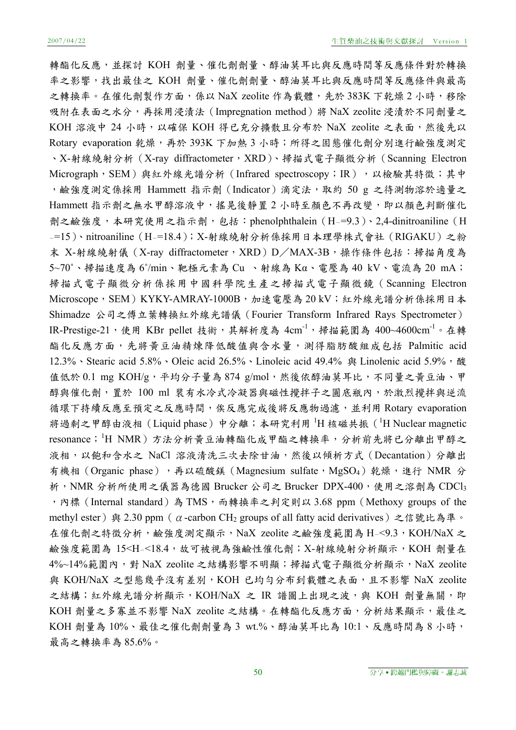轉酯化反應，並探討 KOH 劑量、催化劑劑量、醇油莫耳比與反應時間等反應條件對於轉換率之影響，找出最佳之 KOH 劑量、催化劑劑量、醇油莫耳比與反應時間等反應條件與最高之轉換率。在催化劑製作方面，係以 NaX zeolite 作為載體，先於 383K 下乾燥 2 小時，移除吸附在表面之水分，再採用浸漬法（Impregnation method）將 NaX zeolite 浸漬於不同劑量之 KOH 溶液中 24 小時，以確保 KOH 得已充分擴散且分布於 NaX zeolite 之表面，然後先以 Rotary evaporation 乾燥，再於 393K 下加熱 3 小時；所得之固態催化劑分別進行鹼強度測定、X-射線繞射分析（X-ray diffractometer，XRD）、掃描式電子顯微分析（Scanning Electron Micrograph，SEM）與紅外線光譜分析（Infrared spectroscopy；IR），以檢驗其特徵；其中，鹼強度測定係採用 Hammett 指示劑（Indicator）滴定法，取約 50 g 之待測物溶於適量之 Hammett 指示劑之無水甲醇溶液中，搖晃後靜置 2 小時至顏色不再改變，即以顏色判斷催化劑之鹼強度，本研究使用之指示劑，包括：phenolphthalein（$H_-$=9.3）、2,4-dinitroaniline（$H_-$=15）、nitroaniline（$H_-$=18.4）；X-射線繞射分析係採用日本理學株式會社（RIGAKU）之粉末 X-射線繞射儀（X-ray diffractometer，XRD）D／MAX-3B，操作條件包括：掃描角度為 5~70˚、掃描速度為 6˚/min、靶極元素為 Cu 、射線為 Kα、電壓為 40 kV、電流為 20 mA；掃描式電子顯微分析係採用中國科學院生產之掃描式電子顯微鏡（Scanning Electron Microscope，SEM）KYKY-AMRAY-1000B，加速電壓為 20 kV；紅外線光譜分析係採用日本 Shimadze 公司之傅立葉轉換紅外線光譜儀（Fourier Transform Infrared Rays Spectrometer）IR-Prestige-21，使用 KBr pellet 技術，其解析度為 4cm$^{-1}$，掃描範圍為 400~4600cm$^{-1}$。在轉酯化反應方面，先將黃豆油精煉降低酸值與含水量，測得脂肪酸組成包括 Palmitic acid 12.3%、Stearic acid 5.8%、Oleic acid 26.5%、Linoleic acid 49.4% 與 Linolenic acid 5.9%，酸值低於 0.1 mg KOH/g，平均分子量為 874 g/mol，然後依醇油莫耳比，不同量之黃豆油、甲醇與催化劑，置於 100 ml 裝有水冷式冷凝器與磁性攪拌子之圓底瓶內，於激烈攪拌與逆流循環下持續反應至預定之反應時間，俟反應完成後將反應物過濾，並利用 Rotary evaporation 將過剩之甲醇由液相（Liquid phase）中分離；本研究利用 $^1$H 核磁共振（$^1$H Nuclear magnetic resonance；$^1$H NMR）方法分析黃豆油轉酯化成甲酯之轉換率，分析前先將已分離出甲醇之液相，以飽和含水之 NaCl 溶液清洗三次去除甘油，然後以傾析方式（Decantation）分離出有機相（Organic phase），再以硫酸鎂（Magnesium sulfate，$MgSO_4$）乾燥，進行 NMR 分析，NMR 分析所使用之儀器為德國 Brucker 公司之 Brucker DPX-400，使用之溶劑為 $CDCl_3$，內標（Internal standard）為 TMS，而轉換率之判定則以 3.68 ppm（Methoxy groups of the methyl ester）與 2.30 ppm（$\alpha$-carbon $CH_2$ groups of all fatty acid derivatives）之信號比為準。在催化劑之特徵分析，鹼強度測定顯示，NaX zeolite 之鹼強度範圍為 $H_-$<9.3，KOH/NaX 之鹼強度範圍為 15<$H_-$<18.4，故可被視為強鹼性催化劑；X-射線繞射分析顯示，KOH 劑量在 4%~14%範圍內，對 NaX zeolite 之結構影響不明顯；掃描式電子顯微分析顯示，NaX zeolite 與 KOH/NaX 之型態幾乎沒有差別，KOH 已均勻分布到載體之表面，且不影響 NaX zeolite 之結構；紅外線光譜分析顯示，KOH/NaX 之 IR 譜圖上出現之波，與 KOH 劑量無關，即 KOH 劑量之多寡並不影響 NaX zeolite 之結構。在轉酯化反應方面，分析結果顯示，最佳之 KOH 劑量為 10%、最佳之催化劑劑量為 3 wt.%、醇油莫耳比為 10:1、反應時間為 8 小時，最高之轉換率為 85.6%。